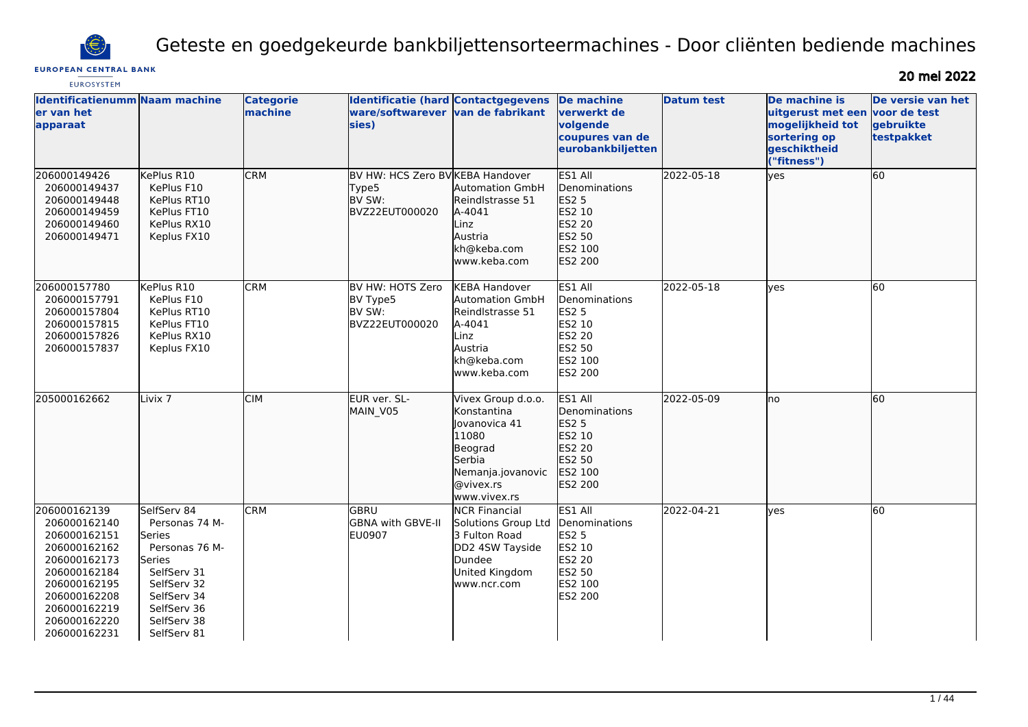# Geteste en goedgekeurde bankbiljettensorteermachines - Door cliënten bediende machines

**20 mei 2022**

| Identificatienummer van het apparaat | Naam machine | Categorie machine | Identificatie (hardware/softwareversies) | Contactgegevens van de fabrikant | De machine verwerkt de volgende coupures van de eurobankbiljetten | Datum test | De machine is uitgerust met een mogelijkheid tot sortering op geschiktheid ("fitness") | De versie van het voor de test gebruikte testpakket |
|---|---|---|---|---|---|---|---|---|
| 206000149426<br>206000149437<br>206000149448<br>206000149459<br>206000149460<br>206000149471 | KePlus R10<br>KePlus F10<br>KePlus RT10<br>KePlus FT10<br>KePlus RX10<br>Keplus FX10 | CRM | BV HW: HCS Zero BV Type5<br>BV SW: BVZ22EUT000020 | KEBA Handover Automation GmbH<br>Reindlstrasse 51<br>A-4041<br>Linz<br>Austria<br>kh@keba.com<br>www.keba.com | ES1 All Denominations<br>ES2 5<br>ES2 10<br>ES2 20<br>ES2 50<br>ES2 100<br>ES2 200 | 2022-05-18 | yes | 60 |
| 206000157780<br>206000157791<br>206000157804<br>206000157815<br>206000157826<br>206000157837 | KePlus R10<br>KePlus F10<br>KePlus RT10<br>KePlus FT10<br>KePlus RX10<br>Keplus FX10 | CRM | BV HW: HOTS Zero BV Type5<br>BV SW: BVZ22EUT000020 | KEBA Handover Automation GmbH<br>Reindlstrasse 51<br>A-4041<br>Linz<br>Austria<br>kh@keba.com<br>www.keba.com | ES1 All Denominations<br>ES2 5<br>ES2 10<br>ES2 20<br>ES2 50<br>ES2 100<br>ES2 200 | 2022-05-18 | yes | 60 |
| 205000162662 | Livix 7 | CIM | EUR ver. SL-MAIN_V05 | Vivex Group d.o.o.<br>Konstantina Jovanovica 41<br>11080<br>Beograd<br>Serbia<br>Nemanja.jovanovic@vivex.rs<br>www.vivex.rs | ES1 All Denominations<br>ES2 5<br>ES2 10<br>ES2 20<br>ES2 50<br>ES2 100<br>ES2 200 | 2022-05-09 | no | 60 |
| 206000162139<br>206000162140<br>206000162151<br>206000162162<br>206000162173<br>206000162184<br>206000162195<br>206000162208<br>206000162219<br>206000162220<br>206000162231 | SelfServ 84<br>Personas 74 M-Series<br>Personas 76 M-Series<br>SelfServ 31<br>SelfServ 32<br>SelfServ 34<br>SelfServ 36<br>SelfServ 38<br>SelfServ 81 | CRM | GBRU<br>GBNA with GBVE-II<br>EU0907 | NCR Financial Solutions Group Ltd<br>3 Fulton Road<br>DD2 4SW Tayside<br>Dundee<br>United Kingdom<br>www.ncr.com | ES1 All Denominations<br>ES2 5<br>ES2 10<br>ES2 20<br>ES2 50<br>ES2 100<br>ES2 200 | 2022-04-21 | yes | 60 |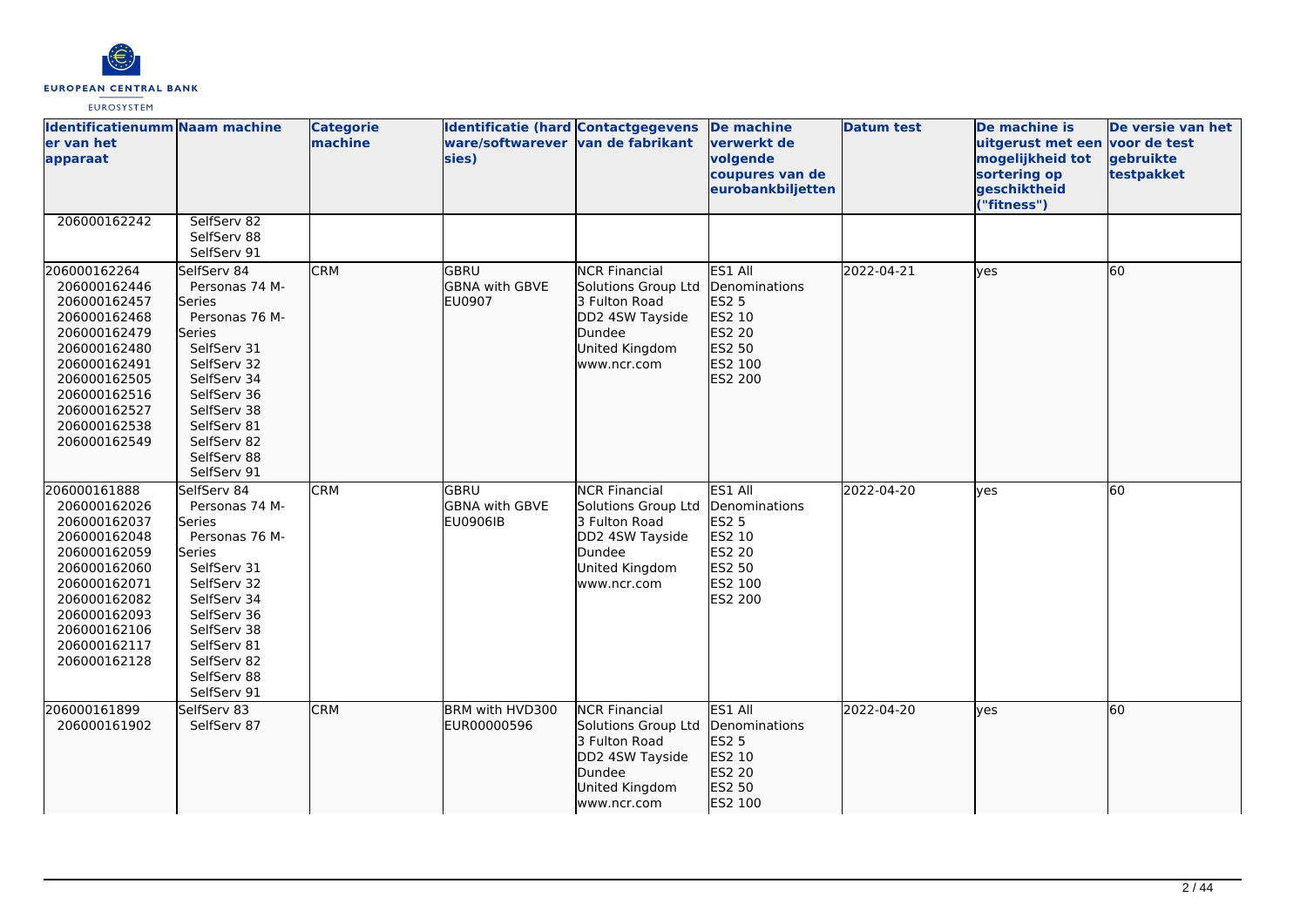| Identificatienummer van het apparaat | Naam machine | Categorie machine | Identificatie (hardware/softwareversies) | Contactgegevens van de fabrikant | De machine verwerkt de volgende coupures van de eurobankbiljetten | Datum test | De machine is uitgerust met een mogelijkheid tot sortering op geschiktheid ("fitness") | De versie van het voor de test gebruikte testpakket |
|---|---|---|---|---|---|---|---|---|
| 206000162242 | SelfServ 82<br>SelfServ 88<br>SelfServ 91 | | | | | | | |
| 206000162264<br>206000162446<br>206000162457<br>206000162468<br>206000162479<br>206000162480<br>206000162491<br>206000162505<br>206000162516<br>206000162527<br>206000162538<br>206000162549 | SelfServ 84<br>Personas 74 M-Series<br>Personas 76 M-Series<br>SelfServ 31<br>SelfServ 32<br>SelfServ 34<br>SelfServ 36<br>SelfServ 38<br>SelfServ 81<br>SelfServ 82<br>SelfServ 88<br>SelfServ 91 | CRM | GBRU<br>GBNA with GBVE<br>EU0907 | NCR Financial Solutions Group Ltd<br>3 Fulton Road<br>DD2 4SW Tayside<br>Dundee<br>United Kingdom<br>www.ncr.com | ES1 All Denominations<br>ES2 5<br>ES2 10<br>ES2 20<br>ES2 50<br>ES2 100<br>ES2 200 | 2022-04-21 | yes | 60 |
| 206000161888<br>206000162026<br>206000162037<br>206000162048<br>206000162059<br>206000162060<br>206000162071<br>206000162082<br>206000162093<br>206000162106<br>206000162117<br>206000162128 | SelfServ 84<br>Personas 74 M-Series<br>Personas 76 M-Series<br>SelfServ 31<br>SelfServ 32<br>SelfServ 34<br>SelfServ 36<br>SelfServ 38<br>SelfServ 81<br>SelfServ 82<br>SelfServ 88<br>SelfServ 91 | CRM | GBRU<br>GBNA with GBVE<br>EU0906IB | NCR Financial Solutions Group Ltd<br>3 Fulton Road<br>DD2 4SW Tayside<br>Dundee<br>United Kingdom<br>www.ncr.com | ES1 All Denominations<br>ES2 5<br>ES2 10<br>ES2 20<br>ES2 50<br>ES2 100<br>ES2 200 | 2022-04-20 | yes | 60 |
| 206000161899<br>206000161902 | SelfServ 83<br>SelfServ 87 | CRM | BRM with HVD300<br>EUR00000596 | NCR Financial Solutions Group Ltd<br>3 Fulton Road<br>DD2 4SW Tayside<br>Dundee<br>United Kingdom<br>www.ncr.com | ES1 All Denominations<br>ES2 5<br>ES2 10<br>ES2 20<br>ES2 50<br>ES2 100 | 2022-04-20 | yes | 60 |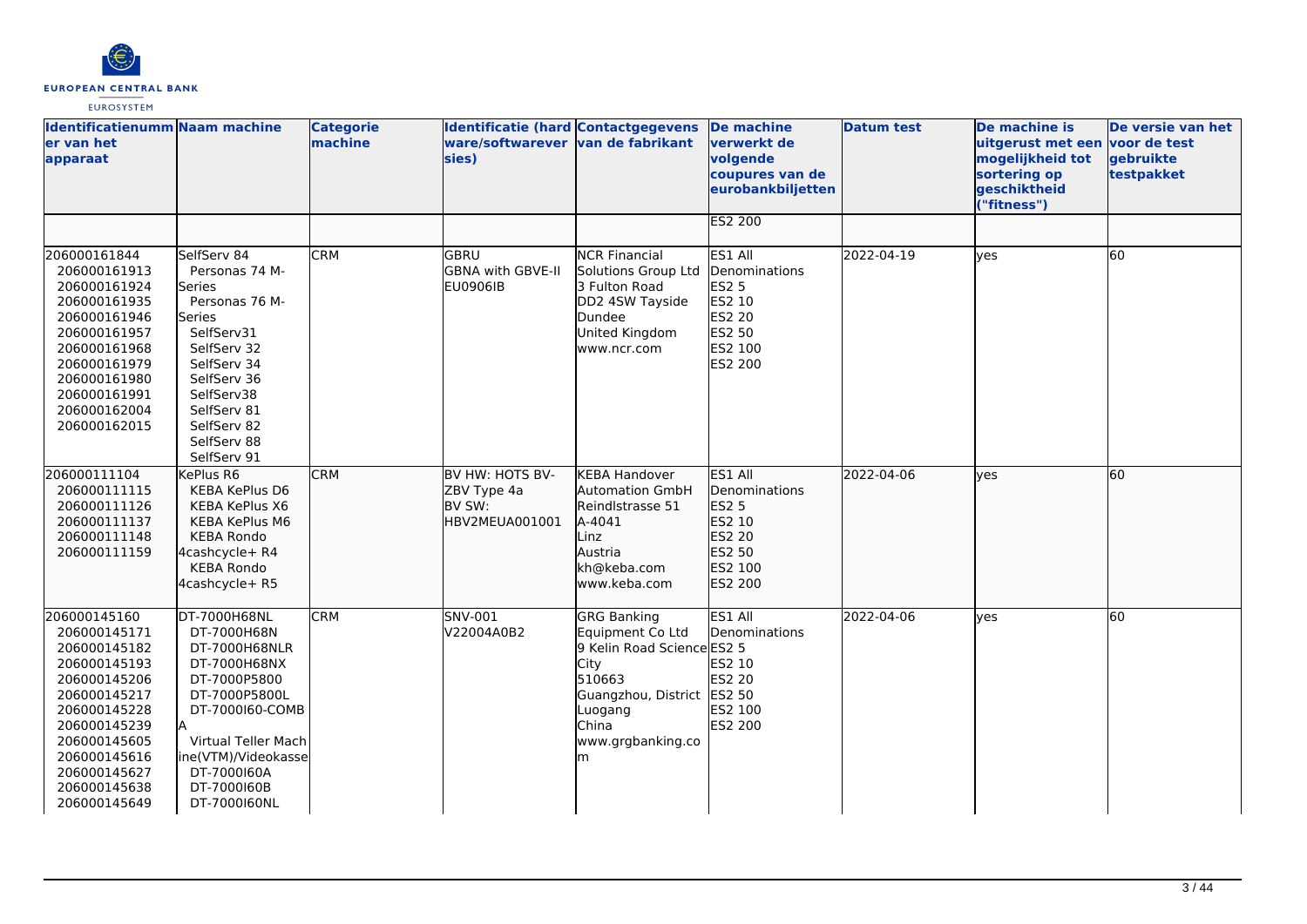| Identificatienummer van het apparaat | Naam machine | Categorie machine | Identificatie (hardware/softwareversies) | Contactgegevens van de fabrikant | De machine verwerkt de volgende coupures van de eurobankbiljetten | Datum test | De machine is uitgerust met een mogelijkheid tot sortering op geschiktheid ("fitness") | De versie van het voor de test gebruikte testpakket |
|---|---|---|---|---|---|---|---|---|
| | | | | | ES2 200 | | | |
| 206000161844<br>206000161913<br>206000161924<br>206000161935<br>206000161946<br>206000161957<br>206000161968<br>206000161979<br>206000161980<br>206000161991<br>206000162004<br>206000162015 | SelfServ 84<br>Personas 74 M-Series<br>Personas 76 M-Series<br>SelfServ31<br>SelfServ 32<br>SelfServ 34<br>SelfServ 36<br>SelfServ38<br>SelfServ 81<br>SelfServ 82<br>SelfServ 88<br>SelfServ 91 | CRM | GBRU<br>GBNA with GBVE-II<br>EU0906IB | NCR Financial Solutions Group Ltd<br>3 Fulton Road<br>DD2 4SW Tayside<br>Dundee<br>United Kingdom<br>www.ncr.com | ES1 All Denominations<br>ES2 5<br>ES2 10<br>ES2 20<br>ES2 50<br>ES2 100<br>ES2 200 | 2022-04-19 | yes | 60 |
| 206000111104<br>206000111115<br>206000111126<br>206000111137<br>206000111148<br>206000111159 | KePlus R6<br>KEBA KePlus D6<br>KEBA KePlus X6<br>KEBA KePlus M6<br>KEBA Rondo 4cashcycle+ R4<br>KEBA Rondo 4cashcycle+ R5 | CRM | BV HW: HOTS BV-ZBV Type 4a<br>BV SW: HBV2MEUA001001 | KEBA Handover Automation GmbH<br>Reindlstrasse 51<br>A-4041<br>Linz<br>Austria<br>kh@keba.com<br>www.keba.com | ES1 All Denominations<br>ES2 5<br>ES2 10<br>ES2 20<br>ES2 50<br>ES2 100<br>ES2 200 | 2022-04-06 | yes | 60 |
| 206000145160<br>206000145171<br>206000145182<br>206000145193<br>206000145206<br>206000145217<br>206000145228<br>206000145239<br>206000145605<br>206000145616<br>206000145627<br>206000145638<br>206000145649 | DT-7000H68NL<br>DT-7000H68N<br>DT-7000H68NLR<br>DT-7000H68NX<br>DT-7000P5800<br>DT-7000P5800L<br>DT-7000I60-COMBA<br>Virtual Teller Machine(VTM)/Videokasse<br>DT-7000I60A<br>DT-7000I60B<br>DT-7000I60NL | CRM | SNV-001<br>V22004A0B2 | GRG Banking Equipment Co Ltd<br>9 Kelin Road Science City<br>510663<br>Guangzhou, District Luogang<br>China<br>www.grgbanking.com | ES1 All Denominations<br>ES2 5<br>ES2 10<br>ES2 20<br>ES2 50<br>ES2 100<br>ES2 200 | 2022-04-06 | yes | 60 |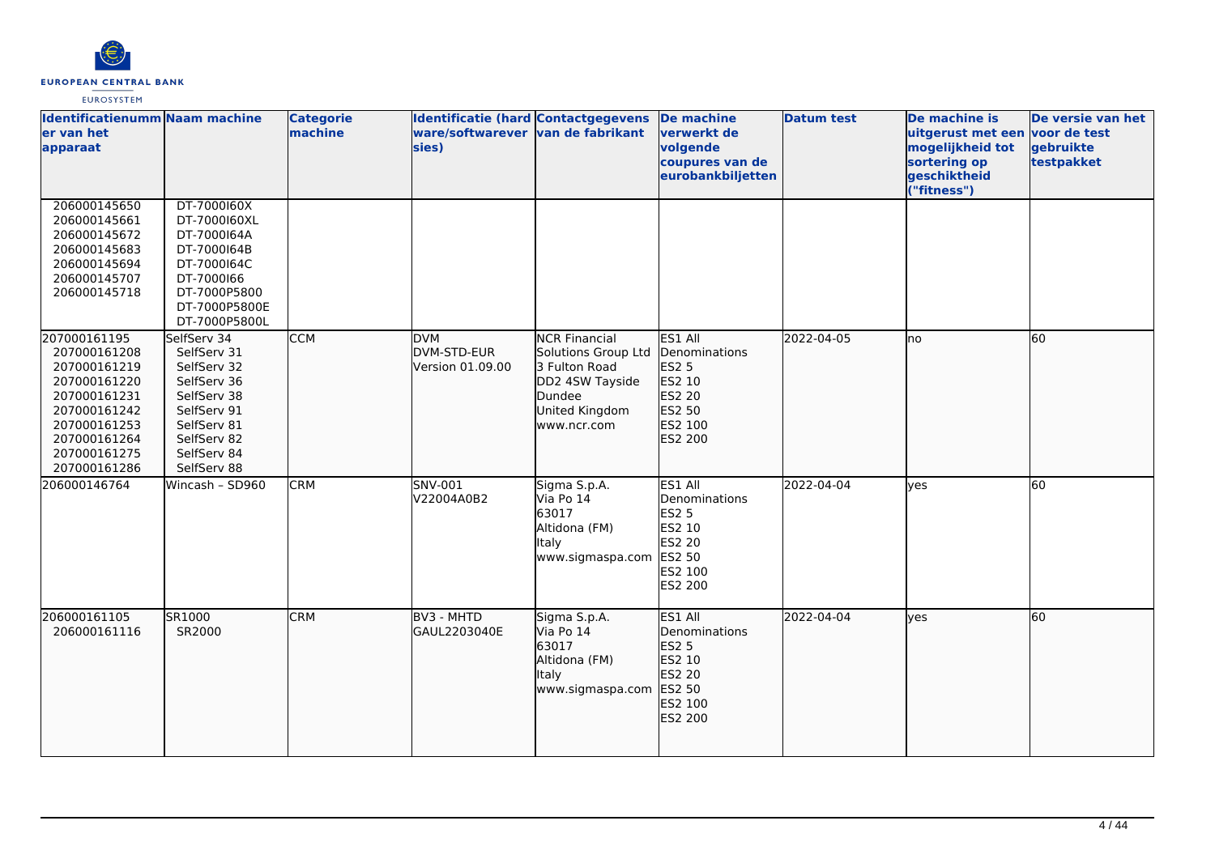| Identificatienummer van het apparaat | Naam machine | Categorie machine | Identificatie (hardware/softwareversies) | Contactgegevens van de fabrikant | De machine verwerkt de volgende coupures van de eurobankbiljetten | Datum test | De machine is uitgerust met een mogelijkheid tot sortering op geschiktheid ("fitness") | De versie van het voor de test gebruikte testpakket |
|---|---|---|---|---|---|---|---|---|
| 206000145650<br>206000145661<br>206000145672<br>206000145683<br>206000145694<br>206000145707<br>206000145718 | DT-7000I60X<br>DT-7000I60XL<br>DT-7000I64A<br>DT-7000I64B<br>DT-7000I64C<br>DT-7000I66<br>DT-7000P5800<br>DT-7000P5800E<br>DT-7000P5800L | | | | | | | |
| 207000161195<br>207000161208<br>207000161219<br>207000161220<br>207000161231<br>207000161242<br>207000161253<br>207000161264<br>207000161275<br>207000161286 | SelfServ 34<br>SelfServ 31<br>SelfServ 32<br>SelfServ 36<br>SelfServ 38<br>SelfServ 91<br>SelfServ 81<br>SelfServ 82<br>SelfServ 84<br>SelfServ 88 | CCM | DVM<br>DVM-STD-EUR<br>Version 01.09.00 | NCR Financial Solutions Group Ltd<br>3 Fulton Road<br>DD2 4SW Tayside<br>Dundee<br>United Kingdom<br>www.ncr.com | ES1 All Denominations<br>ES2 5<br>ES2 10<br>ES2 20<br>ES2 50<br>ES2 100<br>ES2 200 | 2022-04-05 | no | 60 |
| 206000146764 | Wincash – SD960 | CRM | SNV-001<br>V22004A0B2 | Sigma S.p.A.<br>Via Po 14<br>63017<br>Altidona (FM)<br>Italy<br>www.sigmaspa.com | ES1 All Denominations<br>ES2 5<br>ES2 10<br>ES2 20<br>ES2 50<br>ES2 100<br>ES2 200 | 2022-04-04 | yes | 60 |
| 206000161105<br>206000161116 | SR1000<br>SR2000 | CRM | BV3 - MHTD<br>GAUL2203040E | Sigma S.p.A.<br>Via Po 14<br>63017<br>Altidona (FM)<br>Italy<br>www.sigmaspa.com | ES1 All Denominations<br>ES2 5<br>ES2 10<br>ES2 20<br>ES2 50<br>ES2 100<br>ES2 200 | 2022-04-04 | yes | 60 |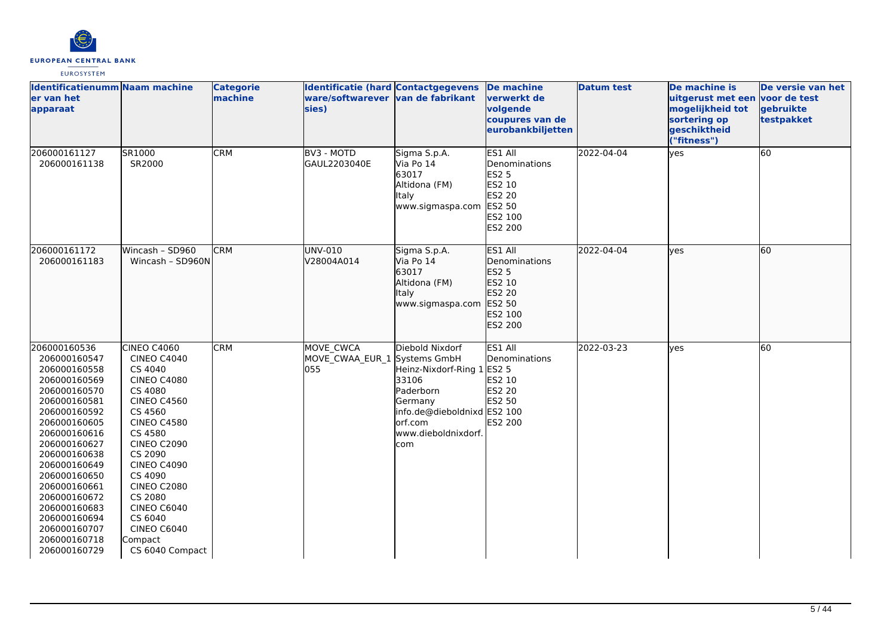| Identificatienummer van het apparaat | Naam machine | Categorie machine | Identificatie (hardware/softwareversies) | Contactgegevens van de fabrikant | De machine verwerkt de volgende coupures van de eurobankbiljetten | Datum test | De machine is uitgerust met een mogelijkheid tot sortering op geschiktheid ("fitness") | De versie van het voor de test gebruikte testpakket |
|---|---|---|---|---|---|---|---|---|
| 206000161127<br>206000161138 | SR1000<br>SR2000 | CRM | BV3 - MOTD<br>GAUL2203040E | Sigma S.p.A.<br>Via Po 14<br>63017<br>Altidona (FM)<br>Italy<br>www.sigmaspa.com | ES1 All Denominations<br>ES2 5<br>ES2 10<br>ES2 20<br>ES2 50<br>ES2 100<br>ES2 200 | 2022-04-04 | yes | 60 |
| 206000161172<br>206000161183 | Wincash - SD960<br>Wincash - SD960N | CRM | UNV-010<br>V28004A014 | Sigma S.p.A.<br>Via Po 14<br>63017<br>Altidona (FM)<br>Italy<br>www.sigmaspa.com | ES1 All Denominations<br>ES2 5<br>ES2 10<br>ES2 20<br>ES2 50<br>ES2 100<br>ES2 200 | 2022-04-04 | yes | 60 |
| 206000160536<br>206000160547<br>206000160558<br>206000160569<br>206000160570<br>206000160581<br>206000160592<br>206000160605<br>206000160616<br>206000160627<br>206000160638<br>206000160649<br>206000160650<br>206000160661<br>206000160672<br>206000160683<br>206000160694<br>206000160707<br>206000160718<br>206000160729 | CINEO C4060<br>CINEO C4040<br>CS 4040<br>CINEO C4080<br>CS 4080<br>CINEO C4560<br>CS 4560<br>CINEO C4580<br>CS 4580<br>CINEO C2090<br>CS 2090<br>CINEO C4090<br>CS 4090<br>CINEO C2080<br>CS 2080<br>CINEO C6040<br>CS 6040<br>CINEO C6040 Compact<br>CS 6040 Compact | CRM | MOVE_CWCA<br>MOVE_CWAA_EUR_1055 | Diebold Nixdorf Systems GmbH<br>Heinz-Nixdorf-Ring 1<br>33106<br>Paderborn<br>Germany<br>info.de@dieboldnixdorf.com<br>www.dieboldnixdorf.com | ES1 All Denominations<br>ES2 5<br>ES2 10<br>ES2 20<br>ES2 50<br>ES2 100<br>ES2 200 | 2022-03-23 | yes | 60 |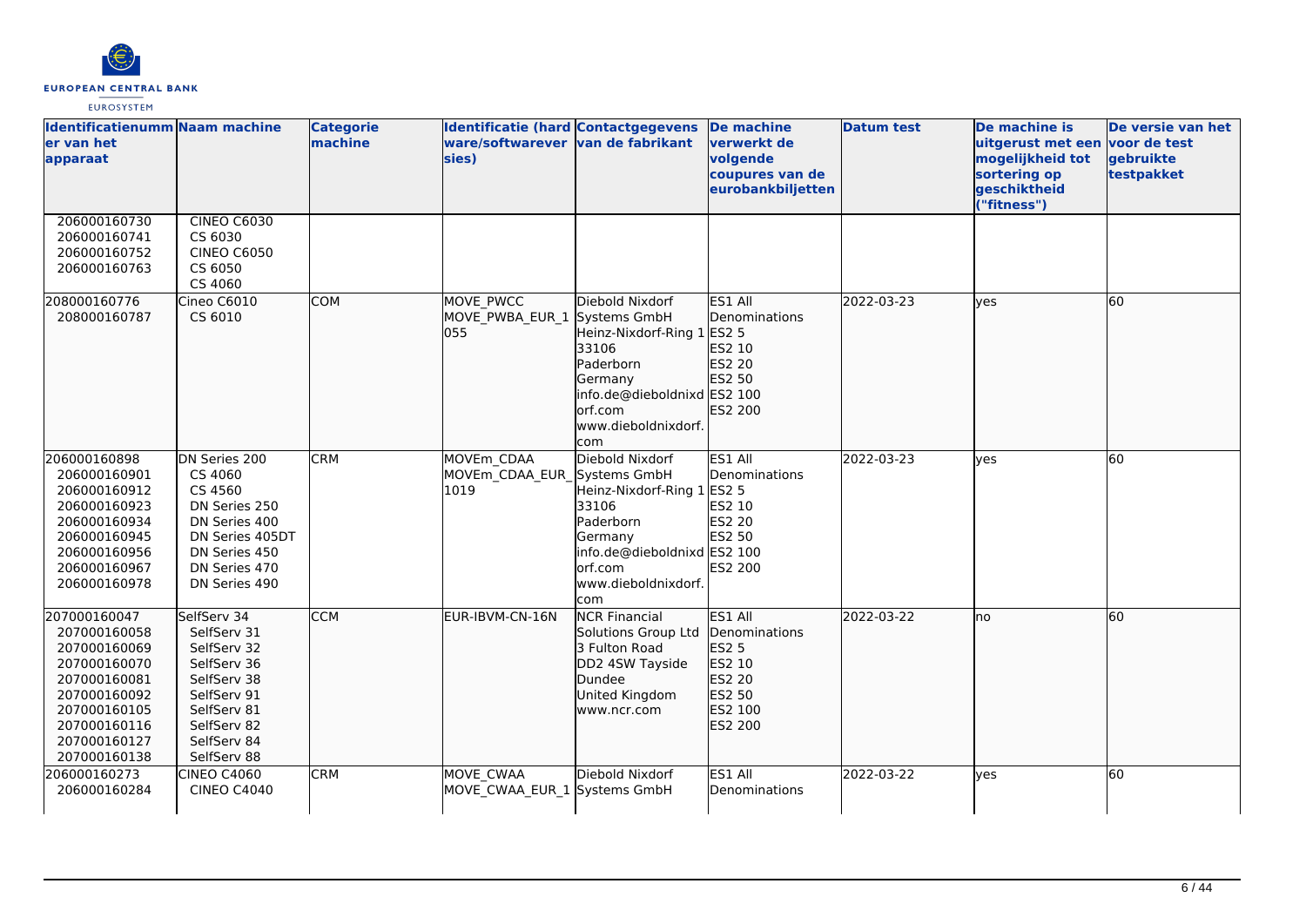| Identificatienummer van het apparaat | Naam machine | Categorie machine | Identificatie (hardware/softwareversies) | Contactgegevens van de fabrikant | De machine verwerkt de volgende coupures van de eurobankbiljetten | Datum test | De machine is uitgerust met een mogelijkheid tot sortering op geschiktheid ("fitness") | De versie van het voor de test gebruikte testpakket |
| --- | --- | --- | --- | --- | --- | --- | --- | --- |
| 206000160730<br>206000160741<br>206000160752<br>206000160763 | CINEO C6030<br>CS 6030<br>CINEO C6050<br>CS 6050<br>CS 4060 | | | | | | | |
| 208000160776<br>208000160787 | Cineo C6010<br>CS 6010 | COM | MOVE_PWCC<br>MOVE_PWBA_EUR_1055 | Diebold Nixdorf Systems GmbH<br>Heinz-Nixdorf-Ring 1<br>33106<br>Paderborn<br>Germany<br>info.de@dieboldnixdorf.com<br>www.dieboldnixdorf.com | ES1 All Denominations<br>ES2 5<br>ES2 10<br>ES2 20<br>ES2 50<br>ES2 100<br>ES2 200 | 2022-03-23 | yes | 60 |
| 206000160898<br>206000160901<br>206000160912<br>206000160923<br>206000160934<br>206000160945<br>206000160956<br>206000160967<br>206000160978 | DN Series 200<br>CS 4060<br>CS 4560<br>DN Series 250<br>DN Series 400<br>DN Series 405DT<br>DN Series 450<br>DN Series 470<br>DN Series 490 | CRM | MOVEm_CDAA<br>MOVEm_CDAA_EUR_1019 | Diebold Nixdorf Systems GmbH<br>Heinz-Nixdorf-Ring 1<br>33106<br>Paderborn<br>Germany<br>info.de@dieboldnixdorf.com<br>www.dieboldnixdorf.com | ES1 All Denominations<br>ES2 5<br>ES2 10<br>ES2 20<br>ES2 50<br>ES2 100<br>ES2 200 | 2022-03-23 | yes | 60 |
| 207000160047<br>207000160058<br>207000160069<br>207000160070<br>207000160081<br>207000160092<br>207000160105<br>207000160116<br>207000160127<br>207000160138 | SelfServ 34<br>SelfServ 31<br>SelfServ 32<br>SelfServ 36<br>SelfServ 38<br>SelfServ 91<br>SelfServ 81<br>SelfServ 82<br>SelfServ 84<br>SelfServ 88 | CCM | EUR-IBVM-CN-16N | NCR Financial Solutions Group Ltd<br>3 Fulton Road<br>DD2 4SW Tayside<br>Dundee<br>United Kingdom<br>www.ncr.com | ES1 All Denominations<br>ES2 5<br>ES2 10<br>ES2 20<br>ES2 50<br>ES2 100<br>ES2 200 | 2022-03-22 | no | 60 |
| 206000160273<br>206000160284 | CINEO C4060<br>CINEO C4040 | CRM | MOVE_CWAA<br>MOVE_CWAA_EUR_1 | Diebold Nixdorf Systems GmbH | ES1 All Denominations | 2022-03-22 | yes | 60 |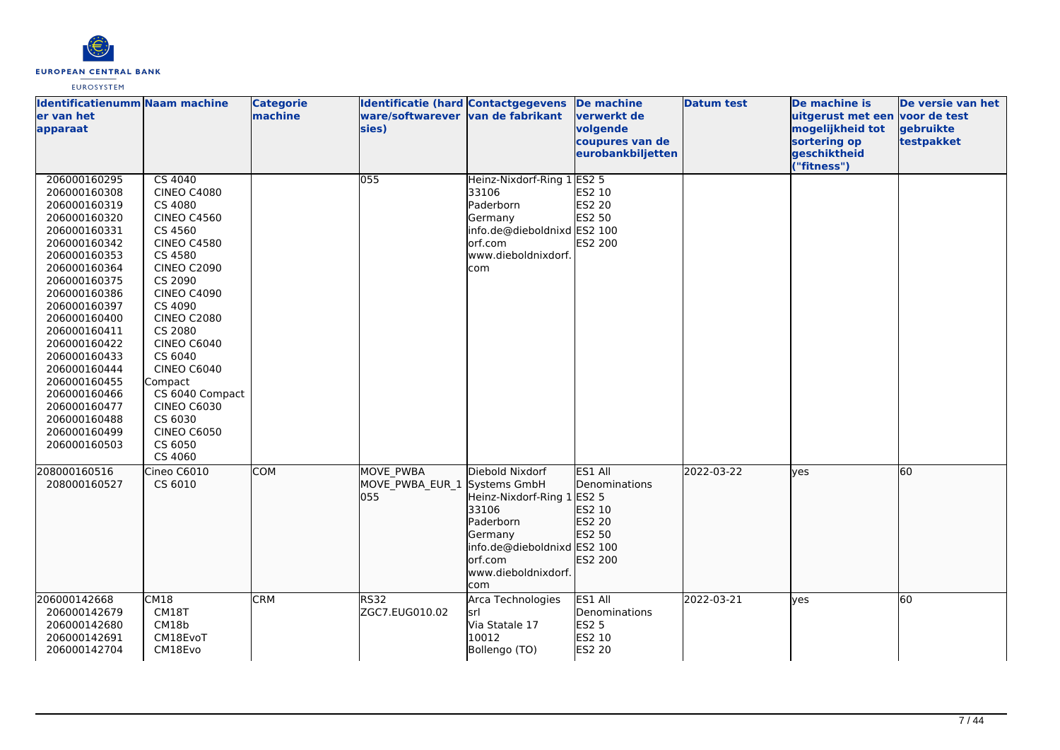| Identificatienummer van het apparaat | Naam machine | Categorie machine | Identificatie (hardware/softwareversies) | Contactgegevens van de fabrikant | De machine verwerkt de volgende coupures van de eurobankbiljetten | Datum test | De machine is uitgerust met een mogelijkheid tot sortering op geschiktheid ("fitness") | De versie van het voor de test gebruikte testpakket |
|---|---|---|---|---|---|---|---|---|
| 206000160295<br>206000160308<br>206000160319<br>206000160320<br>206000160331<br>206000160342<br>206000160353<br>206000160364<br>206000160375<br>206000160386<br>206000160397<br>206000160400<br>206000160411<br>206000160422<br>206000160433<br>206000160444<br>206000160455<br>206000160466<br>206000160477<br>206000160488<br>206000160499<br>206000160503 | CS 4040<br>CINEO C4080<br>CS 4080<br>CINEO C4560<br>CS 4560<br>CINEO C4580<br>CS 4580<br>CINEO C2090<br>CS 2090<br>CINEO C4090<br>CS 4090<br>CINEO C2080<br>CS 2080<br>CINEO C6040<br>CS 6040<br>CINEO C6040 Compact<br>CS 6040 Compact<br>CINEO C6030<br>CS 6030<br>CINEO C6050<br>CS 6050<br>CS 4060 | | 055 | Heinz-Nixdorf-Ring 1<br>33106<br>Paderborn<br>Germany<br>info.de@dieboldnixdorf.com<br>www.dieboldnixdorf.com | ES2 5<br>ES2 10<br>ES2 20<br>ES2 50<br>ES2 100<br>ES2 200 | | | |
| 208000160516<br>208000160527 | Cineo C6010<br>CS 6010 | COM | MOVE_PWBA<br>MOVE_PWBA_EUR_1055 | Diebold Nixdorf Systems GmbH<br>Heinz-Nixdorf-Ring 1<br>33106<br>Paderborn<br>Germany<br>info.de@dieboldnixdorf.com<br>www.dieboldnixdorf.com | ES1 All Denominations<br>ES2 5<br>ES2 10<br>ES2 20<br>ES2 50<br>ES2 100<br>ES2 200 | 2022-03-22 | yes | 60 |
| 206000142668<br>206000142679<br>206000142680<br>206000142691<br>206000142704 | CM18<br>CM18T<br>CM18b<br>CM18EvoT<br>CM18Evo | CRM | RS32<br>ZGC7.EUG010.02 | Arca Technologies srl<br>Via Statale 17<br>10012<br>Bollengo (TO) | ES1 All Denominations<br>ES2 5<br>ES2 10<br>ES2 20 | 2022-03-21 | yes | 60 |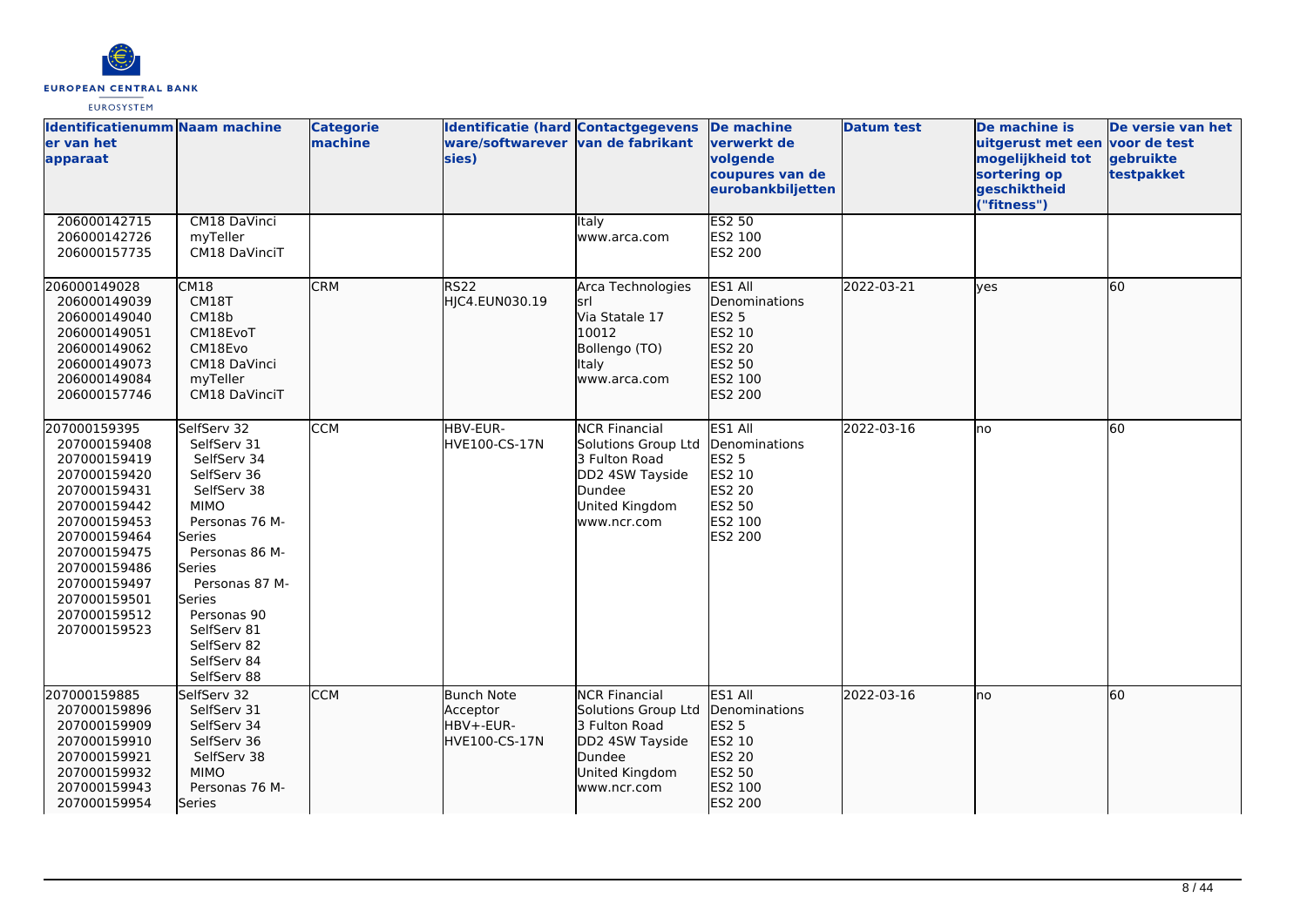| Identificatienummer van het apparaat | Naam machine | Categorie machine | Identificatie (hardware/softwareversies) | Contactgegevens van de fabrikant | De machine verwerkt de volgende coupures van de eurobankbiljetten | Datum test | De machine is uitgerust met een mogelijkheid tot sortering op geschiktheid ("fitness") | De versie van het voor de test gebruikte testpakket |
|---|---|---|---|---|---|---|---|---|
| 206000142715<br>206000142726<br>206000157735 | CM18 DaVinci<br>myTeller<br>CM18 DaVinciT | | | Italy<br>www.arca.com | ES2 50<br>ES2 100<br>ES2 200 | | | |
| 206000149028<br>206000149039<br>206000149040<br>206000149051<br>206000149062<br>206000149073<br>206000149084<br>206000157746 | CM18<br>CM18T<br>CM18b<br>CM18EvoT<br>CM18Evo<br>CM18 DaVinci<br>myTeller<br>CM18 DaVinciT | CRM | RS22<br>HJC4.EUN030.19 | Arca Technologies srl<br>Via Statale 17<br>10012<br>Bollengo (TO)<br>Italy<br>www.arca.com | ES1 All Denominations<br>ES2 5<br>ES2 10<br>ES2 20<br>ES2 50<br>ES2 100<br>ES2 200 | 2022-03-21 | yes | 60 |
| 207000159395<br>207000159408<br>207000159419<br>207000159420<br>207000159431<br>207000159442<br>207000159453<br>207000159464<br>207000159475<br>207000159486<br>207000159497<br>207000159501<br>207000159512<br>207000159523 | SelfServ 32<br>SelfServ 31<br>SelfServ 34<br>SelfServ 36<br>SelfServ 38<br>MIMO<br>Personas 76 M-Series<br>Personas 86 M-Series<br>Personas 87 M-Series<br>Personas 90<br>SelfServ 81<br>SelfServ 82<br>SelfServ 84<br>SelfServ 88 | CCM | HBV-EUR-HVE100-CS-17N | NCR Financial Solutions Group Ltd<br>3 Fulton Road<br>DD2 4SW Tayside<br>Dundee<br>United Kingdom<br>www.ncr.com | ES1 All Denominations<br>ES2 5<br>ES2 10<br>ES2 20<br>ES2 50<br>ES2 100<br>ES2 200 | 2022-03-16 | no | 60 |
| 207000159885<br>207000159896<br>207000159909<br>207000159910<br>207000159921<br>207000159932<br>207000159943<br>207000159954 | SelfServ 32<br>SelfServ 31<br>SelfServ 34<br>SelfServ 36<br>SelfServ 38<br>MIMO<br>Personas 76 M-Series | CCM | Bunch Note Acceptor<br>HBV+-EUR-HVE100-CS-17N | NCR Financial Solutions Group Ltd<br>3 Fulton Road<br>DD2 4SW Tayside<br>Dundee<br>United Kingdom<br>www.ncr.com | ES1 All Denominations<br>ES2 5<br>ES2 10<br>ES2 20<br>ES2 50<br>ES2 100<br>ES2 200 | 2022-03-16 | no | 60 |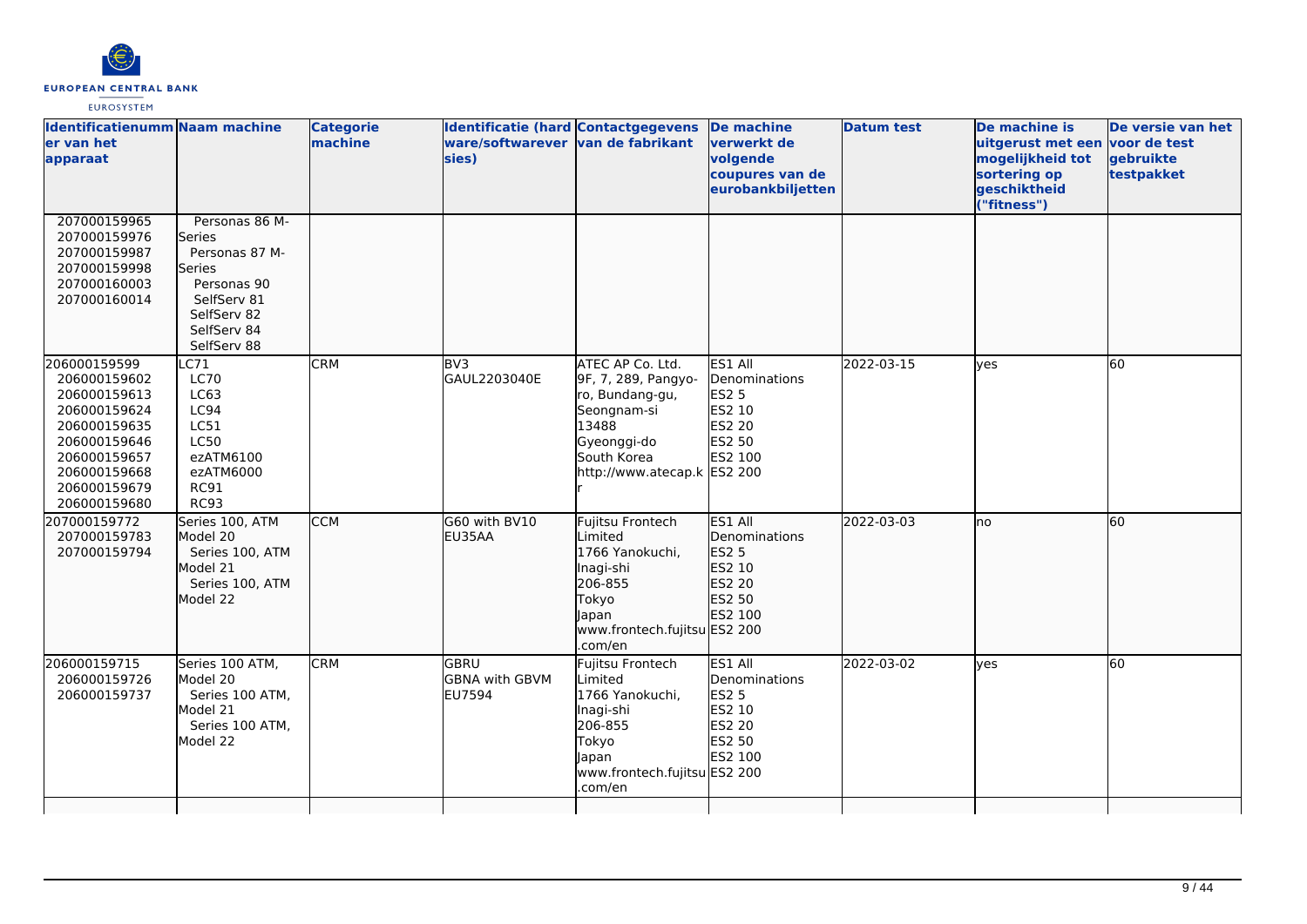| Identificatienummer van het apparaat | Naam machine | Categorie machine | Identificatie (hardware/softwareversies) | Contactgegevens van de fabrikant | De machine verwerkt de volgende coupures van de eurobankbiljetten | Datum test | De machine is uitgerust met een mogelijkheid tot sortering op geschiktheid ("fitness") | De versie van het voor de test gebruikte testpakket |
|---|---|---|---|---|---|---|---|---|
| 207000159965<br>207000159976<br>207000159987<br>207000159998<br>207000160003<br>207000160014 | Personas 86 M-Series<br>Personas 87 M-Series<br>Personas 90<br>SelfServ 81<br>SelfServ 82<br>SelfServ 84<br>SelfServ 88 | | | | | | | |
| 206000159599<br>206000159602<br>206000159613<br>206000159624<br>206000159635<br>206000159646<br>206000159657<br>206000159668<br>206000159679<br>206000159680 | LC71<br>LC70<br>LC63<br>LC94<br>LC51<br>LC50<br>ezATM6100<br>ezATM6000<br>RC91<br>RC93 | CRM | BV3<br>GAUL2203040E | ATEC AP Co. Ltd.<br>9F, 7, 289, Pangyo-ro, Bundang-gu,<br>Seongnam-si<br>13488<br>Gyeonggi-do<br>South Korea<br>http://www.atecap.kr | ES1 All Denominations<br>ES2 5<br>ES2 10<br>ES2 20<br>ES2 50<br>ES2 100<br>ES2 200 | 2022-03-15 | yes | 60 |
| 207000159772<br>207000159783<br>207000159794 | Series 100, ATM Model 20<br>Series 100, ATM Model 21<br>Series 100, ATM Model 22 | CCM | G60 with BV10<br>EU35AA | Fujitsu Frontech Limited<br>1766 Yanokuchi, Inagi-shi<br>206-855<br>Tokyo<br>Japan<br>www.frontech.fujitsu.com/en | ES1 All Denominations<br>ES2 5<br>ES2 10<br>ES2 20<br>ES2 50<br>ES2 100<br>ES2 200 | 2022-03-03 | no | 60 |
| 206000159715<br>206000159726<br>206000159737 | Series 100 ATM, Model 20<br>Series 100 ATM, Model 21<br>Series 100 ATM, Model 22 | CRM | GBRU<br>GBNA with GBVM<br>EU7594 | Fujitsu Frontech Limited<br>1766 Yanokuchi, Inagi-shi<br>206-855<br>Tokyo<br>Japan<br>www.frontech.fujitsu.com/en | ES1 All Denominations<br>ES2 5<br>ES2 10<br>ES2 20<br>ES2 50<br>ES2 100<br>ES2 200 | 2022-03-02 | yes | 60 |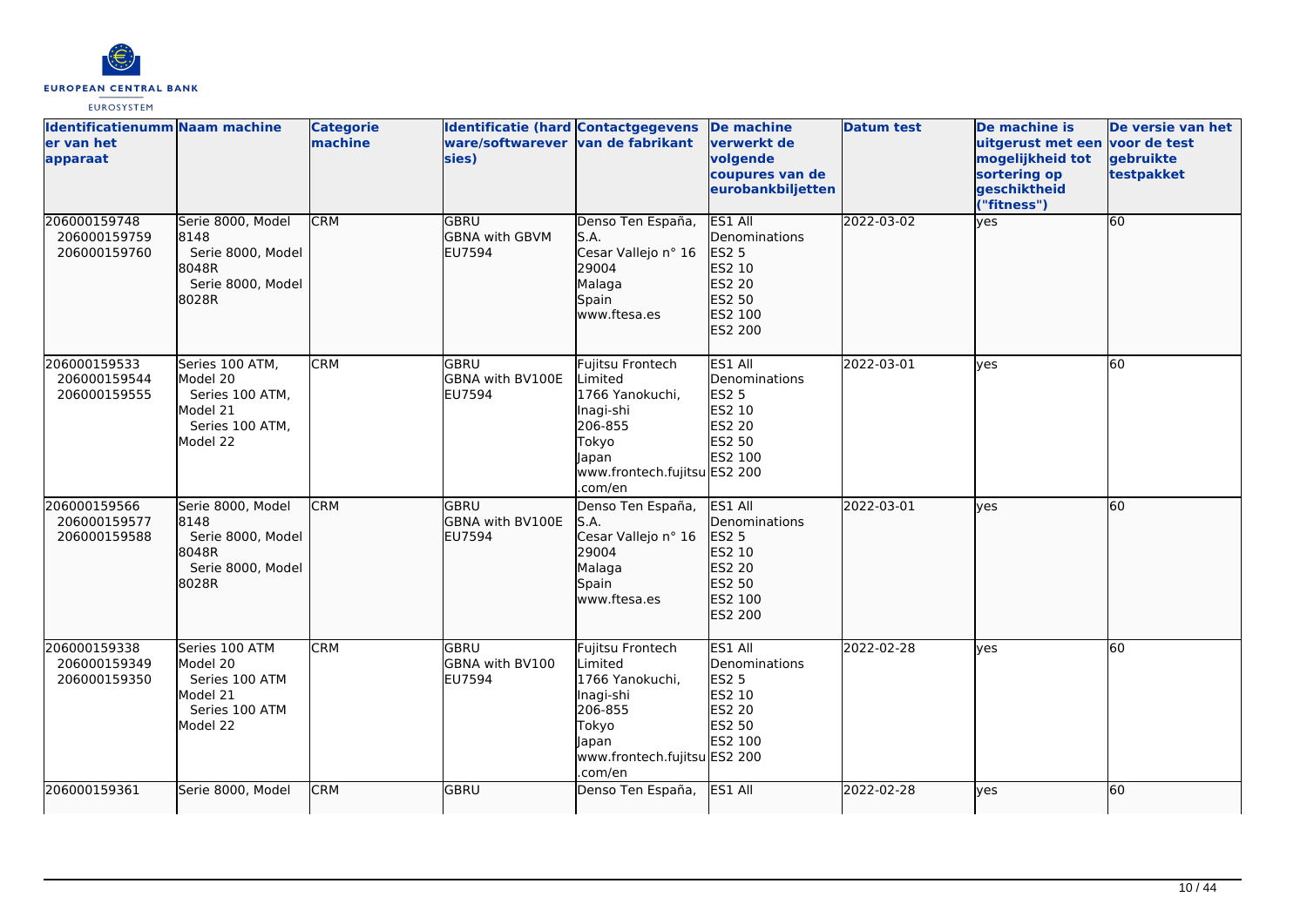| Identificatienummer van het apparaat | Naam machine | Categorie machine | Identificatie (hardware/softwareversies) | Contactgegevens van de fabrikant | De machine verwerkt de volgende coupures van de eurobankbiljetten | Datum test | De machine is uitgerust met een mogelijkheid tot sortering op geschiktheid ("fitness") | De versie van het voor de test gebruikte testpakket |
|---|---|---|---|---|---|---|---|---|
| 206000159748<br>206000159759<br>206000159760 | Serie 8000, Model 8148<br>Serie 8000, Model 8048R<br>Serie 8000, Model 8028R | CRM | GBRU<br>GBNA with GBVM<br>EU7594 | Denso Ten España, S.A.<br>Cesar Vallejo n° 16<br>29004<br>Malaga<br>Spain<br>www.ftesa.es | ES1 All Denominations<br>ES2 5<br>ES2 10<br>ES2 20<br>ES2 50<br>ES2 100<br>ES2 200 | 2022-03-02 | yes | 60 |
| 206000159533<br>206000159544<br>206000159555 | Series 100 ATM, Model 20<br>Series 100 ATM, Model 21<br>Series 100 ATM, Model 22 | CRM | GBRU<br>GBNA with BV100E<br>EU7594 | Fujitsu Frontech Limited<br>1766 Yanokuchi, Inagi-shi<br>206-855<br>Tokyo<br>Japan<br>www.frontech.fujitsu.com/en | ES1 All Denominations<br>ES2 5<br>ES2 10<br>ES2 20<br>ES2 50<br>ES2 100<br>ES2 200 | 2022-03-01 | yes | 60 |
| 206000159566<br>206000159577<br>206000159588 | Serie 8000, Model 8148<br>Serie 8000, Model 8048R<br>Serie 8000, Model 8028R | CRM | GBRU<br>GBNA with BV100E<br>EU7594 | Denso Ten España, S.A.<br>Cesar Vallejo n° 16<br>29004<br>Malaga<br>Spain<br>www.ftesa.es | ES1 All Denominations<br>ES2 5<br>ES2 10<br>ES2 20<br>ES2 50<br>ES2 100<br>ES2 200 | 2022-03-01 | yes | 60 |
| 206000159338<br>206000159349<br>206000159350 | Series 100 ATM Model 20<br>Series 100 ATM Model 21<br>Series 100 ATM Model 22 | CRM | GBRU<br>GBNA with BV100<br>EU7594 | Fujitsu Frontech Limited<br>1766 Yanokuchi, Inagi-shi<br>206-855<br>Tokyo<br>Japan<br>www.frontech.fujitsu.com/en | ES1 All Denominations<br>ES2 5<br>ES2 10<br>ES2 20<br>ES2 50<br>ES2 100<br>ES2 200 | 2022-02-28 | yes | 60 |
| 206000159361 | Serie 8000, Model | CRM | GBRU | Denso Ten España, | ES1 All | 2022-02-28 | yes | 60 |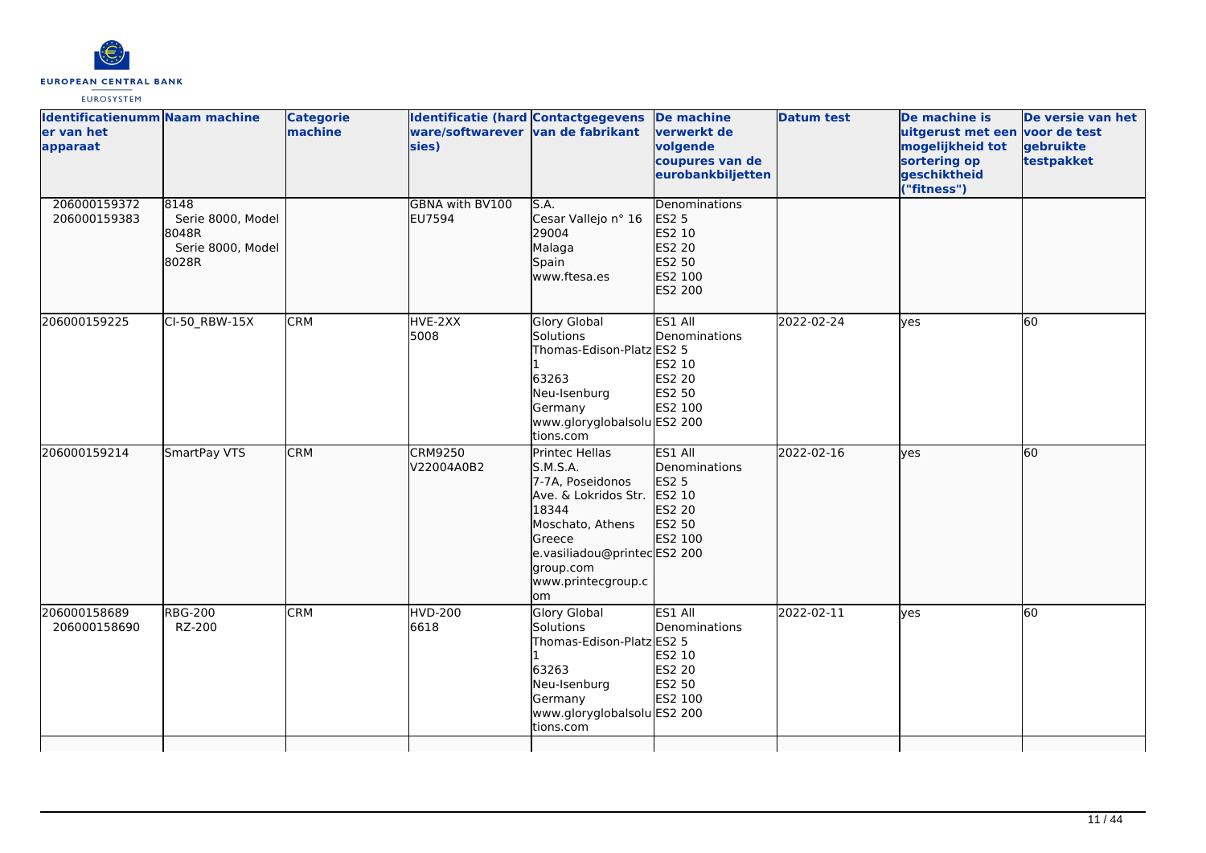| Identificatienummer van het apparaat | Naam machine | Categorie machine | Identificatie (hardware/softwareversies) | Contactgegevens van de fabrikant | De machine verwerkt de volgende coupures van de eurobankbiljetten | Datum test | De machine is uitgerust met een mogelijkheid tot sortering op geschiktheid ("fitness") | De versie van het voor de test gebruikte testpakket |
|---|---|---|---|---|---|---|---|---|
| 206000159372<br>206000159383 | 8148<br>Serie 8000, Model 8048R<br>Serie 8000, Model 8028R | | GBNA with BV100<br>EU7594 | S.A.<br>Cesar Vallejo n° 16<br>29004<br>Malaga<br>Spain<br>www.ftesa.es | Denominations<br>ES2 5<br>ES2 10<br>ES2 20<br>ES2 50<br>ES2 100<br>ES2 200 | | | |
| 206000159225 | CI-50_RBW-15X | CRM | HVE-2XX<br>5008 | Glory Global Solutions<br>Thomas-Edison-Platz 1<br>63263<br>Neu-Isenburg<br>Germany<br>www.gloryglobalsolutions.com | ES1 All Denominations<br>ES2 5<br>ES2 10<br>ES2 20<br>ES2 50<br>ES2 100<br>ES2 200 | 2022-02-24 | yes | 60 |
| 206000159214 | SmartPay VTS | CRM | CRM9250<br>V22004A0B2 | Printec Hellas S.M.S.A.<br>7-7A, Poseidonos Ave. & Lokridos Str.<br>18344<br>Moschato, Athens<br>Greece<br>e.vasiliadou@printecgroup.com<br>www.printecgroup.com | ES1 All Denominations<br>ES2 5<br>ES2 10<br>ES2 20<br>ES2 50<br>ES2 100<br>ES2 200 | 2022-02-16 | yes | 60 |
| 206000158689<br>206000158690 | RBG-200<br>RZ-200 | CRM | HVD-200<br>6618 | Glory Global Solutions<br>Thomas-Edison-Platz 1<br>63263<br>Neu-Isenburg<br>Germany<br>www.gloryglobalsolutions.com | ES1 All Denominations<br>ES2 5<br>ES2 10<br>ES2 20<br>ES2 50<br>ES2 100<br>ES2 200 | 2022-02-11 | yes | 60 |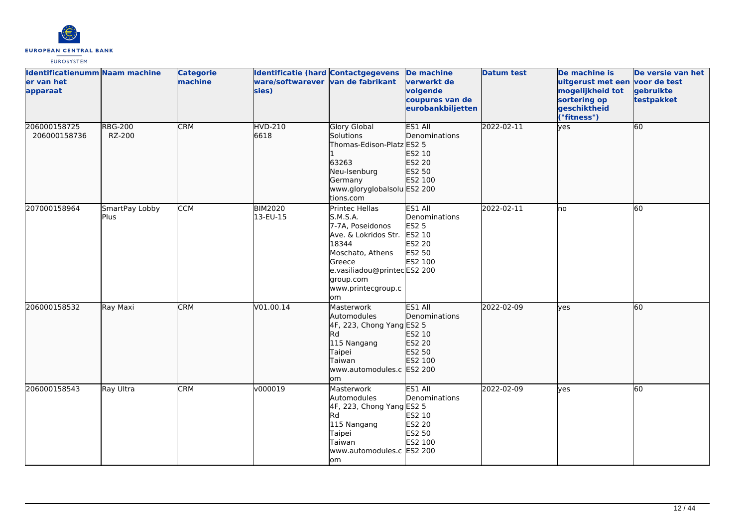| Identificatienummer van het apparaat | Naam machine | Categorie machine | Identificatie (hardware/softwareversies) | Contactgegevens van de fabrikant | De machine verwerkt de volgende coupures van de eurobankbiljetten | Datum test | De machine is uitgerust met een mogelijkheid tot sortering op geschiktheid ("fitness") | De versie van het voor de test gebruikte testpakket |
|---|---|---|---|---|---|---|---|---|
| 206000158725<br>206000158736 | RBG-200<br>RZ-200 | CRM | HVD-210<br>6618 | Glory Global Solutions<br>Thomas-Edison-Platz 1<br>63263<br>Neu-Isenburg<br>Germany<br>www.gloryglobalsolutions.com | ES1 All Denominations<br>ES2 5<br>ES2 10<br>ES2 20<br>ES2 50<br>ES2 100<br>ES2 200 | 2022-02-11 | yes | 60 |
| 207000158964 | SmartPay Lobby Plus | CCM | BIM2020<br>13-EU-15 | Printec Hellas S.M.S.A.<br>7-7A, Poseidonos Ave. & Lokridos Str.<br>18344<br>Moschato, Athens<br>Greece<br>e.vasiliadou@printecgroup.com<br>www.printecgroup.com | ES1 All Denominations<br>ES2 5<br>ES2 10<br>ES2 20<br>ES2 50<br>ES2 100<br>ES2 200 | 2022-02-11 | no | 60 |
| 206000158532 | Ray Maxi | CRM | V01.00.14 | Masterwork Automodules<br>4F, 223, Chong Yang Rd<br>115 Nangang<br>Taipei<br>Taiwan<br>www.automodules.com | ES1 All Denominations<br>ES2 5<br>ES2 10<br>ES2 20<br>ES2 50<br>ES2 100<br>ES2 200 | 2022-02-09 | yes | 60 |
| 206000158543 | Ray Ultra | CRM | v000019 | Masterwork Automodules<br>4F, 223, Chong Yang Rd<br>115 Nangang<br>Taipei<br>Taiwan<br>www.automodules.com | ES1 All Denominations<br>ES2 5<br>ES2 10<br>ES2 20<br>ES2 50<br>ES2 100<br>ES2 200 | 2022-02-09 | yes | 60 |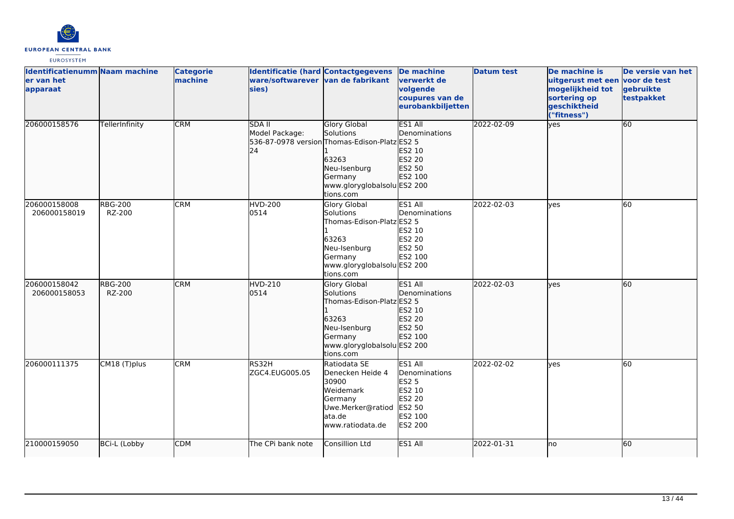| Identificatienummer van het apparaat | Naam machine | Categorie machine | Identificatie (hardware/softwareversies) | Contactgegevens van de fabrikant | De machine verwerkt de volgende coupures van de eurobankbiljetten | Datum test | De machine is uitgerust met een mogelijkheid tot sortering op geschiktheid ("fitness") | De versie van het voor de test gebruikte testpakket |
|---|---|---|---|---|---|---|---|---|
| 206000158576 | TellerInfinity | CRM | SDA II Model Package: 536-87-0978 version 24 | Glory Global Solutions Thomas-Edison-Platz 1 63263 Neu-Isenburg Germany www.gloryglobalsolutions.com | ES1 All Denominations ES2 5 ES2 10 ES2 20 ES2 50 ES2 100 ES2 200 | 2022-02-09 | yes | 60 |
| 206000158008 206000158019 | RBG-200 RZ-200 | CRM | HVD-200 0514 | Glory Global Solutions Thomas-Edison-Platz 1 63263 Neu-Isenburg Germany www.gloryglobalsolutions.com | ES1 All Denominations ES2 5 ES2 10 ES2 20 ES2 50 ES2 100 ES2 200 | 2022-02-03 | yes | 60 |
| 206000158042 206000158053 | RBG-200 RZ-200 | CRM | HVD-210 0514 | Glory Global Solutions Thomas-Edison-Platz 1 63263 Neu-Isenburg Germany www.gloryglobalsolutions.com | ES1 All Denominations ES2 5 ES2 10 ES2 20 ES2 50 ES2 100 ES2 200 | 2022-02-03 | yes | 60 |
| 206000111375 | CM18 (T)plus | CRM | RS32H ZGC4.EUG005.05 | Ratiodata SE Denecken Heide 4 30900 Weidemark Germany Uwe.Merker@ratiodata.de www.ratiodata.de | ES1 All Denominations ES2 5 ES2 10 ES2 20 ES2 50 ES2 100 ES2 200 | 2022-02-02 | yes | 60 |
| 210000159050 | BCi-L (Lobby | CDM | The CPi bank note | Consillion Ltd | ES1 All | 2022-01-31 | no | 60 |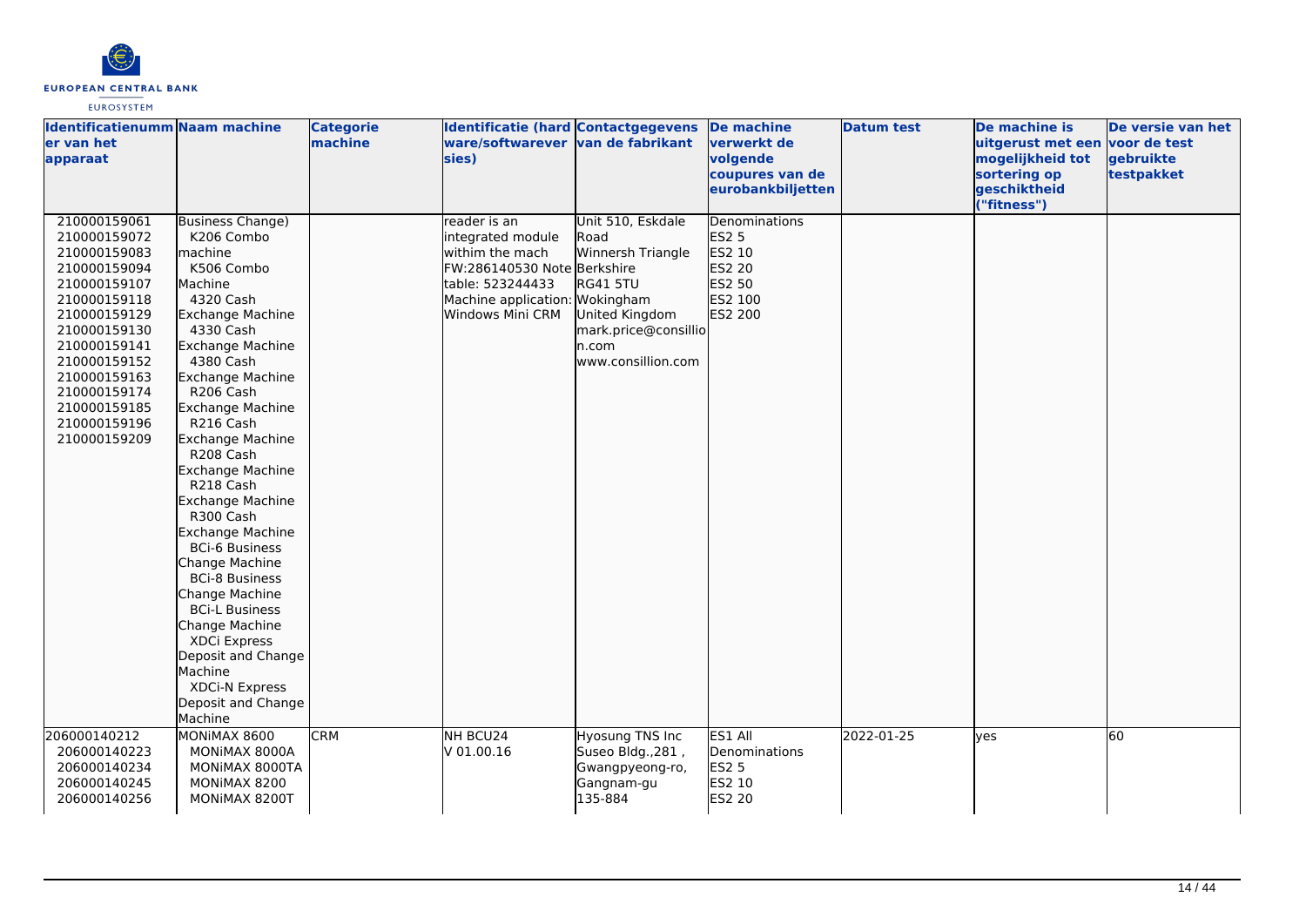| Identificatienummer van het apparaat | Naam machine | Categorie machine | Identificatie (hardware/softwareversies) | Contactgegevens van de fabrikant | De machine verwerkt de volgende coupures van de eurobankbiljetten | Datum test | De machine is uitgerust met een mogelijkheid tot sortering op geschiktheid ("fitness") | De versie van het voor de test gebruikte testpakket |
| --- | --- | --- | --- | --- | --- | --- | --- | --- |
| 210000159061<br>210000159072<br>210000159083<br>210000159094<br>210000159107<br>210000159118<br>210000159129<br>210000159130<br>210000159141<br>210000159152<br>210000159163<br>210000159174<br>210000159185<br>210000159196<br>210000159209 | Business Change)<br>K206 Combo machine<br>K506 Combo Machine<br>4320 Cash Exchange Machine<br>4330 Cash Exchange Machine<br>4380 Cash Exchange Machine<br>R206 Cash Exchange Machine<br>R216 Cash Exchange Machine<br>R208 Cash Exchange Machine<br>R218 Cash Exchange Machine<br>R300 Cash Exchange Machine<br>BCi-6 Business Change Machine<br>BCi-8 Business Change Machine<br>BCi-L Business Change Machine<br>XDCi Express Deposit and Change Machine<br>XDCi-N Express Deposit and Change Machine | | reader is an integrated module withim the mach FW:286140530 Note table: 523244433 Machine application: Windows Mini CRM | Unit 510, Eskdale Road Winnersh Triangle Berkshire RG41 5TU Wokingham United Kingdom mark.price@consillion.com www.consillion.com | Denominations<br>ES2 5<br>ES2 10<br>ES2 20<br>ES2 50<br>ES2 100<br>ES2 200 | | | |
| 206000140212<br>206000140223<br>206000140234<br>206000140245<br>206000140256 | MONiMAX 8600<br>MONiMAX 8000A<br>MONiMAX 8000TA<br>MONiMAX 8200<br>MONiMAX 8200T | CRM | NH BCU24<br>V 01.00.16 | Hyosung TNS Inc Suseo Bldg.,281 , Gwangpyeong-ro, Gangnam-gu 135-884 | ES1 All Denominations<br>ES2 5<br>ES2 10<br>ES2 20 | 2022-01-25 | yes | 60 |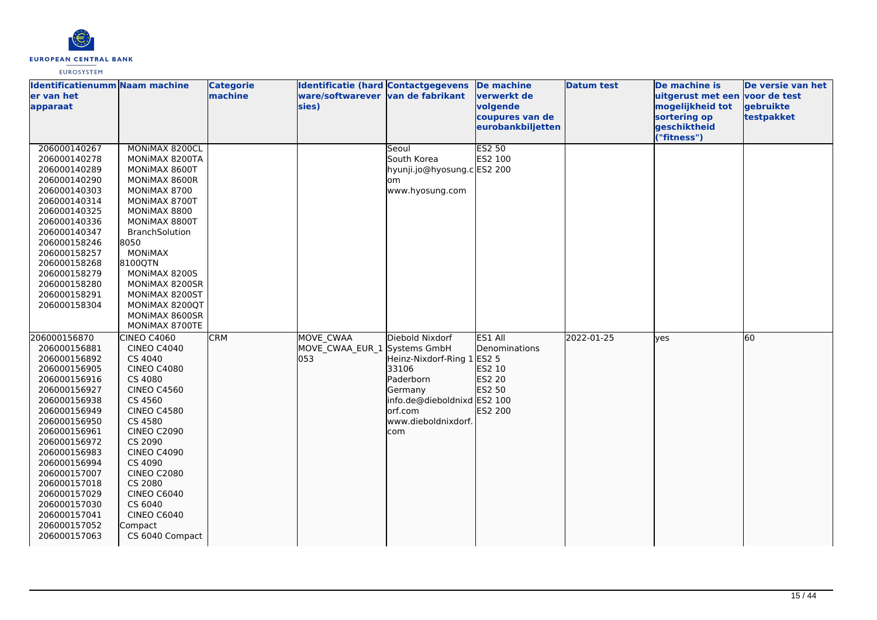| Identificatienummer van het apparaat | Naam machine | Categorie machine | Identificatie (hardware/softwareversies) | Contactgegevens van de fabrikant | De machine verwerkt de volgende coupures van de eurobankbiljetten | Datum test | De machine is uitgerust met een mogelijkheid tot sortering op geschiktheid ("fitness") | De versie van het voor de test gebruikte testpakket |
|---|---|---|---|---|---|---|---|---|
| 206000140267<br>206000140278<br>206000140289<br>206000140290<br>206000140303<br>206000140314<br>206000140325<br>206000140336<br>206000140347<br>206000158246<br>206000158257<br>206000158268<br>206000158279<br>206000158280<br>206000158291<br>206000158304 | MONiMAX 8200CL<br>MONiMAX 8200TA<br>MONiMAX 8600T<br>MONiMAX 8600R<br>MONiMAX 8700<br>MONiMAX 8700T<br>MONiMAX 8800<br>MONiMAX 8800T<br>BranchSolution 8050<br>MONiMAX 8100QTN<br>MONiMAX 8200S<br>MONiMAX 8200SR<br>MONiMAX 8200ST<br>MONiMAX 8200QT<br>MONiMAX 8600SR<br>MONiMAX 8700TE | | | Seoul<br>South Korea<br>hyunji.jo@hyosung.com<br>www.hyosung.com | ES2 50<br>ES2 100<br>ES2 200 | | | |
| 206000156870<br>206000156881<br>206000156892<br>206000156905<br>206000156916<br>206000156927<br>206000156938<br>206000156949<br>206000156950<br>206000156961<br>206000156972<br>206000156983<br>206000156994<br>206000157007<br>206000157018<br>206000157029<br>206000157030<br>206000157041<br>206000157052<br>206000157063 | CINEO C4060<br>CINEO C4040<br>CS 4040<br>CINEO C4080<br>CS 4080<br>CINEO C4560<br>CS 4560<br>CINEO C4580<br>CS 4580<br>CINEO C2090<br>CS 2090<br>CINEO C4090<br>CS 4090<br>CINEO C2080<br>CS 2080<br>CINEO C6040<br>CS 6040<br>CINEO C6040 Compact<br>CS 6040 Compact | CRM | MOVE_CWAA<br>MOVE_CWAA_EUR_1053 | Diebold Nixdorf Systems GmbH<br>Heinz-Nixdorf-Ring 1<br>33106<br>Paderborn<br>Germany<br>info.de@dieboldnixdorf.com<br>www.dieboldnixdorf.com | ES1 All Denominations<br>ES2 5<br>ES2 10<br>ES2 20<br>ES2 50<br>ES2 100<br>ES2 200 | 2022-01-25 | yes | 60 |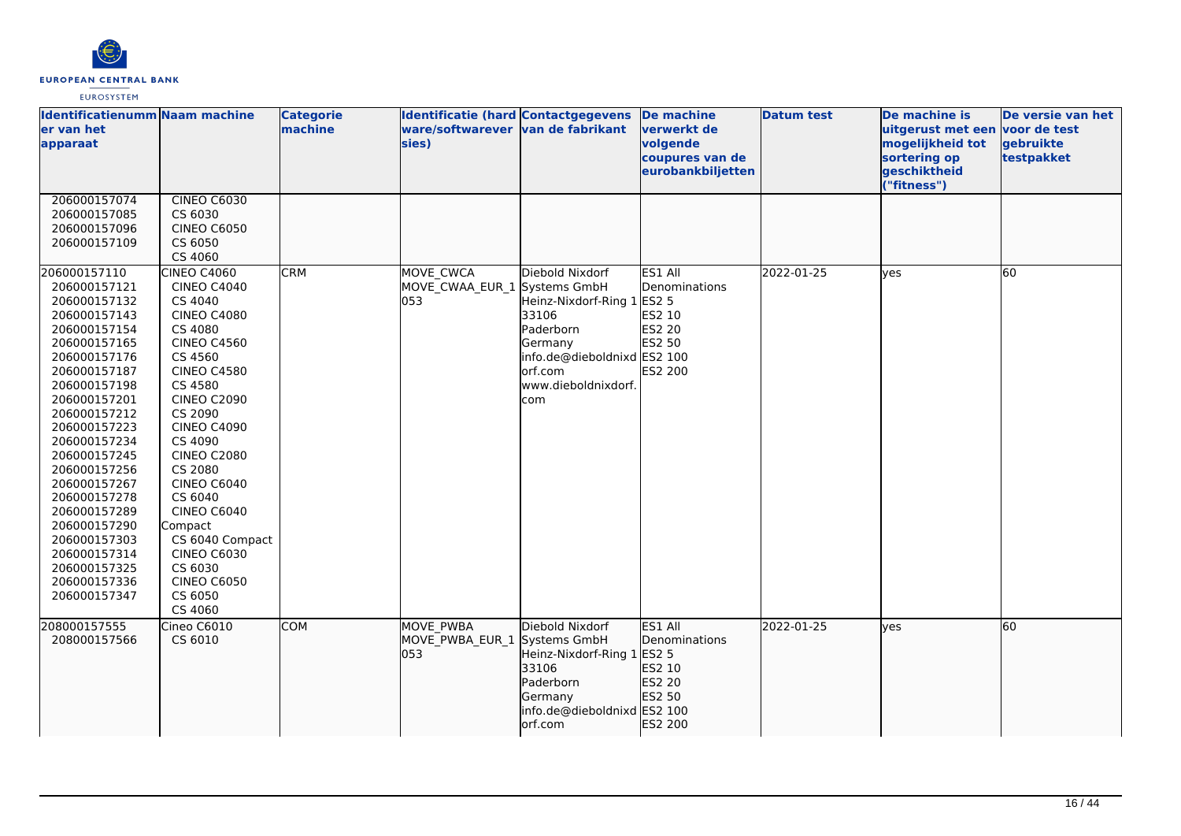| Identificatienummer van het apparaat | Naam machine | Categorie machine | Identificatie (hardware/softwareversies) | Contactgegevens van de fabrikant | De machine verwerkt de volgende coupures van de eurobankbiljetten | Datum test | De machine is uitgerust met een mogelijkheid tot sortering op geschiktheid ("fitness") | De versie van het voor de test gebruikte testpakket |
|---|---|---|---|---|---|---|---|---|
| 206000157074<br>206000157085<br>206000157096<br>206000157109 | CINEO C6030<br>CS 6030<br>CINEO C6050<br>CS 6050<br>CS 4060 | | | | | | | |
| 206000157110<br>206000157121<br>206000157132<br>206000157143<br>206000157154<br>206000157165<br>206000157176<br>206000157187<br>206000157198<br>206000157201<br>206000157212<br>206000157223<br>206000157234<br>206000157245<br>206000157256<br>206000157267<br>206000157278<br>206000157289<br>206000157290<br>206000157303<br>206000157314<br>206000157325<br>206000157336<br>206000157347 | CINEO C4060<br>CINEO C4040<br>CS 4040<br>CINEO C4080<br>CS 4080<br>CINEO C4560<br>CS 4560<br>CINEO C4580<br>CS 4580<br>CINEO C2090<br>CS 2090<br>CINEO C4090<br>CS 4090<br>CINEO C2080<br>CS 2080<br>CINEO C6040<br>CS 6040<br>CINEO C6040 Compact<br>CS 6040 Compact<br>CINEO C6030<br>CS 6030<br>CINEO C6050<br>CS 6050<br>CS 4060 | CRM | MOVE_CWCA<br>MOVE_CWAA_EUR_1053 | Diebold Nixdorf Systems GmbH<br>Heinz-Nixdorf-Ring 1<br>33106<br>Paderborn<br>Germany<br>info.de@dieboldnixdorf.com<br>www.dieboldnixdorf.com | ES1 All Denominations<br>ES2 5<br>ES2 10<br>ES2 20<br>ES2 50<br>ES2 100<br>ES2 200 | 2022-01-25 | yes | 60 |
| 208000157555<br>208000157566 | Cineo C6010<br>CS 6010 | COM | MOVE_PWBA<br>MOVE_PWBA_EUR_1053 | Diebold Nixdorf Systems GmbH<br>Heinz-Nixdorf-Ring 1<br>33106<br>Paderborn<br>Germany<br>info.de@dieboldnixdorf.com | ES1 All Denominations<br>ES2 5<br>ES2 10<br>ES2 20<br>ES2 50<br>ES2 100<br>ES2 200 | 2022-01-25 | yes | 60 |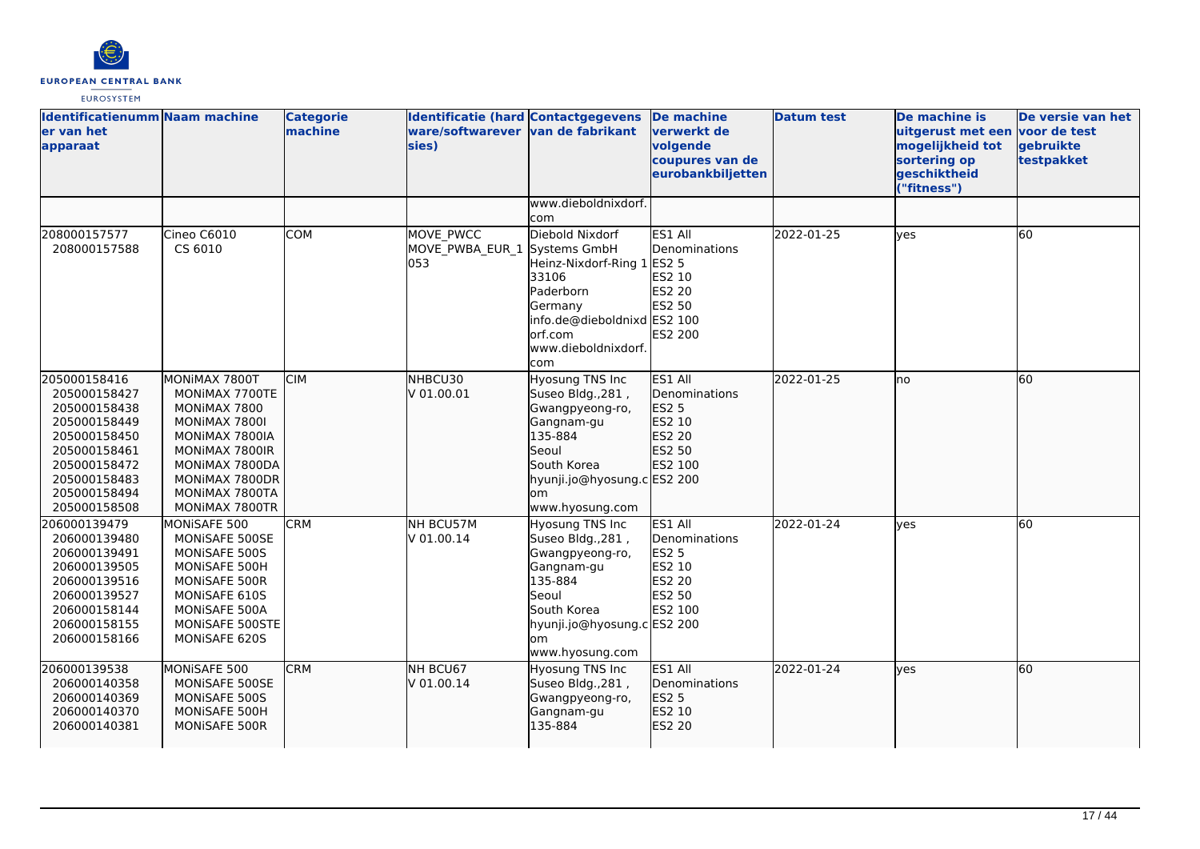| Identificatienummer van het apparaat | Naam machine | Categorie machine | Identificatie (hardware/softwareversies) | Contactgegevens van de fabrikant | De machine verwerkt de volgende coupures van de eurobankbiljetten | Datum test | De machine is uitgerust met een mogelijkheid tot sortering op geschiktheid ("fitness") | De versie van het voor de test gebruikte testpakket |
|---|---|---|---|---|---|---|---|---|
| | | | | www.dieboldnixdorf.com | | | | |
| 208000157577<br>208000157588 | Cineo C6010<br>CS 6010 | COM | MOVE_PWCC<br>MOVE_PWBA_EUR_1053 | Diebold Nixdorf Systems GmbH<br>Heinz-Nixdorf-Ring 1<br>33106<br>Paderborn<br>Germany<br>info.de@dieboldnixdorf.com<br>www.dieboldnixdorf.com | ES1 All Denominations<br>ES2 5<br>ES2 10<br>ES2 20<br>ES2 50<br>ES2 100<br>ES2 200 | 2022-01-25 | yes | 60 |
| 205000158416<br>205000158427<br>205000158438<br>205000158449<br>205000158450<br>205000158461<br>205000158472<br>205000158483<br>205000158494<br>205000158508 | MONiMAX 7800T<br>MONiMAX 7700TE<br>MONiMAX 7800<br>MONiMAX 7800I<br>MONiMAX 7800IA<br>MONiMAX 7800IR<br>MONiMAX 7800DA<br>MONiMAX 7800DR<br>MONiMAX 7800TA<br>MONiMAX 7800TR | CIM | NHBCU30<br>V 01.00.01 | Hyosung TNS Inc<br>Suseo Bldg.,281 ,<br>Gwangpyeong-ro,<br>Gangnam-gu<br>135-884<br>Seoul<br>South Korea<br>hyunji.jo@hyosung.com<br>www.hyosung.com | ES1 All Denominations<br>ES2 5<br>ES2 10<br>ES2 20<br>ES2 50<br>ES2 100<br>ES2 200 | 2022-01-25 | no | 60 |
| 206000139479<br>206000139480<br>206000139491<br>206000139505<br>206000139516<br>206000139527<br>206000158144<br>206000158155<br>206000158166 | MONiSAFE 500<br>MONiSAFE 500SE<br>MONiSAFE 500S<br>MONiSAFE 500H<br>MONiSAFE 500R<br>MONiSAFE 610S<br>MONiSAFE 500A<br>MONiSAFE 500STE<br>MONiSAFE 620S | CRM | NH BCU57M<br>V 01.00.14 | Hyosung TNS Inc<br>Suseo Bldg.,281 ,<br>Gwangpyeong-ro,<br>Gangnam-gu<br>135-884<br>Seoul<br>South Korea<br>hyunji.jo@hyosung.com<br>www.hyosung.com | ES1 All Denominations<br>ES2 5<br>ES2 10<br>ES2 20<br>ES2 50<br>ES2 100<br>ES2 200 | 2022-01-24 | yes | 60 |
| 206000139538<br>206000140358<br>206000140369<br>206000140370<br>206000140381 | MONiSAFE 500<br>MONiSAFE 500SE<br>MONiSAFE 500S<br>MONiSAFE 500H<br>MONiSAFE 500R | CRM | NH BCU67<br>V 01.00.14 | Hyosung TNS Inc<br>Suseo Bldg.,281 ,<br>Gwangpyeong-ro,<br>Gangnam-gu<br>135-884 | ES1 All Denominations<br>ES2 5<br>ES2 10<br>ES2 20 | 2022-01-24 | yes | 60 |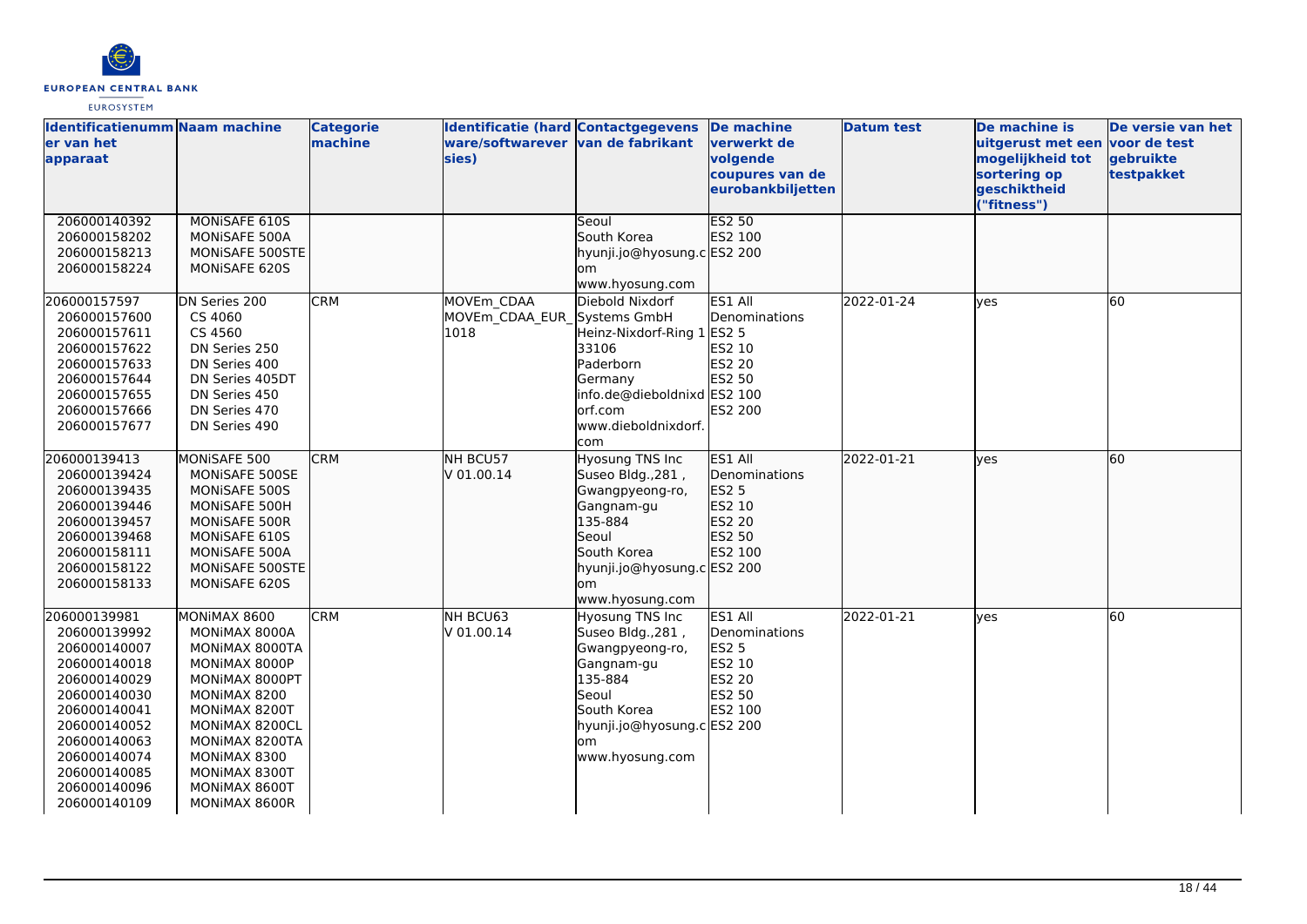| Identificatienummer van het apparaat | Naam machine | Categorie machine | Identificatie (hardware/softwareversies) | Contactgegevens van de fabrikant | De machine verwerkt de volgende coupures van de eurobankbiljetten | Datum test | De machine is uitgerust met een mogelijkheid tot sortering op geschiktheid ("fitness") | De versie van het voor de test gebruikte testpakket |
|---|---|---|---|---|---|---|---|---|
| 206000140392<br>206000158202<br>206000158213<br>206000158224 | MONiSAFE 610S<br>MONiSAFE 500A<br>MONiSAFE 500STE<br>MONiSAFE 620S | | | Seoul<br>South Korea<br>hyunji.jo@hyosung.com<br>www.hyosung.com | ES2 50<br>ES2 100<br>ES2 200 | | | |
| 206000157597<br>206000157600<br>206000157611<br>206000157622<br>206000157633<br>206000157644<br>206000157655<br>206000157666<br>206000157677 | DN Series 200<br>CS 4060<br>CS 4560<br>DN Series 250<br>DN Series 400<br>DN Series 405DT<br>DN Series 450<br>DN Series 470<br>DN Series 490 | CRM | MOVEm_CDAA<br>MOVEm_CDAA_EUR_1018 | Diebold Nixdorf Systems GmbH<br>Heinz-Nixdorf-Ring 1<br>33106<br>Paderborn<br>Germany<br>info.de@dieboldnixdorf.com<br>www.dieboldnixdorf.com | ES1 All Denominations<br>ES2 5<br>ES2 10<br>ES2 20<br>ES2 50<br>ES2 100<br>ES2 200 | 2022-01-24 | yes | 60 |
| 206000139413<br>206000139424<br>206000139435<br>206000139446<br>206000139457<br>206000139468<br>206000158111<br>206000158122<br>206000158133 | MONiSAFE 500<br>MONiSAFE 500SE<br>MONiSAFE 500S<br>MONiSAFE 500H<br>MONiSAFE 500R<br>MONiSAFE 610S<br>MONiSAFE 500A<br>MONiSAFE 500STE<br>MONiSAFE 620S | CRM | NH BCU57<br>V 01.00.14 | Hyosung TNS Inc<br>Suseo Bldg.,281 ,<br>Gwangpyeong-ro,<br>Gangnam-gu<br>135-884<br>Seoul<br>South Korea<br>hyunji.jo@hyosung.com<br>www.hyosung.com | ES1 All Denominations<br>ES2 5<br>ES2 10<br>ES2 20<br>ES2 50<br>ES2 100<br>ES2 200 | 2022-01-21 | yes | 60 |
| 206000139981<br>206000139992<br>206000140007<br>206000140018<br>206000140029<br>206000140030<br>206000140041<br>206000140052<br>206000140063<br>206000140074<br>206000140085<br>206000140096<br>206000140109 | MONiMAX 8600<br>MONiMAX 8000A<br>MONiMAX 8000TA<br>MONiMAX 8000P<br>MONiMAX 8000PT<br>MONiMAX 8200<br>MONiMAX 8200T<br>MONiMAX 8200CL<br>MONiMAX 8200TA<br>MONiMAX 8300<br>MONiMAX 8300T<br>MONiMAX 8600T<br>MONiMAX 8600R | CRM | NH BCU63<br>V 01.00.14 | Hyosung TNS Inc<br>Suseo Bldg.,281 ,<br>Gwangpyeong-ro,<br>Gangnam-gu<br>135-884<br>Seoul<br>South Korea<br>hyunji.jo@hyosung.com<br>www.hyosung.com | ES1 All Denominations<br>ES2 5<br>ES2 10<br>ES2 20<br>ES2 50<br>ES2 100<br>ES2 200 | 2022-01-21 | yes | 60 |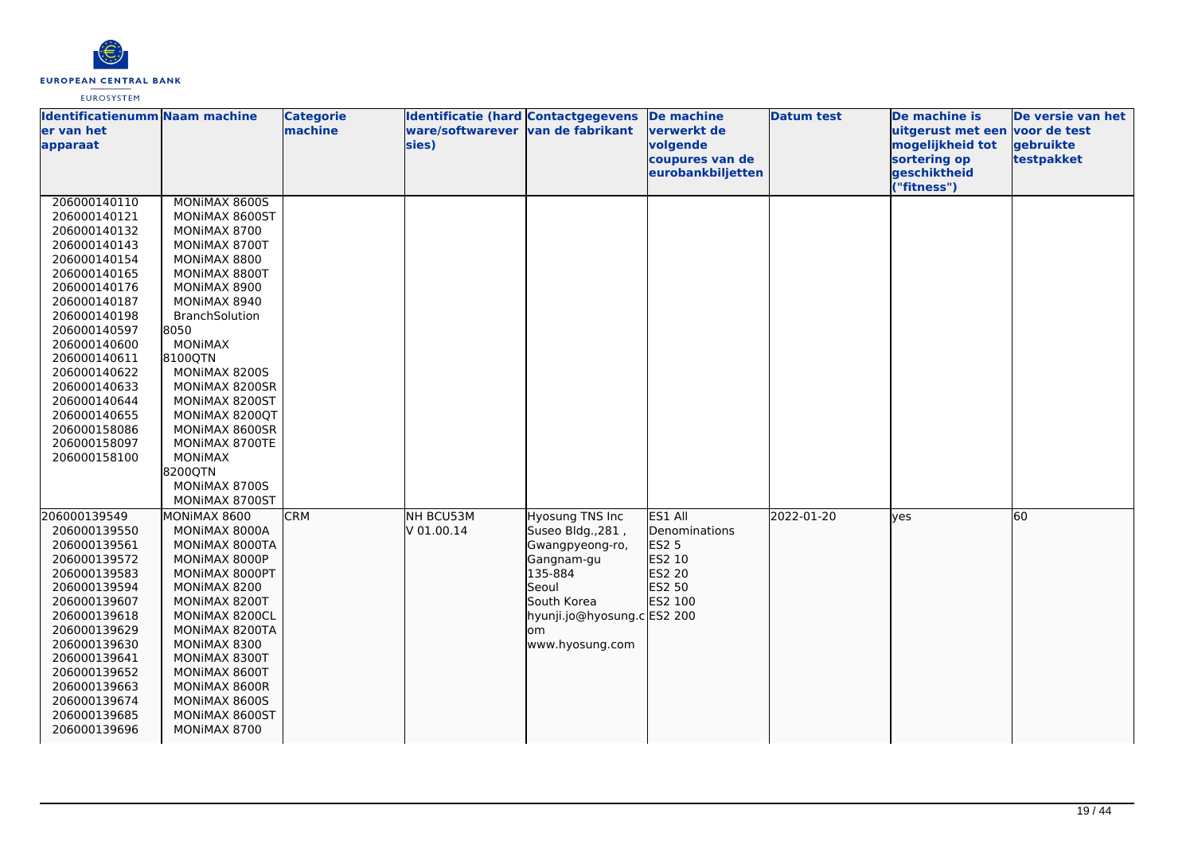| Identificatienummer van het apparaat | Naam machine | Categorie machine | Identificatie (hardware/softwareversies) | Contactgegevens van de fabrikant | De machine verwerkt de volgende coupures van de eurobankbiljetten | Datum test | De machine is uitgerust met een mogelijkheid tot sortering op geschiktheid ("fitness") | De versie van het voor de test gebruikte testpakket |
|---|---|---|---|---|---|---|---|---|
| 206000140110<br>206000140121<br>206000140132<br>206000140143<br>206000140154<br>206000140165<br>206000140176<br>206000140187<br>206000140198<br>206000140597<br>206000140600<br>206000140611<br>206000140622<br>206000140633<br>206000140644<br>206000140655<br>206000158086<br>206000158097<br>206000158100 | MONiMAX 8600S<br>MONiMAX 8600ST<br>MONiMAX 8700<br>MONiMAX 8700T<br>MONiMAX 8800<br>MONiMAX 8800T<br>MONiMAX 8900<br>MONiMAX 8940<br>BranchSolution 8050<br>MONiMAX 8100QTN<br>MONiMAX 8200S<br>MONiMAX 8200SR<br>MONiMAX 8200ST<br>MONiMAX 8200QT<br>MONiMAX 8600SR<br>MONiMAX 8700TE<br>MONiMAX 8200QTN<br>MONiMAX 8700S<br>MONiMAX 8700ST | | | | | | | |
| 206000139549<br>206000139550<br>206000139561<br>206000139572<br>206000139583<br>206000139594<br>206000139607<br>206000139618<br>206000139629<br>206000139630<br>206000139641<br>206000139652<br>206000139663<br>206000139674<br>206000139685<br>206000139696 | MONiMAX 8600<br>MONiMAX 8000A<br>MONiMAX 8000TA<br>MONiMAX 8000P<br>MONiMAX 8000PT<br>MONiMAX 8200<br>MONiMAX 8200T<br>MONiMAX 8200CL<br>MONiMAX 8200TA<br>MONiMAX 8300<br>MONiMAX 8300T<br>MONiMAX 8600T<br>MONiMAX 8600R<br>MONiMAX 8600S<br>MONiMAX 8600ST<br>MONiMAX 8700 | CRM | NH BCU53M<br>V 01.00.14 | Hyosung TNS Inc<br>Suseo Bldg.,281 ,<br>Gwangpyeong-ro,<br>Gangnam-gu<br>135-884<br>Seoul<br>South Korea<br>hyunji.jo@hyosung.com<br>www.hyosung.com | ES1 All Denominations<br>ES2 5<br>ES2 10<br>ES2 20<br>ES2 50<br>ES2 100<br>ES2 200 | 2022-01-20 | yes | 60 |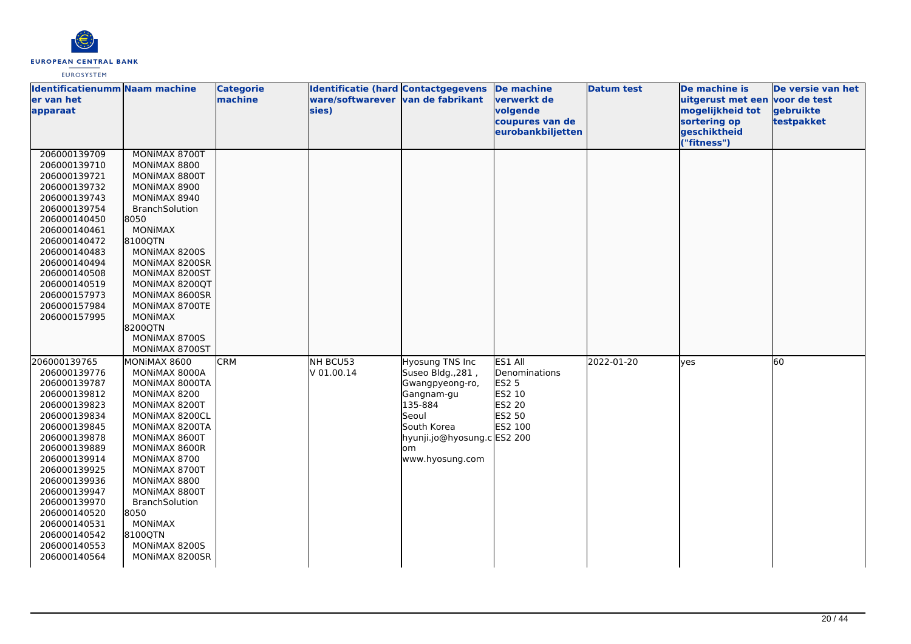| Identificatienummer van het apparaat | Naam machine | Categorie machine | Identificatie (hardware/softwareversies) | Contactgegevens van de fabrikant | De machine verwerkt de volgende coupures van de eurobankbiljetten | Datum test | De machine is uitgerust met een mogelijkheid tot sortering op geschiktheid ("fitness") | De versie van het voor de test gebruikte testpakket |
|---|---|---|---|---|---|---|---|---|
| 206000139709<br>206000139710<br>206000139721<br>206000139732<br>206000139743<br>206000139754<br>206000140450<br>206000140461<br>206000140472<br>206000140483<br>206000140494<br>206000140508<br>206000140519<br>206000157973<br>206000157984<br>206000157995 | MONiMAX 8700T<br>MONiMAX 8800<br>MONiMAX 8800T<br>MONiMAX 8900<br>MONiMAX 8940<br>BranchSolution 8050<br>MONiMAX 8100QTN<br>MONiMAX 8200S<br>MONiMAX 8200SR<br>MONiMAX 8200ST<br>MONiMAX 8200QT<br>MONiMAX 8600SR<br>MONiMAX 8700TE<br>MONiMAX 8200QTN<br>MONiMAX 8700S<br>MONiMAX 8700ST | | | | | | | |
| 206000139765<br>206000139776<br>206000139787<br>206000139812<br>206000139823<br>206000139834<br>206000139845<br>206000139878<br>206000139889<br>206000139914<br>206000139925<br>206000139936<br>206000139947<br>206000139970<br>206000140520<br>206000140531<br>206000140542<br>206000140553<br>206000140564 | MONiMAX 8600<br>MONiMAX 8000A<br>MONiMAX 8000TA<br>MONiMAX 8200<br>MONiMAX 8200T<br>MONiMAX 8200CL<br>MONiMAX 8200TA<br>MONiMAX 8600T<br>MONiMAX 8600R<br>MONiMAX 8700<br>MONiMAX 8700T<br>MONiMAX 8800<br>MONiMAX 8800T<br>BranchSolution 8050<br>MONiMAX 8100QTN<br>MONiMAX 8200S<br>MONiMAX 8200SR | CRM | NH BCU53<br>V 01.00.14 | Hyosung TNS Inc<br>Suseo Bldg.,281 ,<br>Gwangpyeong-ro,<br>Gangnam-gu<br>135-884<br>Seoul<br>South Korea<br>hyunji.jo@hyosung.com<br>www.hyosung.com | ES1 All Denominations<br>ES2 5<br>ES2 10<br>ES2 20<br>ES2 50<br>ES2 100<br>ES2 200 | 2022-01-20 | yes | 60 |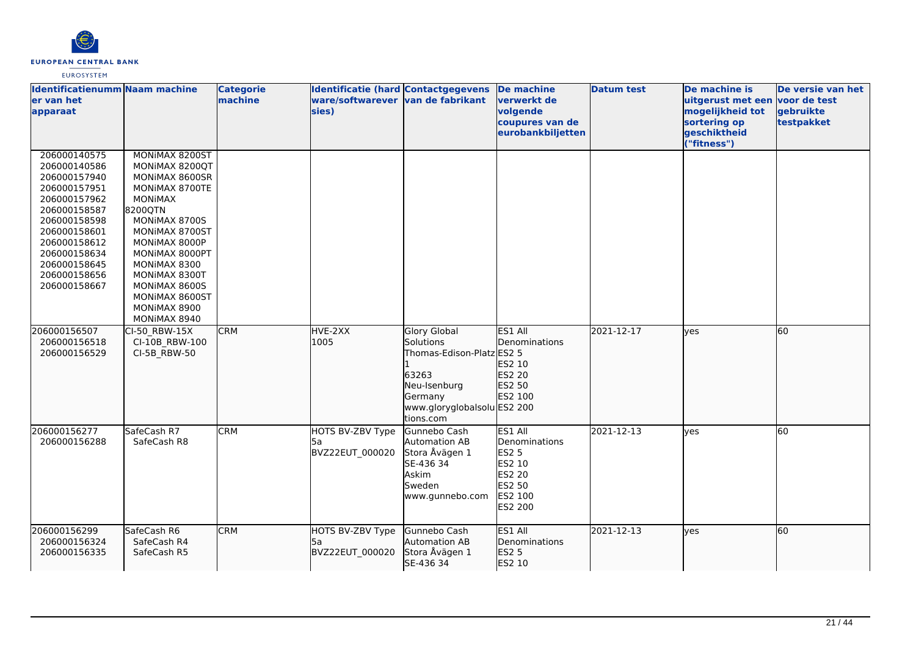| Identificatienummer van het apparaat | Naam machine | Categorie machine | Identificatie (hardware/softwareversies) | Contactgegevens van de fabrikant | De machine verwerkt de volgende coupures van de eurobankbiljetten | Datum test | De machine is uitgerust met een mogelijkheid tot sortering op geschiktheid ("fitness") | De versie van het voor de test gebruikte testpakket |
|---|---|---|---|---|---|---|---|---|
| 206000140575<br>206000140586<br>206000157940<br>206000157951<br>206000157962<br>206000158587<br>206000158598<br>206000158601<br>206000158612<br>206000158634<br>206000158645<br>206000158656<br>206000158667 | MONiMAX 8200ST<br>MONiMAX 8200QT<br>MONiMAX 8600SR<br>MONiMAX 8700TE<br>MONiMAX 8200QTN<br>MONiMAX 8700S<br>MONiMAX 8700ST<br>MONiMAX 8000P<br>MONiMAX 8000PT<br>MONiMAX 8300<br>MONiMAX 8300T<br>MONiMAX 8600S<br>MONiMAX 8600ST<br>MONiMAX 8900<br>MONiMAX 8940 | | | | | | | |
| 206000156507<br>206000156518<br>206000156529 | CI-50_RBW-15X<br>CI-10B_RBW-100<br>CI-5B_RBW-50 | CRM | HVE-2XX<br>1005 | Glory Global Solutions<br>Thomas-Edison-Platz 1<br>63263<br>Neu-Isenburg<br>Germany<br>www.gloryglobalsolutions.com | ES1 All Denominations<br>ES2 5<br>ES2 10<br>ES2 20<br>ES2 50<br>ES2 100<br>ES2 200 | 2021-12-17 | yes | 60 |
| 206000156277<br>206000156288 | SafeCash R7<br>SafeCash R8 | CRM | HOTS BV-ZBV Type 5a<br>BVZ22EUT_000020 | Gunnebo Cash Automation AB<br>Stora Åvägen 1<br>SE-436 34<br>Askim<br>Sweden<br>www.gunnebo.com | ES1 All Denominations<br>ES2 5<br>ES2 10<br>ES2 20<br>ES2 50<br>ES2 100<br>ES2 200 | 2021-12-13 | yes | 60 |
| 206000156299<br>206000156324<br>206000156335 | SafeCash R6<br>SafeCash R4<br>SafeCash R5 | CRM | HOTS BV-ZBV Type 5a<br>BVZ22EUT_000020 | Gunnebo Cash Automation AB<br>Stora Åvägen 1<br>SE-436 34 | ES1 All Denominations<br>ES2 5<br>ES2 10 | 2021-12-13 | yes | 60 |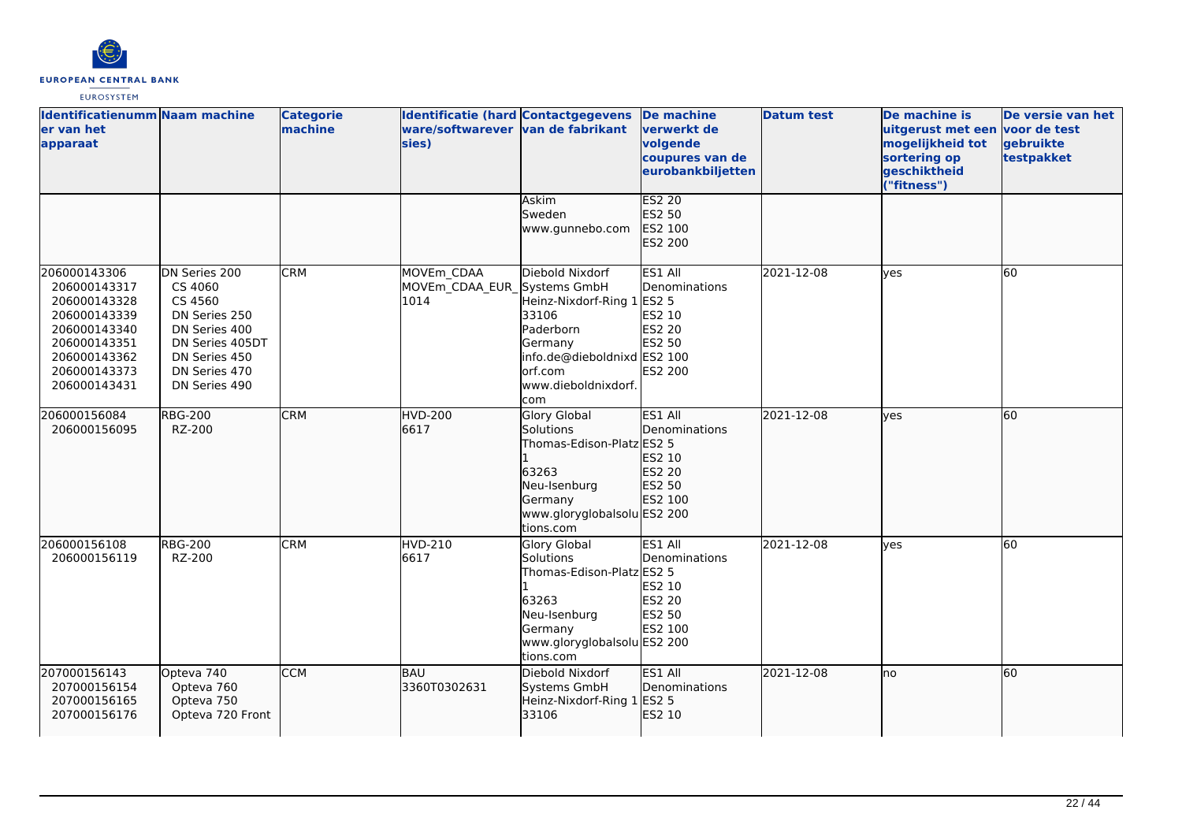| Identificatienummer van het apparaat | Naam machine | Categorie machine | Identificatie (hardware/softwareversies) | Contactgegevens van de fabrikant | De machine verwerkt de volgende coupures van de eurobankbiljetten | Datum test | De machine is uitgerust met een mogelijkheid tot sortering op geschiktheid ("fitness") | De versie van het voor de test gebruikte testpakket |
|---|---|---|---|---|---|---|---|---|
| | | | | Askim<br>Sweden<br>www.gunnebo.com | ES2 20<br>ES2 50<br>ES2 100<br>ES2 200 | | | |
| 206000143306<br>206000143317<br>206000143328<br>206000143339<br>206000143340<br>206000143351<br>206000143362<br>206000143373<br>206000143431 | DN Series 200<br>CS 4060<br>CS 4560<br>DN Series 250<br>DN Series 400<br>DN Series 405DT<br>DN Series 450<br>DN Series 470<br>DN Series 490 | CRM | MOVEm_CDAA<br>MOVEm_CDAA_EUR_1014 | Diebold Nixdorf Systems GmbH<br>Heinz-Nixdorf-Ring 1<br>33106<br>Paderborn<br>Germany<br>info.de@dieboldnixdorf.com<br>www.dieboldnixdorf.com | ES1 All Denominations<br>ES2 5<br>ES2 10<br>ES2 20<br>ES2 50<br>ES2 100<br>ES2 200 | 2021-12-08 | yes | 60 |
| 206000156084<br>206000156095 | RBG-200<br>RZ-200 | CRM | HVD-200<br>6617 | Glory Global Solutions<br>Thomas-Edison-Platz 1<br>63263<br>Neu-Isenburg<br>Germany<br>www.gloryglobalsolutions.com | ES1 All Denominations<br>ES2 5<br>ES2 10<br>ES2 20<br>ES2 50<br>ES2 100<br>ES2 200 | 2021-12-08 | yes | 60 |
| 206000156108<br>206000156119 | RBG-200<br>RZ-200 | CRM | HVD-210<br>6617 | Glory Global Solutions<br>Thomas-Edison-Platz 1<br>63263<br>Neu-Isenburg<br>Germany<br>www.gloryglobalsolutions.com | ES1 All Denominations<br>ES2 5<br>ES2 10<br>ES2 20<br>ES2 50<br>ES2 100<br>ES2 200 | 2021-12-08 | yes | 60 |
| 207000156143<br>207000156154<br>207000156165<br>207000156176 | Opteva 740<br>Opteva 760<br>Opteva 750<br>Opteva 720 Front | CCM | BAU<br>3360T0302631 | Diebold Nixdorf Systems GmbH<br>Heinz-Nixdorf-Ring 1<br>33106 | ES1 All Denominations<br>ES2 5<br>ES2 10 | 2021-12-08 | no | 60 |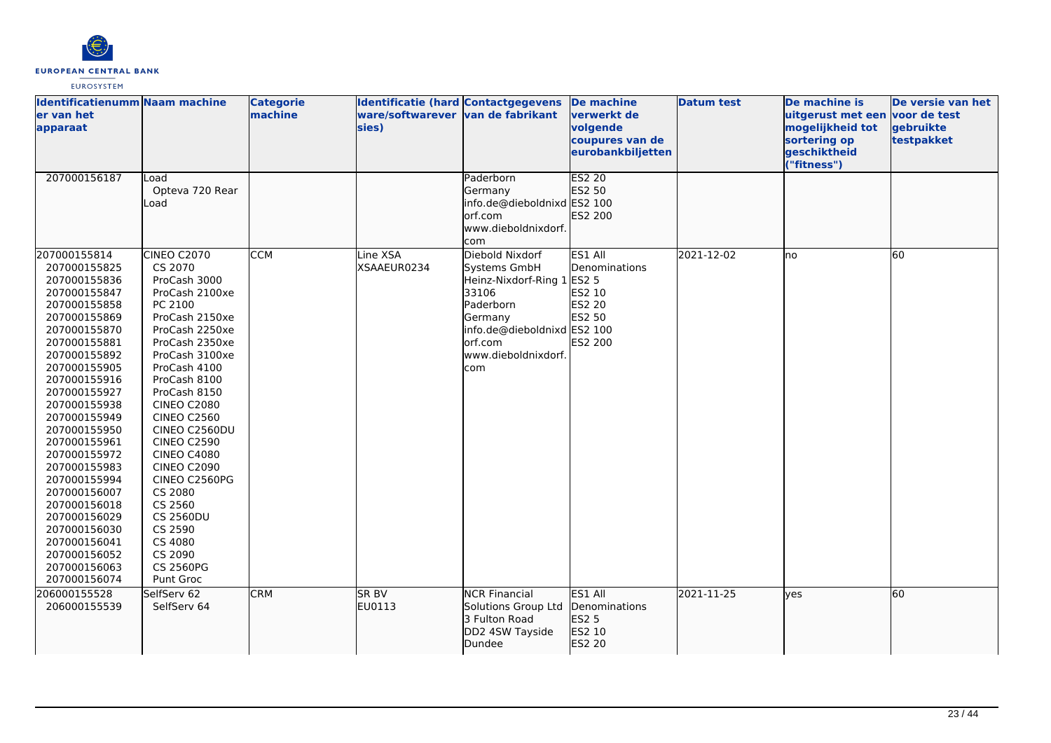| Identificatienummer van het apparaat | Naam machine | Categorie machine | Identificatie (hardware/softwareversies) | Contactgegevens van de fabrikant | De machine verwerkt de volgende coupures van de eurobankbiljetten | Datum test | De machine is uitgerust met een mogelijkheid tot sortering op geschiktheid ("fitness") | De versie van het voor de test gebruikte testpakket |
|---|---|---|---|---|---|---|---|---|
| 207000156187 | Load<br>Opteva 720 Rear Load | | | Paderborn<br>Germany<br>info.de@dieboldnixdorf.com<br>www.dieboldnixdorf.com | ES2 20<br>ES2 50<br>ES2 100<br>ES2 200 | | | |
| 207000155814<br>207000155825<br>207000155836<br>207000155847<br>207000155858<br>207000155869<br>207000155870<br>207000155881<br>207000155892<br>207000155905<br>207000155916<br>207000155927<br>207000155938<br>207000155949<br>207000155950<br>207000155961<br>207000155972<br>207000155983<br>207000155994<br>207000156007<br>207000156018<br>207000156029<br>207000156030<br>207000156041<br>207000156052<br>207000156063<br>207000156074 | CINEO C2070<br>CS 2070<br>ProCash 3000<br>ProCash 2100xe<br>PC 2100<br>ProCash 2150xe<br>ProCash 2250xe<br>ProCash 2350xe<br>ProCash 3100xe<br>ProCash 4100<br>ProCash 8100<br>ProCash 8150<br>CINEO C2080<br>CINEO C2560<br>CINEO C2560DU<br>CINEO C2590<br>CINEO C4080<br>CINEO C2090<br>CINEO C2560PG<br>CS 2080<br>CS 2560<br>CS 2560DU<br>CS 2590<br>CS 4080<br>CS 2090<br>CS 2560PG<br>Punt Groc | CCM | Line XSA<br>XSAAEUR0234 | Diebold Nixdorf Systems GmbH<br>Heinz-Nixdorf-Ring 1<br>33106<br>Paderborn<br>Germany<br>info.de@dieboldnixdorf.com<br>www.dieboldnixdorf.com | ES1 All Denominations<br>ES2 5<br>ES2 10<br>ES2 20<br>ES2 50<br>ES2 100<br>ES2 200 | 2021-12-02 | no | 60 |
| 206000155528<br>206000155539 | SelfServ 62<br>SelfServ 64 | CRM | SR BV<br>EU0113 | NCR Financial Solutions Group Ltd<br>3 Fulton Road<br>DD2 4SW Tayside<br>Dundee | ES1 All Denominations<br>ES2 5<br>ES2 10<br>ES2 20 | 2021-11-25 | yes | 60 |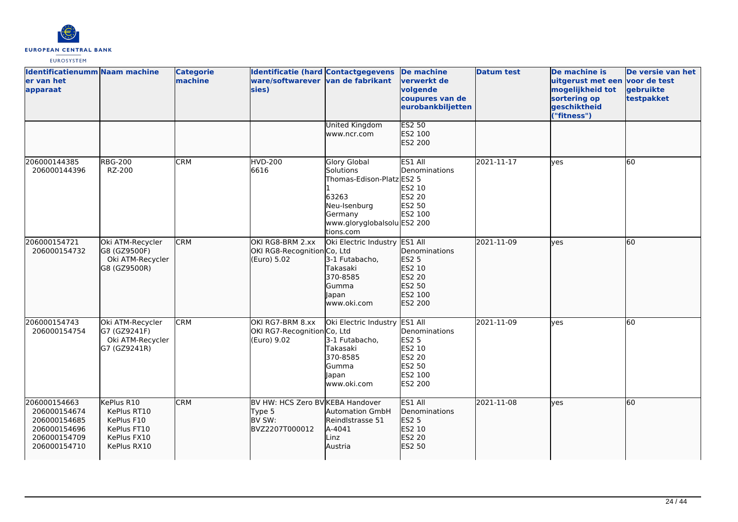| Identificatienummer van het apparaat | Naam machine | Categorie machine | Identificatie (hardware/softwareversies) | Contactgegevens van de fabrikant | De machine verwerkt de volgende coupures van de eurobankbiljetten | Datum test | De machine is uitgerust met een mogelijkheid tot sortering op geschiktheid ("fitness") | De versie van het voor de test gebruikte testpakket |
|---|---|---|---|---|---|---|---|---|
| | | | | United Kingdom<br>www.ncr.com | ES2 50<br>ES2 100<br>ES2 200 | | | |
| 206000144385<br>206000144396 | RBG-200<br>RZ-200 | CRM | HVD-200<br>6616 | Glory Global Solutions<br>Thomas-Edison-Platz 1<br>63263<br>Neu-Isenburg<br>Germany<br>www.gloryglobalsolutions.com | ES1 All Denominations<br>ES2 5<br>ES2 10<br>ES2 20<br>ES2 50<br>ES2 100<br>ES2 200 | 2021-11-17 | yes | 60 |
| 206000154721<br>206000154732 | Oki ATM-Recycler G8 (GZ9500F)<br>Oki ATM-Recycler G8 (GZ9500R) | CRM | OKI RG8-BRM 2.xx<br>OKI RG8-Recognition (Euro) 5.02 | Oki Electric Industry Co, Ltd<br>3-1 Futabacho,<br>Takasaki<br>370-8585<br>Gumma<br>Japan<br>www.oki.com | ES1 All Denominations<br>ES2 5<br>ES2 10<br>ES2 20<br>ES2 50<br>ES2 100<br>ES2 200 | 2021-11-09 | yes | 60 |
| 206000154743<br>206000154754 | Oki ATM-Recycler G7 (GZ9241F)<br>Oki ATM-Recycler G7 (GZ9241R) | CRM | OKI RG7-BRM 8.xx<br>OKI RG7-Recognition (Euro) 9.02 | Oki Electric Industry Co, Ltd<br>3-1 Futabacho,<br>Takasaki<br>370-8585<br>Gumma<br>Japan<br>www.oki.com | ES1 All Denominations<br>ES2 5<br>ES2 10<br>ES2 20<br>ES2 50<br>ES2 100<br>ES2 200 | 2021-11-09 | yes | 60 |
| 206000154663<br>206000154674<br>206000154685<br>206000154696<br>206000154709<br>206000154710 | KePlus R10<br>KePlus RT10<br>KePlus F10<br>KePlus FT10<br>KePlus FX10<br>KePlus RX10 | CRM | BV HW: HCS Zero BV Type 5<br>BV SW: BVZ2207T000012 | KEBA Handover Automation GmbH<br>Reindlstrasse 51<br>A-4041<br>Linz<br>Austria | ES1 All Denominations<br>ES2 5<br>ES2 10<br>ES2 20<br>ES2 50 | 2021-11-08 | yes | 60 |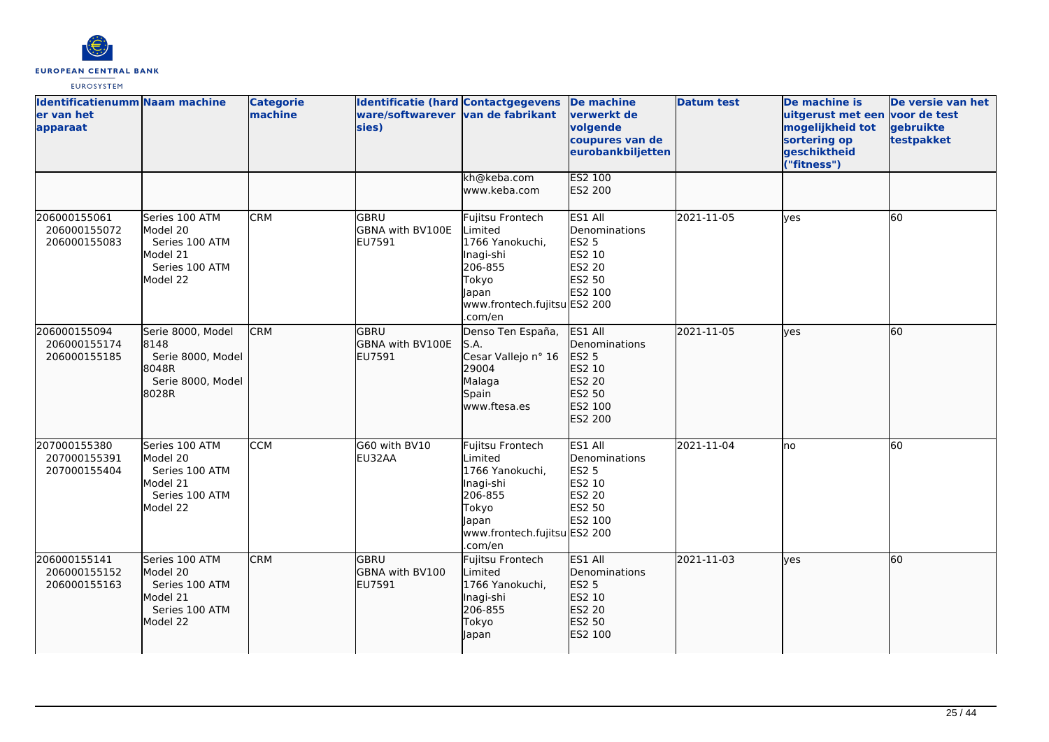| Identificatienummer van het apparaat | Naam machine | Categorie machine | Identificatie (hardware/softwareversies) | Contactgegevens van de fabrikant | De machine verwerkt de volgende coupures van de eurobankbiljetten | Datum test | De machine is uitgerust met een mogelijkheid tot sortering op geschiktheid ("fitness") | De versie van het voor de test gebruikte testpakket |
|---|---|---|---|---|---|---|---|---|
| | | | | kh@keba.com www.keba.com | ES2 100 ES2 200 | | | |
| 206000155061 206000155072 206000155083 | Series 100 ATM Model 20 Series 100 ATM Model 21 Series 100 ATM Model 22 | CRM | GBRU GBNA with BV100E EU7591 | Fujitsu Frontech Limited 1766 Yanokuchi, Inagi-shi 206-855 Tokyo Japan www.frontech.fujitsu.com/en | ES1 All Denominations ES2 5 ES2 10 ES2 20 ES2 50 ES2 100 ES2 200 | 2021-11-05 | yes | 60 |
| 206000155094 206000155174 206000155185 | Serie 8000, Model 8148 Serie 8000, Model 8048R Serie 8000, Model 8028R | CRM | GBRU GBNA with BV100E EU7591 | Denso Ten España, S.A. Cesar Vallejo n° 16 29004 Malaga Spain www.ftesa.es | ES1 All Denominations ES2 5 ES2 10 ES2 20 ES2 50 ES2 100 ES2 200 | 2021-11-05 | yes | 60 |
| 207000155380 207000155391 207000155404 | Series 100 ATM Model 20 Series 100 ATM Model 21 Series 100 ATM Model 22 | CCM | G60 with BV10 EU32AA | Fujitsu Frontech Limited 1766 Yanokuchi, Inagi-shi 206-855 Tokyo Japan www.frontech.fujitsu.com/en | ES1 All Denominations ES2 5 ES2 10 ES2 20 ES2 50 ES2 100 ES2 200 | 2021-11-04 | no | 60 |
| 206000155141 206000155152 206000155163 | Series 100 ATM Model 20 Series 100 ATM Model 21 Series 100 ATM Model 22 | CRM | GBRU GBNA with BV100 EU7591 | Fujitsu Frontech Limited 1766 Yanokuchi, Inagi-shi 206-855 Tokyo Japan | ES1 All Denominations ES2 5 ES2 10 ES2 20 ES2 50 ES2 100 | 2021-11-03 | yes | 60 |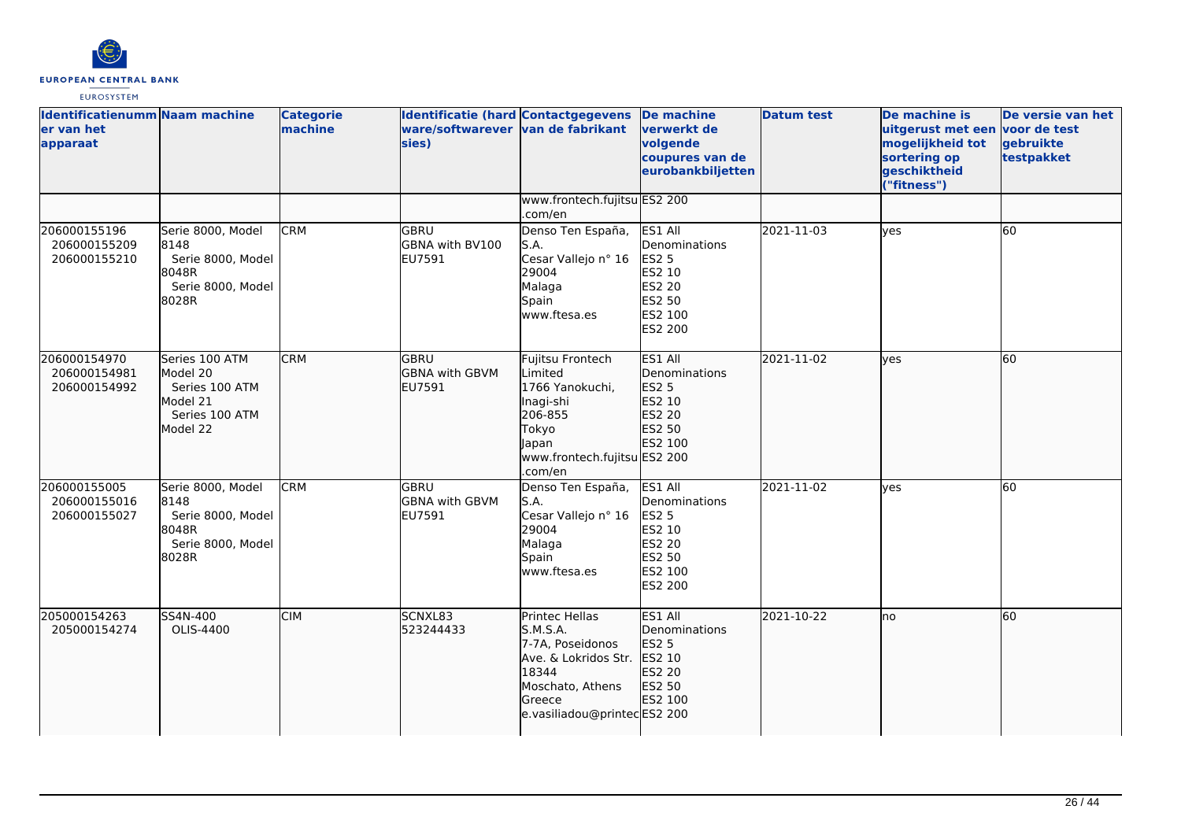| Identificatienummer van het apparaat | Naam machine | Categorie machine | Identificatie (hardware/softwareversies) | Contactgegevens van de fabrikant | De machine verwerkt de volgende coupures van de eurobankbiljetten | Datum test | De machine is uitgerust met een mogelijkheid tot sortering op geschiktheid ("fitness") | De versie van het voor de test gebruikte testpakket |
|---|---|---|---|---|---|---|---|---|
| | | | | www.frontech.fujitsu.com/en | ES2 200 | | | |
| 206000155196<br>206000155209<br>206000155210 | Serie 8000, Model 8148<br>Serie 8000, Model 8048R<br>Serie 8000, Model 8028R | CRM | GBRU<br>GBNA with BV100<br>EU7591 | Denso Ten España, S.A.<br>Cesar Vallejo n° 16<br>29004<br>Malaga<br>Spain<br>www.ftesa.es | ES1 All Denominations<br>ES2 5<br>ES2 10<br>ES2 20<br>ES2 50<br>ES2 100<br>ES2 200 | 2021-11-03 | yes | 60 |
| 206000154970<br>206000154981<br>206000154992 | Series 100 ATM Model 20<br>Series 100 ATM Model 21<br>Series 100 ATM Model 22 | CRM | GBRU<br>GBNA with GBVM<br>EU7591 | Fujitsu Frontech Limited<br>1766 Yanokuchi, Inagi-shi<br>206-855<br>Tokyo<br>Japan<br>www.frontech.fujitsu.com/en | ES1 All Denominations<br>ES2 5<br>ES2 10<br>ES2 20<br>ES2 50<br>ES2 100<br>ES2 200 | 2021-11-02 | yes | 60 |
| 206000155005<br>206000155016<br>206000155027 | Serie 8000, Model 8148<br>Serie 8000, Model 8048R<br>Serie 8000, Model 8028R | CRM | GBRU<br>GBNA with GBVM<br>EU7591 | Denso Ten España, S.A.<br>Cesar Vallejo n° 16<br>29004<br>Malaga<br>Spain<br>www.ftesa.es | ES1 All Denominations<br>ES2 5<br>ES2 10<br>ES2 20<br>ES2 50<br>ES2 100<br>ES2 200 | 2021-11-02 | yes | 60 |
| 205000154263<br>205000154274 | SS4N-400<br>OLIS-4400 | CIM | SCNXL83<br>523244433 | Printec Hellas S.M.S.A.<br>7-7A, Poseidonos Ave. & Lokridos Str.<br>18344<br>Moschato, Athens<br>Greece<br>e.vasiliadou@printec | ES1 All Denominations<br>ES2 5<br>ES2 10<br>ES2 20<br>ES2 50<br>ES2 100<br>ES2 200 | 2021-10-22 | no | 60 |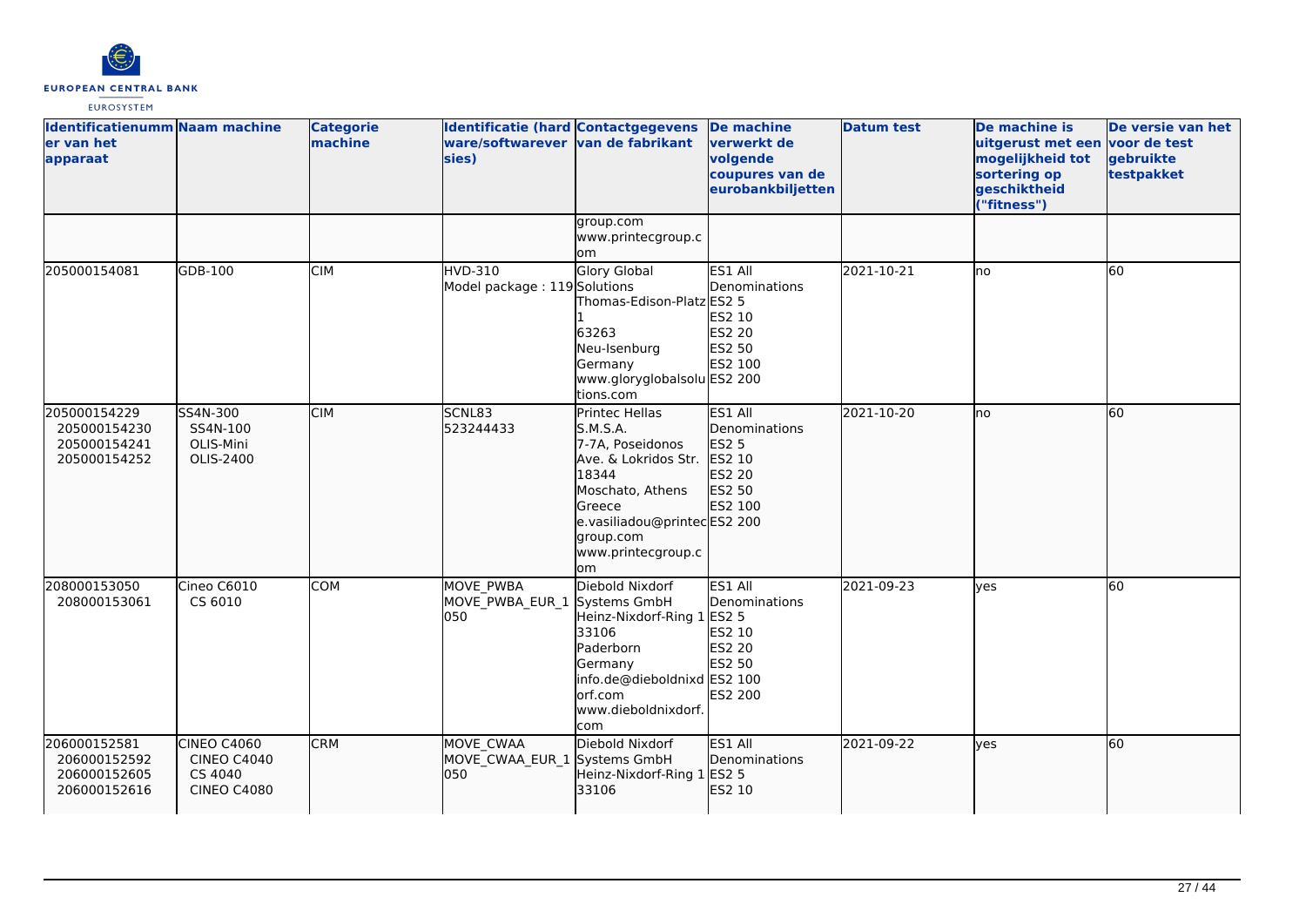| Identificatienummer van het apparaat | Naam machine | Categorie machine | Identificatie (hardware/softwareversies) | Contactgegevens van de fabrikant | De machine verwerkt de volgende coupures van de eurobankbiljetten | Datum test | De machine is uitgerust met een mogelijkheid tot sortering op geschiktheid ("fitness") | De versie van het voor de test gebruikte testpakket |
|---|---|---|---|---|---|---|---|---|
| | | | | group.com<br>www.printecgroup.com | | | | |
| 205000154081 | GDB-100 | CIM | HVD-310<br>Model package : 119 | Glory Global Solutions<br>Thomas-Edison-Platz 1<br>63263<br>Neu-Isenburg<br>Germany<br>www.gloryglobalsolutions.com | ES1 All Denominations<br>ES2 5<br>ES2 10<br>ES2 20<br>ES2 50<br>ES2 100<br>ES2 200 | 2021-10-21 | no | 60 |
| 205000154229<br>205000154230<br>205000154241<br>205000154252 | SS4N-300<br>SS4N-100<br>OLIS-Mini<br>OLIS-2400 | CIM | SCNL83<br>523244433 | Printec Hellas S.M.S.A.<br>7-7A, Poseidonos Ave. & Lokridos Str.<br>18344<br>Moschato, Athens<br>Greece<br>e.vasiliadou@printecgroup.com<br>www.printecgroup.com | ES1 All Denominations<br>ES2 5<br>ES2 10<br>ES2 20<br>ES2 50<br>ES2 100<br>ES2 200 | 2021-10-20 | no | 60 |
| 208000153050<br>208000153061 | Cineo C6010<br>CS 6010 | COM | MOVE_PWBA<br>MOVE_PWBA_EUR_1050 | Diebold Nixdorf Systems GmbH<br>Heinz-Nixdorf-Ring 1<br>33106<br>Paderborn<br>Germany<br>info.de@dieboldnixdorf.com<br>www.dieboldnixdorf.com | ES1 All Denominations<br>ES2 5<br>ES2 10<br>ES2 20<br>ES2 50<br>ES2 100<br>ES2 200 | 2021-09-23 | yes | 60 |
| 206000152581<br>206000152592<br>206000152605<br>206000152616 | CINEO C4060<br>CINEO C4040<br>CS 4040<br>CINEO C4080 | CRM | MOVE_CWAA<br>MOVE_CWAA_EUR_1050 | Diebold Nixdorf Systems GmbH<br>Heinz-Nixdorf-Ring 1<br>33106 | ES1 All Denominations<br>ES2 5<br>ES2 10 | 2021-09-22 | yes | 60 |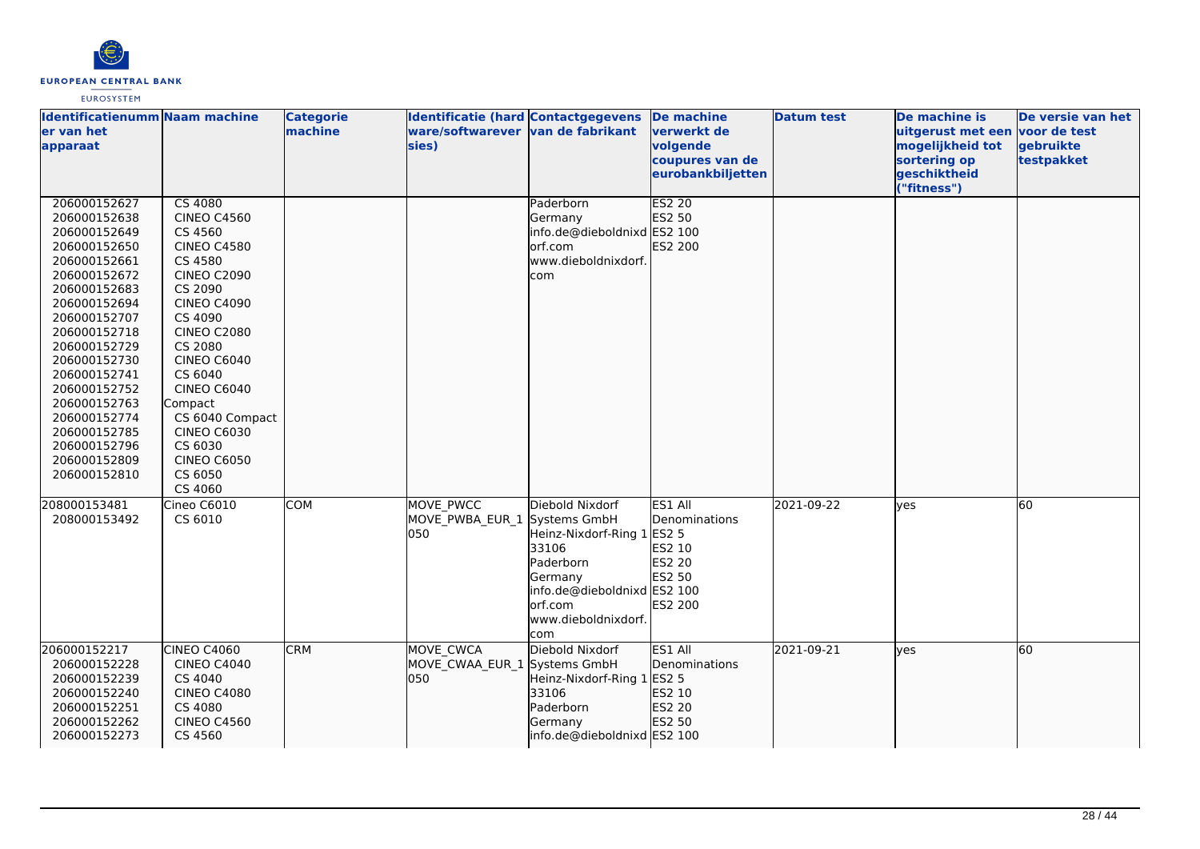| Identificatienummer van het apparaat | Naam machine | Categorie machine | Identificatie (hardware/softwareversies) | Contactgegevens van de fabrikant | De machine verwerkt de volgende coupures van de eurobankbiljetten | Datum test | De machine is uitgerust met een mogelijkheid tot sortering op geschiktheid ("fitness") | De versie van het voor de test gebruikte testpakket |
|---|---|---|---|---|---|---|---|---|
| 206000152627<br>206000152638<br>206000152649<br>206000152650<br>206000152661<br>206000152672<br>206000152683<br>206000152694<br>206000152707<br>206000152718<br>206000152729<br>206000152730<br>206000152741<br>206000152752<br>206000152763<br>206000152774<br>206000152785<br>206000152796<br>206000152809<br>206000152810 | CS 4080<br>CINEO C4560<br>CS 4560<br>CINEO C4580<br>CS 4580<br>CINEO C2090<br>CS 2090<br>CINEO C4090<br>CS 4090<br>CINEO C2080<br>CS 2080<br>CINEO C6040<br>CS 6040<br>CINEO C6040 Compact<br>CS 6040 Compact<br>CINEO C6030<br>CS 6030<br>CINEO C6050<br>CS 6050<br>CS 4060 | | | Paderborn<br>Germany<br>info.de@dieboldnixdorf.com<br>www.dieboldnixdorf.com | ES2 20<br>ES2 50<br>ES2 100<br>ES2 200 | | | |
| 208000153481<br>208000153492 | Cineo C6010<br>CS 6010 | COM | MOVE_PWCC<br>MOVE_PWBA_EUR_1050 | Diebold Nixdorf Systems GmbH<br>Heinz-Nixdorf-Ring 1<br>33106<br>Paderborn<br>Germany<br>info.de@dieboldnixdorf.com<br>www.dieboldnixdorf.com | ES1 All Denominations<br>ES2 5<br>ES2 10<br>ES2 20<br>ES2 50<br>ES2 100<br>ES2 200 | 2021-09-22 | yes | 60 |
| 206000152217<br>206000152228<br>206000152239<br>206000152240<br>206000152251<br>206000152262<br>206000152273 | CINEO C4060<br>CINEO C4040<br>CS 4040<br>CINEO C4080<br>CS 4080<br>CINEO C4560<br>CS 4560 | CRM | MOVE_CWCA<br>MOVE_CWAA_EUR_1050 | Diebold Nixdorf Systems GmbH<br>Heinz-Nixdorf-Ring 1<br>33106<br>Paderborn<br>Germany<br>info.de@dieboldnixd | ES1 All Denominations<br>ES2 5<br>ES2 10<br>ES2 20<br>ES2 50<br>ES2 100 | 2021-09-21 | yes | 60 |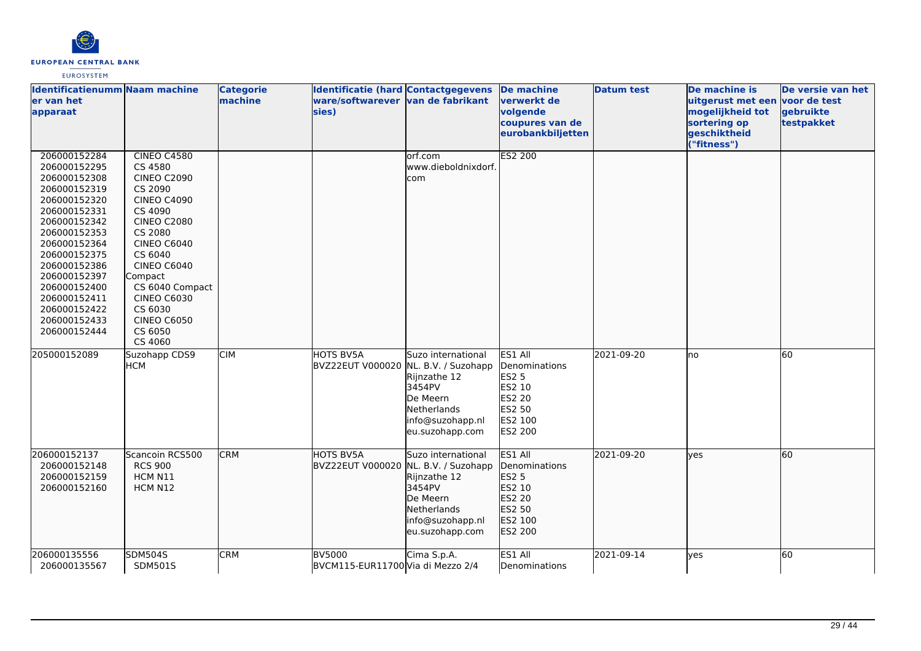| Identificatienummer van het apparaat | Naam machine | Categorie machine | Identificatie (hardware/softwareversies) | Contactgegevens van de fabrikant | De machine verwerkt de volgende coupures van de eurobankbiljetten | Datum test | De machine is uitgerust met een mogelijkheid tot sortering op geschiktheid ("fitness") | De versie van het voor de test gebruikte testpakket |
|---|---|---|---|---|---|---|---|---|
| 206000152284<br>206000152295<br>206000152308<br>206000152319<br>206000152320<br>206000152331<br>206000152342<br>206000152353<br>206000152364<br>206000152375<br>206000152386<br>206000152397<br>206000152400<br>206000152411<br>206000152422<br>206000152433<br>206000152444 | CINEO C4580<br>CS 4580<br>CINEO C2090<br>CS 2090<br>CINEO C4090<br>CS 4090<br>CINEO C2080<br>CS 2080<br>CINEO C6040<br>CS 6040<br>CINEO C6040 Compact<br>CS 6040 Compact<br>CINEO C6030<br>CS 6030<br>CINEO C6050<br>CS 6050<br>CS 4060 | | | orf.com<br>www.dieboldnixdorf.com | ES2 200 | | | |
| 205000152089 | Suzohapp CDS9 HCM | CIM | HOTS BV5A<br>BVZ22EUT V000020 | Suzo international NL. B.V. / Suzohapp<br>Rijnzathe 12<br>3454PV<br>De Meern<br>Netherlands<br>info@suzohapp.nl<br>eu.suzohapp.com | ES1 All Denominations<br>ES2 5<br>ES2 10<br>ES2 20<br>ES2 50<br>ES2 100<br>ES2 200 | 2021-09-20 | no | 60 |
| 206000152137<br>206000152148<br>206000152159<br>206000152160 | Scancoin RCS500<br>RCS 900<br>HCM N11<br>HCM N12 | CRM | HOTS BV5A<br>BVZ22EUT V000020 | Suzo international NL. B.V. / Suzohapp<br>Rijnzathe 12<br>3454PV<br>De Meern<br>Netherlands<br>info@suzohapp.nl<br>eu.suzohapp.com | ES1 All Denominations<br>ES2 5<br>ES2 10<br>ES2 20<br>ES2 50<br>ES2 100<br>ES2 200 | 2021-09-20 | yes | 60 |
| 206000135556<br>206000135567 | SDM504S<br>SDM501S | CRM | BV5000<br>BVCM115-EUR11700 | Cima S.p.A.<br>Via di Mezzo 2/4 | ES1 All Denominations | 2021-09-14 | yes | 60 |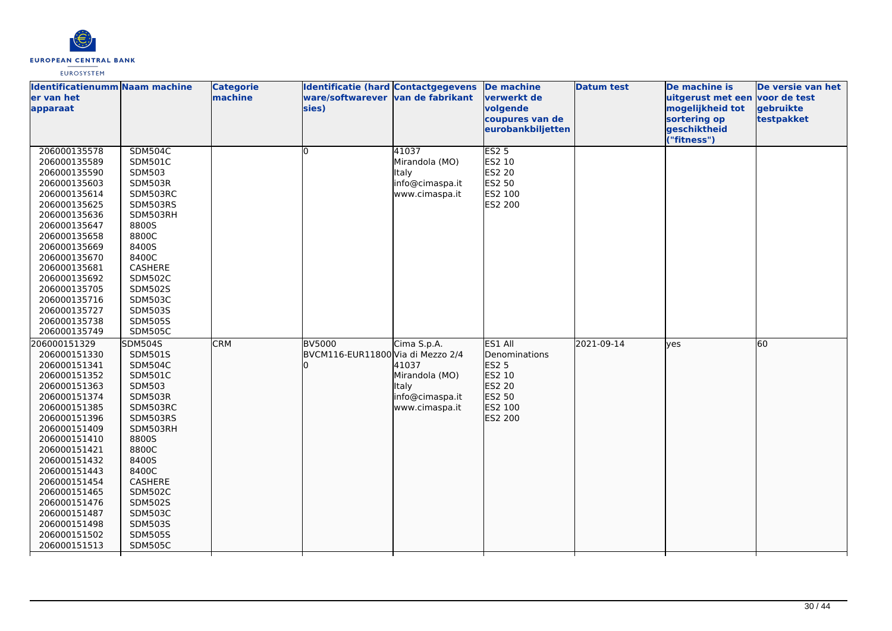| Identificatienummer van het apparaat | Naam machine | Categorie machine | Identificatie (hardware/softwareversies) | Contactgegevens van de fabrikant | De machine verwerkt de volgende coupures van de eurobankbiljetten | Datum test | De machine is uitgerust met een mogelijkheid tot sortering op geschiktheid ("fitness") | De versie van het voor de test gebruikte testpakket |
|---|---|---|---|---|---|---|---|---|
| 206000135578<br>206000135589<br>206000135590<br>206000135603<br>206000135614<br>206000135625<br>206000135636<br>206000135647<br>206000135658<br>206000135669<br>206000135670<br>206000135681<br>206000135692<br>206000135705<br>206000135716<br>206000135727<br>206000135738<br>206000135749 | SDM504C<br>SDM501C<br>SDM503<br>SDM503R<br>SDM503RC<br>SDM503RS<br>SDM503RH<br>8800S<br>8800C<br>8400S<br>8400C<br>CASHERE<br>SDM502C<br>SDM502S<br>SDM503C<br>SDM503S<br>SDM505S<br>SDM505C | | 0 | 41037<br>Mirandola (MO)<br>Italy<br>info@cimaspa.it<br>www.cimaspa.it | ES2 5<br>ES2 10<br>ES2 20<br>ES2 50<br>ES2 100<br>ES2 200 | | | |
| 206000151329<br>206000151330<br>206000151341<br>206000151352<br>206000151363<br>206000151374<br>206000151385<br>206000151396<br>206000151409<br>206000151410<br>206000151421<br>206000151432<br>206000151443<br>206000151454<br>206000151465<br>206000151476<br>206000151487<br>206000151498<br>206000151502<br>206000151513 | SDM504S<br>SDM501S<br>SDM504C<br>SDM501C<br>SDM503<br>SDM503R<br>SDM503RC<br>SDM503RS<br>SDM503RH<br>8800S<br>8800C<br>8400S<br>8400C<br>CASHERE<br>SDM502C<br>SDM502S<br>SDM503C<br>SDM503S<br>SDM505S<br>SDM505C | CRM | BV5000<br>BVCM116-EUR11800<br>0 | Cima S.p.A.<br>Via di Mezzo 2/4<br>41037<br>Mirandola (MO)<br>Italy<br>info@cimaspa.it<br>www.cimaspa.it | ES1 All Denominations<br>ES2 5<br>ES2 10<br>ES2 20<br>ES2 50<br>ES2 100<br>ES2 200 | 2021-09-14 | yes | 60 |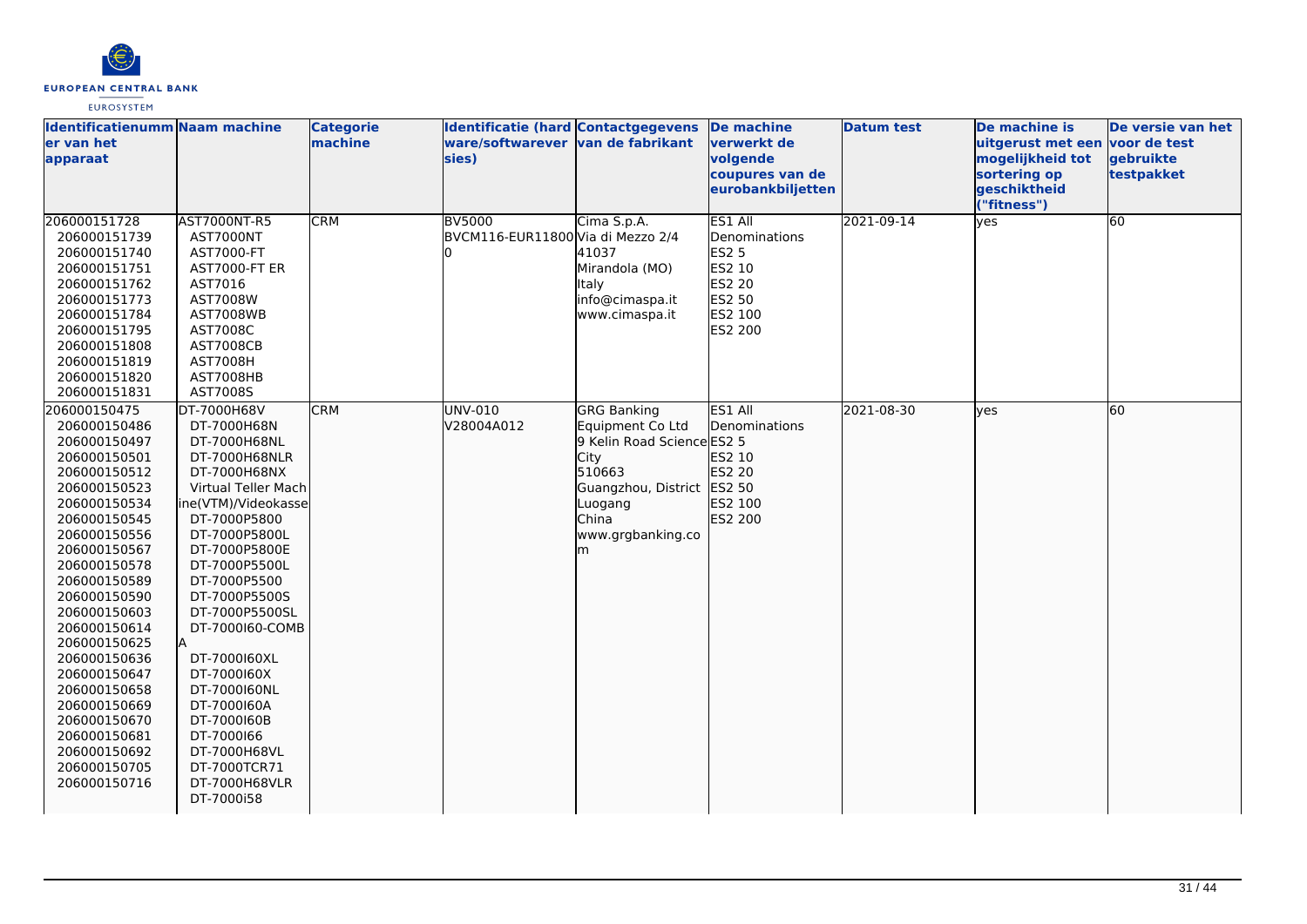| Identificatienummer van het apparaat | Naam machine | Categorie machine | Identificatie (hardware/softwareversies) | Contactgegevens van de fabrikant | De machine verwerkt de volgende coupures van de eurobankbiljetten | Datum test | De machine is uitgerust met een mogelijkheid tot sortering op geschiktheid ("fitness") | De versie van het voor de test gebruikte testpakket |
|---|---|---|---|---|---|---|---|---|
| 206000151728<br>206000151739<br>206000151740<br>206000151751<br>206000151762<br>206000151773<br>206000151784<br>206000151795<br>206000151808<br>206000151819<br>206000151820<br>206000151831 | AST7000NT-R5<br>AST7000NT<br>AST7000-FT<br>AST7000-FT ER<br>AST7016<br>AST7008W<br>AST7008WB<br>AST7008C<br>AST7008CB<br>AST7008H<br>AST7008HB<br>AST7008S | CRM | BV5000<br>BVCM116-EUR118000 | Cima S.p.A.<br>Via di Mezzo 2/4<br>41037<br>Mirandola (MO)<br>Italy<br>info@cimaspa.it<br>www.cimaspa.it | ES1 All Denominations<br>ES2 5<br>ES2 10<br>ES2 20<br>ES2 50<br>ES2 100<br>ES2 200 | 2021-09-14 | yes | 60 |
| 206000150475<br>206000150486<br>206000150497<br>206000150501<br>206000150512<br>206000150523<br>206000150534<br>206000150545<br>206000150556<br>206000150567<br>206000150578<br>206000150589<br>206000150590<br>206000150603<br>206000150614<br>206000150625<br>206000150636<br>206000150647<br>206000150658<br>206000150669<br>206000150670<br>206000150681<br>206000150692<br>206000150705<br>206000150716 | DT-7000H68V<br>DT-7000H68N<br>DT-7000H68NL<br>DT-7000H68NLR<br>DT-7000H68NX<br>Virtual Teller Machine(VTM)/Videokasse<br>DT-7000P5800<br>DT-7000P5800L<br>DT-7000P5800E<br>DT-7000P5500L<br>DT-7000P5500<br>DT-7000P5500S<br>DT-7000P5500SL<br>DT-7000I60-COMBA<br>DT-7000I60XL<br>DT-7000I60X<br>DT-7000I60NL<br>DT-7000I60A<br>DT-7000I60B<br>DT-7000I66<br>DT-7000H68VL<br>DT-7000TCR71<br>DT-7000H68VLR<br>DT-7000i58 | CRM | UNV-010<br>V28004A012 | GRG Banking Equipment Co Ltd<br>9 Kelin Road Science City<br>510663<br>Guangzhou, District Luogang<br>China<br>www.grgbanking.com | ES1 All Denominations<br>ES2 5<br>ES2 10<br>ES2 20<br>ES2 50<br>ES2 100<br>ES2 200 | 2021-08-30 | yes | 60 |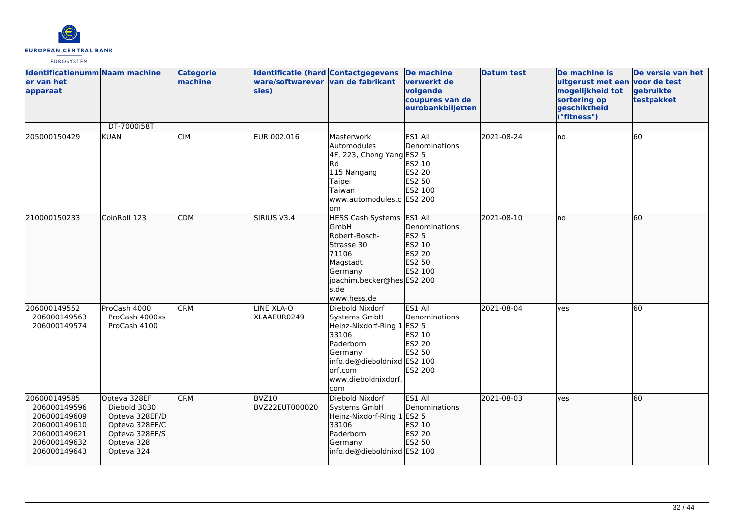| Identificatienummer van het apparaat | Naam machine | Categorie machine | Identificatie (hardware/softwareversies) | Contactgegevens van de fabrikant | De machine verwerkt de volgende coupures van de eurobankbiljetten | Datum test | De machine is uitgerust met een mogelijkheid tot sortering op geschiktheid ("fitness") | De versie van het voor de test gebruikte testpakket |
|---|---|---|---|---|---|---|---|---|
| | DT-7000i58T | | | | | | | |
| 205000150429 | KUAN | CIM | EUR 002.016 | Masterwork Automodules<br>4F, 223, Chong Yang Rd<br>115 Nangang<br>Taipei<br>Taiwan<br>www.automodules.com | ES1 All Denominations<br>ES2 5<br>ES2 10<br>ES2 20<br>ES2 50<br>ES2 100<br>ES2 200 | 2021-08-24 | no | 60 |
| 210000150233 | CoinRoll 123 | CDM | SIRIUS V3.4 | HESS Cash Systems GmbH<br>Robert-Bosch-Strasse 30<br>71106<br>Magstadt<br>Germany<br>joachim.becker@hess.de<br>www.hess.de | ES1 All Denominations<br>ES2 5<br>ES2 10<br>ES2 20<br>ES2 50<br>ES2 100<br>ES2 200 | 2021-08-10 | no | 60 |
| 206000149552<br>206000149563<br>206000149574 | ProCash 4000<br>ProCash 4000xs<br>ProCash 4100 | CRM | LINE XLA-O<br>XLAAEUR0249 | Diebold Nixdorf Systems GmbH<br>Heinz-Nixdorf-Ring 1<br>33106<br>Paderborn<br>Germany<br>info.de@dieboldnixdorf.com<br>www.dieboldnixdorf.com | ES1 All Denominations<br>ES2 5<br>ES2 10<br>ES2 20<br>ES2 50<br>ES2 100<br>ES2 200 | 2021-08-04 | yes | 60 |
| 206000149585<br>206000149596<br>206000149609<br>206000149610<br>206000149621<br>206000149632<br>206000149643 | Opteva 328EF<br>Diebold 3030<br>Opteva 328EF/D<br>Opteva 328EF/C<br>Opteva 328EF/S<br>Opteva 328<br>Opteva 324 | CRM | BVZ10<br>BVZ22EUT000020 | Diebold Nixdorf Systems GmbH<br>Heinz-Nixdorf-Ring 1<br>33106<br>Paderborn<br>Germany<br>info.de@dieboldnixd | ES1 All Denominations<br>ES2 5<br>ES2 10<br>ES2 20<br>ES2 50<br>ES2 100 | 2021-08-03 | yes | 60 |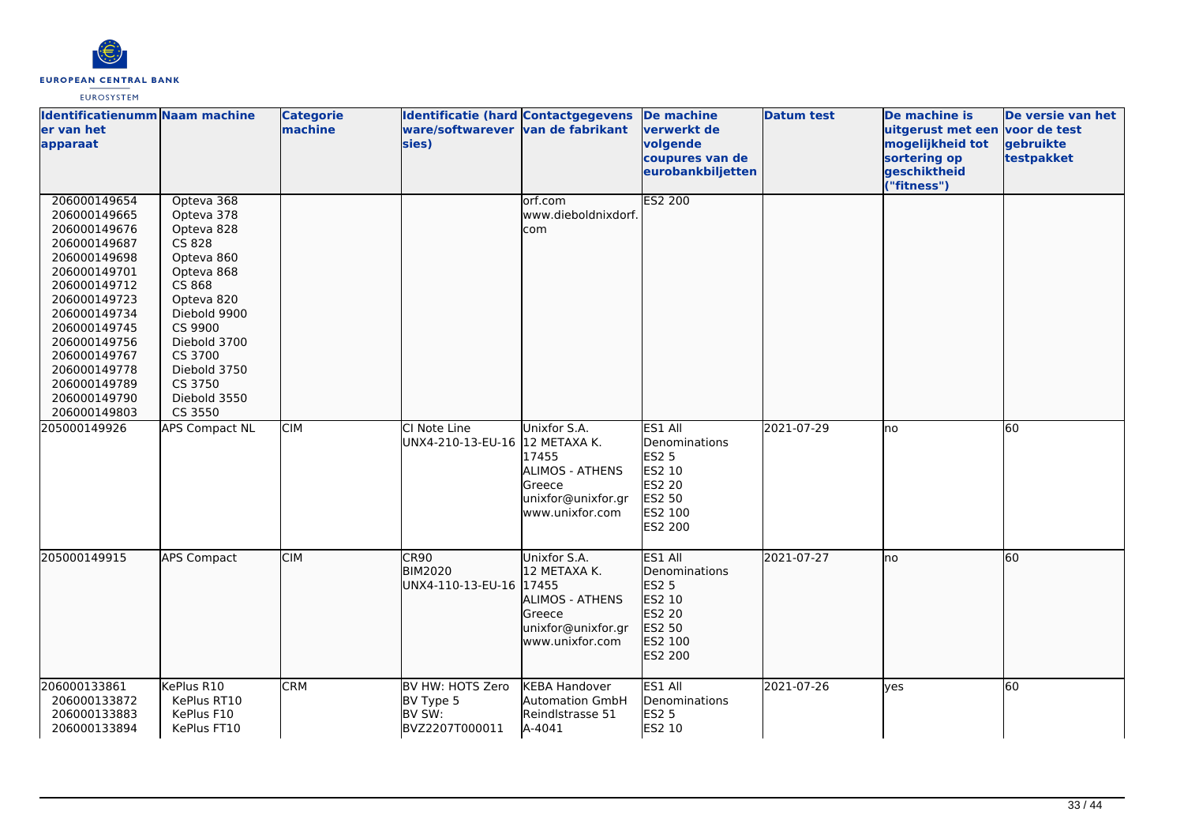| Identificatienummer van het apparaat | Naam machine | Categorie machine | Identificatie (hardware/softwareversies) | Contactgegevens van de fabrikant | De machine verwerkt de volgende coupures van de eurobankbiljetten | Datum test | De machine is uitgerust met een mogelijkheid tot sortering op geschiktheid ("fitness") | De versie van het voor de test gebruikte testpakket |
|---|---|---|---|---|---|---|---|---|
| 206000149654<br>206000149665<br>206000149676<br>206000149687<br>206000149698<br>206000149701<br>206000149712<br>206000149723<br>206000149734<br>206000149745<br>206000149756<br>206000149767<br>206000149778<br>206000149789<br>206000149790<br>206000149803 | Opteva 368<br>Opteva 378<br>Opteva 828<br>CS 828<br>Opteva 860<br>Opteva 868<br>CS 868<br>Opteva 820<br>Diebold 9900<br>CS 9900<br>Diebold 3700<br>CS 3700<br>Diebold 3750<br>CS 3750<br>Diebold 3550<br>CS 3550 | | | orf.com<br>www.dieboldnixdorf.com | ES2 200 | | | |
| 205000149926 | APS Compact NL | CIM | CI Note Line<br>UNX4-210-13-EU-16 | Unixfor S.A.<br>12 METAXA K.<br>17455<br>ALIMOS - ATHENS<br>Greece<br>unixfor@unixfor.gr<br>www.unixfor.com | ES1 All Denominations<br>ES2 5<br>ES2 10<br>ES2 20<br>ES2 50<br>ES2 100<br>ES2 200 | 2021-07-29 | no | 60 |
| 205000149915 | APS Compact | CIM | CR90<br>BIM2020<br>UNX4-110-13-EU-16 | Unixfor S.A.<br>12 METAXA K.<br>17455<br>ALIMOS - ATHENS<br>Greece<br>unixfor@unixfor.gr<br>www.unixfor.com | ES1 All Denominations<br>ES2 5<br>ES2 10<br>ES2 20<br>ES2 50<br>ES2 100<br>ES2 200 | 2021-07-27 | no | 60 |
| 206000133861<br>206000133872<br>206000133883<br>206000133894 | KePlus R10<br>KePlus RT10<br>KePlus F10<br>KePlus FT10 | CRM | BV HW: HOTS Zero<br>BV Type 5<br>BV SW:<br>BVZ2207T000011 | KEBA Handover Automation GmbH<br>Reindlstrasse 51<br>A-4041 | ES1 All Denominations<br>ES2 5<br>ES2 10 | 2021-07-26 | yes | 60 |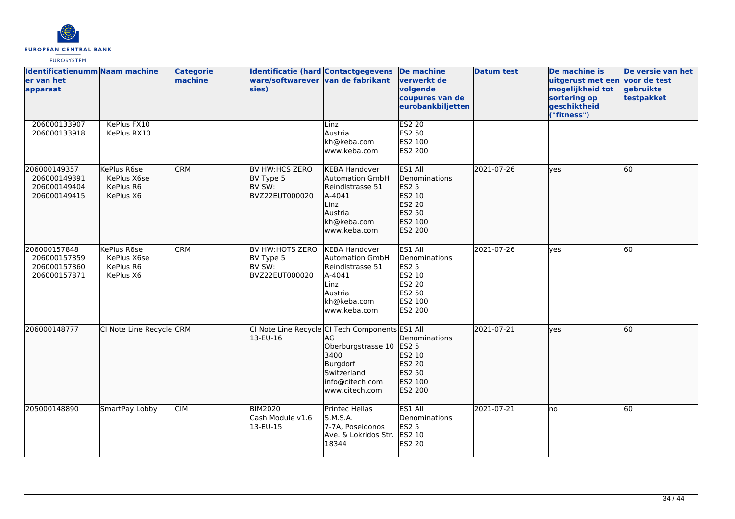| Identificatienummer van het apparaat | Naam machine | Categorie machine | Identificatie (hardware/softwareversies) | Contactgegevens van de fabrikant | De machine verwerkt de volgende coupures van de eurobankbiljetten | Datum test | De machine is uitgerust met een mogelijkheid tot sortering op geschiktheid ("fitness") | De versie van het voor de test gebruikte testpakket |
|---|---|---|---|---|---|---|---|---|
| 206000133907<br>206000133918 | KePlus FX10<br>KePlus RX10 | | | Linz<br>Austria<br>kh@keba.com<br>www.keba.com | ES2 20<br>ES2 50<br>ES2 100<br>ES2 200 | | | |
| 206000149357<br>206000149391<br>206000149404<br>206000149415 | KePlus R6se<br>KePlus X6se<br>KePlus R6<br>KePlus X6 | CRM | BV HW:HCS ZERO<br>BV Type 5<br>BV SW:<br>BVZ22EUT000020 | KEBA Handover Automation GmbH<br>Reindlstrasse 51<br>A-4041<br>Linz<br>Austria<br>kh@keba.com<br>www.keba.com | ES1 All Denominations<br>ES2 5<br>ES2 10<br>ES2 20<br>ES2 50<br>ES2 100<br>ES2 200 | 2021-07-26 | yes | 60 |
| 206000157848<br>206000157859<br>206000157860<br>206000157871 | KePlus R6se<br>KePlus X6se<br>KePlus R6<br>KePlus X6 | CRM | BV HW:HOTS ZERO<br>BV Type 5<br>BV SW:<br>BVZ22EUT000020 | KEBA Handover Automation GmbH<br>Reindlstrasse 51<br>A-4041<br>Linz<br>Austria<br>kh@keba.com<br>www.keba.com | ES1 All Denominations<br>ES2 5<br>ES2 10<br>ES2 20<br>ES2 50<br>ES2 100<br>ES2 200 | 2021-07-26 | yes | 60 |
| 206000148777 | CI Note Line Recycle | CRM | CI Note Line Recycle<br>13-EU-16 | CI Tech Components AG<br>Oberburgstrasse 10<br>3400<br>Burgdorf<br>Switzerland<br>info@citech.com<br>www.citech.com | ES1 All Denominations<br>ES2 5<br>ES2 10<br>ES2 20<br>ES2 50<br>ES2 100<br>ES2 200 | 2021-07-21 | yes | 60 |
| 205000148890 | SmartPay Lobby | CIM | BIM2020<br>Cash Module v1.6<br>13-EU-15 | Printec Hellas S.M.S.A.<br>7-7A, Poseidonos Ave. & Lokridos Str.<br>18344 | ES1 All Denominations<br>ES2 5<br>ES2 10<br>ES2 20 | 2021-07-21 | no | 60 |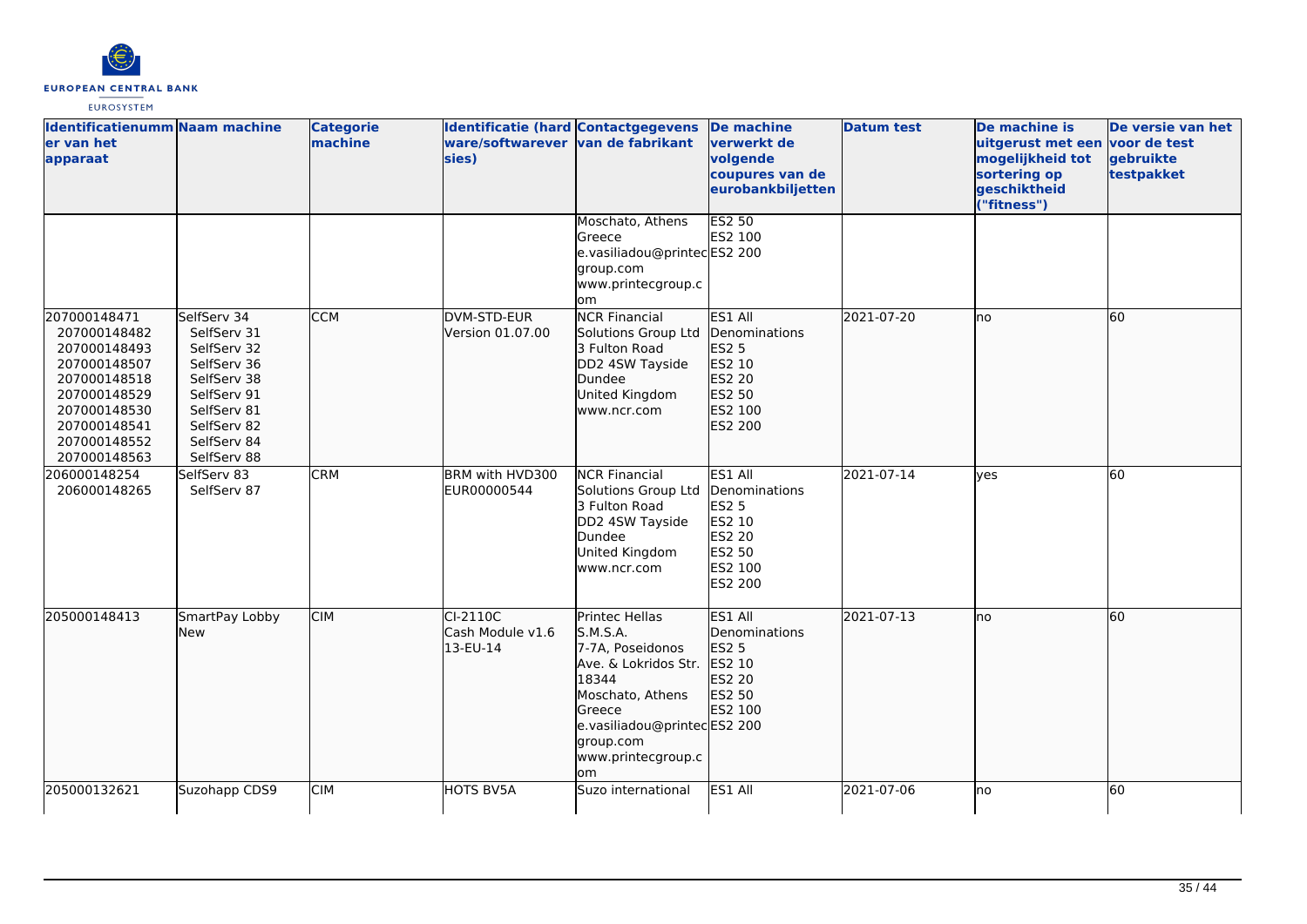| Identificatienummer van het apparaat | Naam machine | Categorie machine | Identificatie (hardware/softwareversies) | Contactgegevens van de fabrikant | De machine verwerkt de volgende coupures van de eurobankbiljetten | Datum test | De machine is uitgerust met een mogelijkheid tot sortering op geschiktheid ("fitness") | De versie van het voor de test gebruikte testpakket |
|---|---|---|---|---|---|---|---|---|
| | | | | Moschato, Athens Greece e.vasiliadou@printecgroup.com www.printecgroup.com | ES2 50 ES2 100 ES2 200 | | | |
| 207000148471 207000148482 207000148493 207000148507 207000148518 207000148529 207000148530 207000148541 207000148552 207000148563 | SelfServ 34 SelfServ 31 SelfServ 32 SelfServ 36 SelfServ 38 SelfServ 91 SelfServ 81 SelfServ 82 SelfServ 84 SelfServ 88 | CCM | DVM-STD-EUR Version 01.07.00 | NCR Financial Solutions Group Ltd 3 Fulton Road DD2 4SW Tayside Dundee United Kingdom www.ncr.com | ES1 All Denominations ES2 5 ES2 10 ES2 20 ES2 50 ES2 100 ES2 200 | 2021-07-20 | no | 60 |
| 206000148254 206000148265 | SelfServ 83 SelfServ 87 | CRM | BRM with HVD300 EUR00000544 | NCR Financial Solutions Group Ltd 3 Fulton Road DD2 4SW Tayside Dundee United Kingdom www.ncr.com | ES1 All Denominations ES2 5 ES2 10 ES2 20 ES2 50 ES2 100 ES2 200 | 2021-07-14 | yes | 60 |
| 205000148413 | SmartPay Lobby New | CIM | CI-2110C Cash Module v1.6 13-EU-14 | Printec Hellas S.M.S.A. 7-7A, Poseidonos Ave. & Lokridos Str. 18344 Moschato, Athens Greece e.vasiliadou@printecgroup.com www.printecgroup.com | ES1 All Denominations ES2 5 ES2 10 ES2 20 ES2 50 ES2 100 ES2 200 | 2021-07-13 | no | 60 |
| 205000132621 | Suzohapp CDS9 | CIM | HOTS BV5A | Suzo international | ES1 All | 2021-07-06 | no | 60 |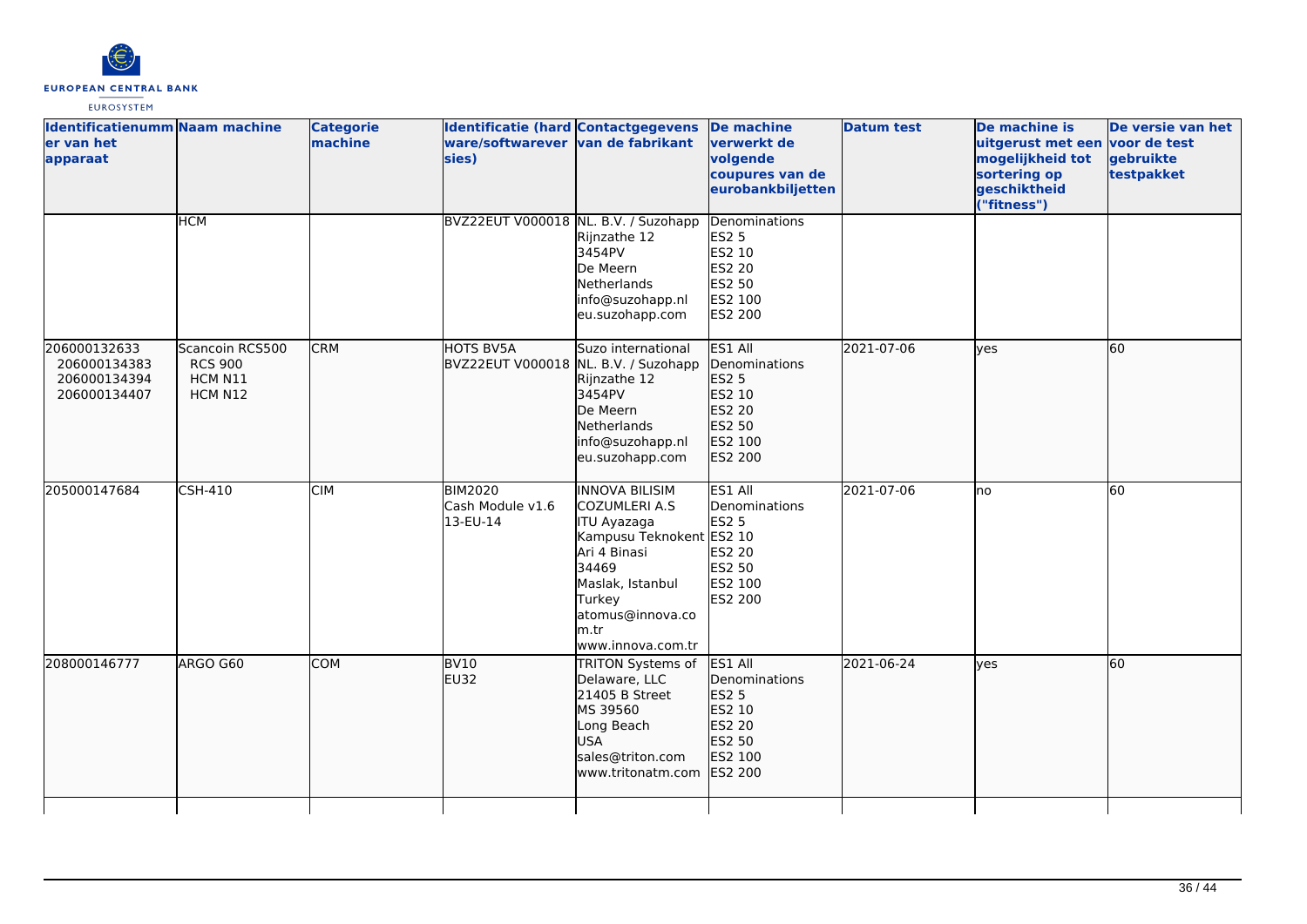| Identificatienummer van het apparaat | Naam machine | Categorie machine | Identificatie (hardware/softwareversies) | Contactgegevens van de fabrikant | De machine verwerkt de volgende coupures van de eurobankbiljetten | Datum test | De machine is uitgerust met een mogelijkheid tot sortering op geschiktheid ("fitness") | De versie van het voor de test gebruikte testpakket |
|---|---|---|---|---|---|---|---|---|
| | HCM | | BVZ22EUT V000018 | NL. B.V. / Suzohapp<br>Rijnzathe 12<br>3454PV<br>De Meern<br>Netherlands<br>info@suzohapp.nl<br>eu.suzohapp.com | Denominations<br>ES2 5<br>ES2 10<br>ES2 20<br>ES2 50<br>ES2 100<br>ES2 200 | | | |
| 206000132633<br>206000134383<br>206000134394<br>206000134407 | Scancoin RCS500<br>RCS 900<br>HCM N11<br>HCM N12 | CRM | HOTS BV5A<br>BVZ22EUT V000018 | Suzo international<br>NL. B.V. / Suzohapp<br>Rijnzathe 12<br>3454PV<br>De Meern<br>Netherlands<br>info@suzohapp.nl<br>eu.suzohapp.com | ES1 All<br>Denominations<br>ES2 5<br>ES2 10<br>ES2 20<br>ES2 50<br>ES2 100<br>ES2 200 | 2021-07-06 | yes | 60 |
| 205000147684 | CSH-410 | CIM | BIM2020<br>Cash Module v1.6<br>13-EU-14 | INNOVA BILISIM<br>COZUMLERI A.S<br>ITU Ayazaga<br>Kampusu Teknokent<br>Ari 4 Binasi<br>34469<br>Maslak, Istanbul<br>Turkey<br>atomus@innova.com.tr<br>www.innova.com.tr | ES1 All<br>Denominations<br>ES2 5<br>ES2 10<br>ES2 20<br>ES2 50<br>ES2 100<br>ES2 200 | 2021-07-06 | no | 60 |
| 208000146777 | ARGO G60 | COM | BV10<br>EU32 | TRITON Systems of<br>Delaware, LLC<br>21405 B Street<br>MS 39560<br>Long Beach<br>USA<br>sales@triton.com<br>www.tritonatm.com | ES1 All<br>Denominations<br>ES2 5<br>ES2 10<br>ES2 20<br>ES2 50<br>ES2 100<br>ES2 200 | 2021-06-24 | yes | 60 |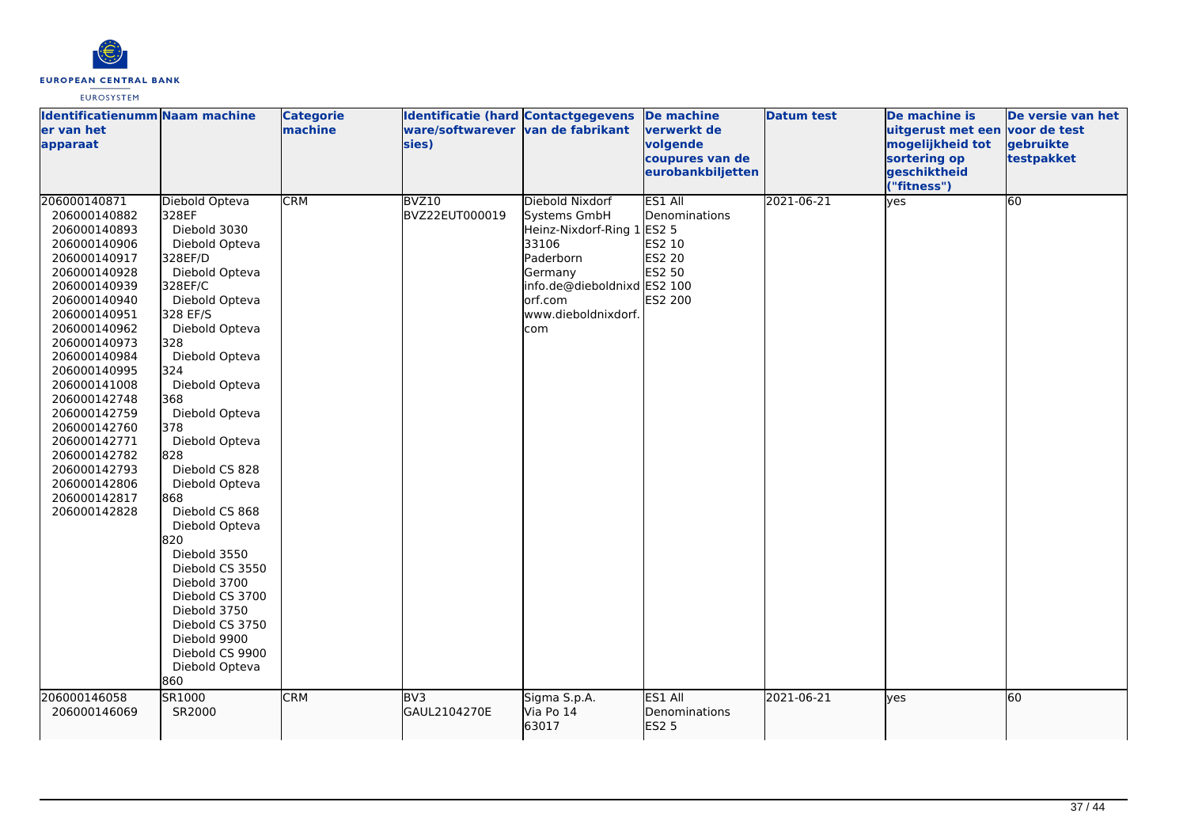| Identificatienummer van het apparaat | Naam machine | Categorie machine | Identificatie (hardware/softwareversies) | Contactgegevens van de fabrikant | De machine verwerkt de volgende coupures van de eurobankbiljetten | Datum test | De machine is uitgerust met een mogelijkheid tot sortering op geschiktheid ("fitness") | De versie van het voor de test gebruikte testpakket |
|---|---|---|---|---|---|---|---|---|
| 206000140871<br>206000140882<br>206000140893<br>206000140906<br>206000140917<br>206000140928<br>206000140939<br>206000140940<br>206000140951<br>206000140962<br>206000140973<br>206000140984<br>206000140995<br>206000141008<br>206000142748<br>206000142759<br>206000142760<br>206000142771<br>206000142782<br>206000142793<br>206000142806<br>206000142817<br>206000142828 | Diebold Opteva 328EF<br>Diebold 3030<br>Diebold Opteva 328EF/D<br>Diebold Opteva 328EF/C<br>Diebold Opteva 328 EF/S<br>Diebold Opteva 328<br>Diebold Opteva 324<br>Diebold Opteva 368<br>Diebold Opteva 378<br>Diebold Opteva 828<br>Diebold CS 828<br>Diebold Opteva 868<br>Diebold CS 868<br>Diebold Opteva 820<br>Diebold 3550<br>Diebold CS 3550<br>Diebold 3700<br>Diebold CS 3700<br>Diebold 3750<br>Diebold CS 3750<br>Diebold 9900<br>Diebold CS 9900<br>Diebold Opteva 860 | CRM | BVZ10<br>BVZ22EUT000019 | Diebold Nixdorf Systems GmbH<br>Heinz-Nixdorf-Ring 1<br>33106<br>Paderborn<br>Germany<br>info.de@dieboldnixdorf.com<br>www.dieboldnixdorf.com | ES1 All Denominations<br>ES2 5<br>ES2 10<br>ES2 20<br>ES2 50<br>ES2 100<br>ES2 200 | 2021-06-21 | yes | 60 |
| 206000146058<br>206000146069 | SR1000<br>SR2000 | CRM | BV3<br>GAUL2104270E | Sigma S.p.A.<br>Via Po 14<br>63017 | ES1 All Denominations<br>ES2 5 | 2021-06-21 | yes | 60 |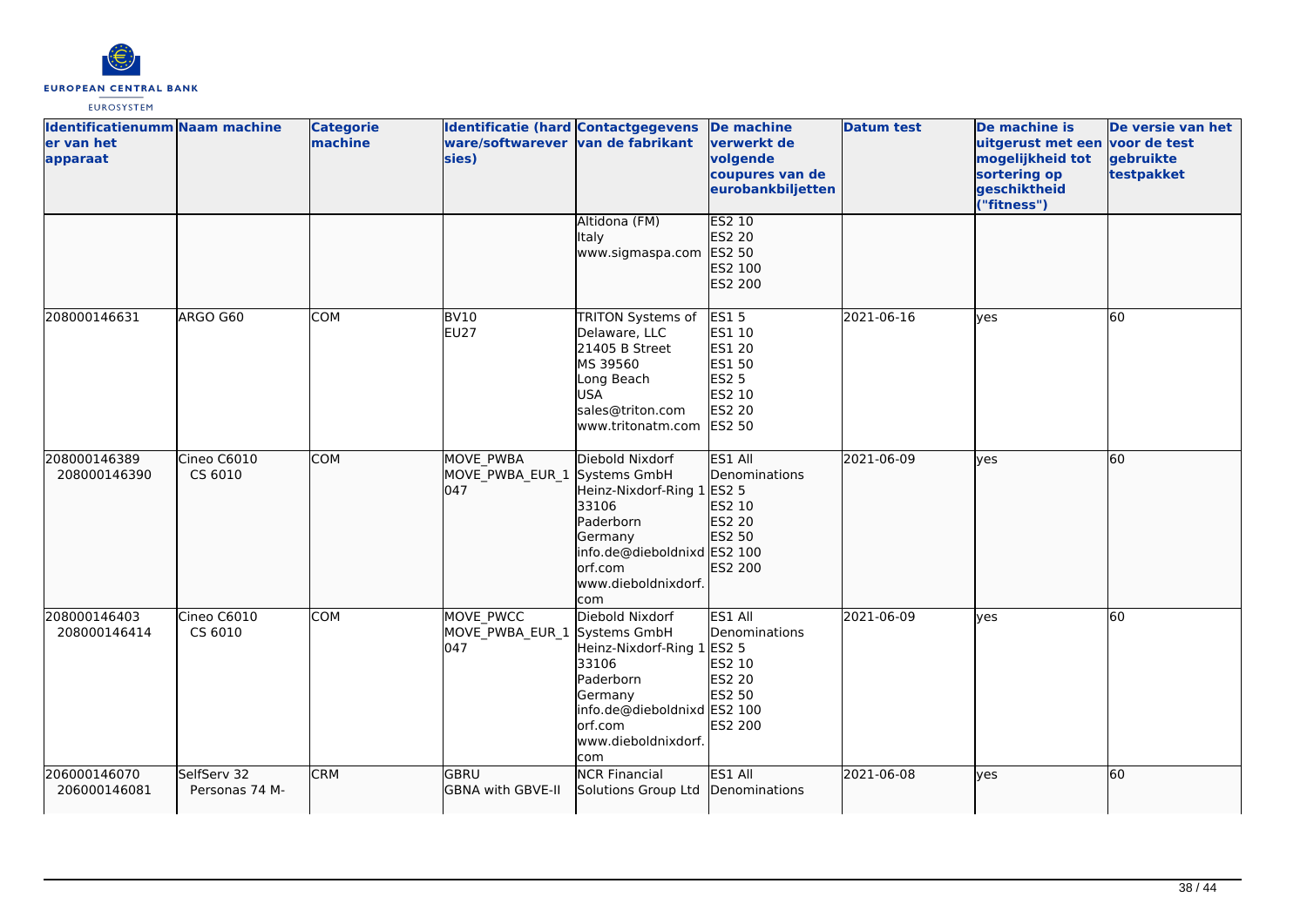| Identificatienummer van het apparaat | Naam machine | Categorie machine | Identificatie (hardware/softwareversies) | Contactgegevens van de fabrikant | De machine verwerkt de volgende coupures van de eurobankbiljetten | Datum test | De machine is uitgerust met een mogelijkheid tot sortering op geschiktheid ("fitness") | De versie van het voor de test gebruikte testpakket |
| --- | --- | --- | --- | --- | --- | --- | --- | --- |
| | | | | Altidona (FM)<br>Italy<br>www.sigmaspa.com | ES2 10<br>ES2 20<br>ES2 50<br>ES2 100<br>ES2 200 | | | |
| 208000146631 | ARGO G60 | COM | BV10<br>EU27 | TRITON Systems of Delaware, LLC<br>21405 B Street<br>MS 39560<br>Long Beach<br>USA<br>sales@triton.com<br>www.tritonatm.com | ES1 5<br>ES1 10<br>ES1 20<br>ES1 50<br>ES2 5<br>ES2 10<br>ES2 20<br>ES2 50 | 2021-06-16 | yes | 60 |
| 208000146389<br>208000146390 | Cineo C6010<br>CS 6010 | COM | MOVE_PWBA<br>MOVE_PWBA_EUR_1047 | Diebold Nixdorf Systems GmbH<br>Heinz-Nixdorf-Ring 1<br>33106<br>Paderborn<br>Germany<br>info.de@dieboldnixdorf.com<br>www.dieboldnixdorf.com | ES1 All Denominations<br>ES2 5<br>ES2 10<br>ES2 20<br>ES2 50<br>ES2 100<br>ES2 200 | 2021-06-09 | yes | 60 |
| 208000146403<br>208000146414 | Cineo C6010<br>CS 6010 | COM | MOVE_PWCC<br>MOVE_PWBA_EUR_1047 | Diebold Nixdorf Systems GmbH<br>Heinz-Nixdorf-Ring 1<br>33106<br>Paderborn<br>Germany<br>info.de@dieboldnixdorf.com<br>www.dieboldnixdorf.com | ES1 All Denominations<br>ES2 5<br>ES2 10<br>ES2 20<br>ES2 50<br>ES2 100<br>ES2 200 | 2021-06-09 | yes | 60 |
| 206000146070<br>206000146081 | SelfServ 32<br>Personas 74 M- | CRM | GBRU<br>GBNA with GBVE-II | NCR Financial Solutions Group Ltd | ES1 All Denominations | 2021-06-08 | yes | 60 |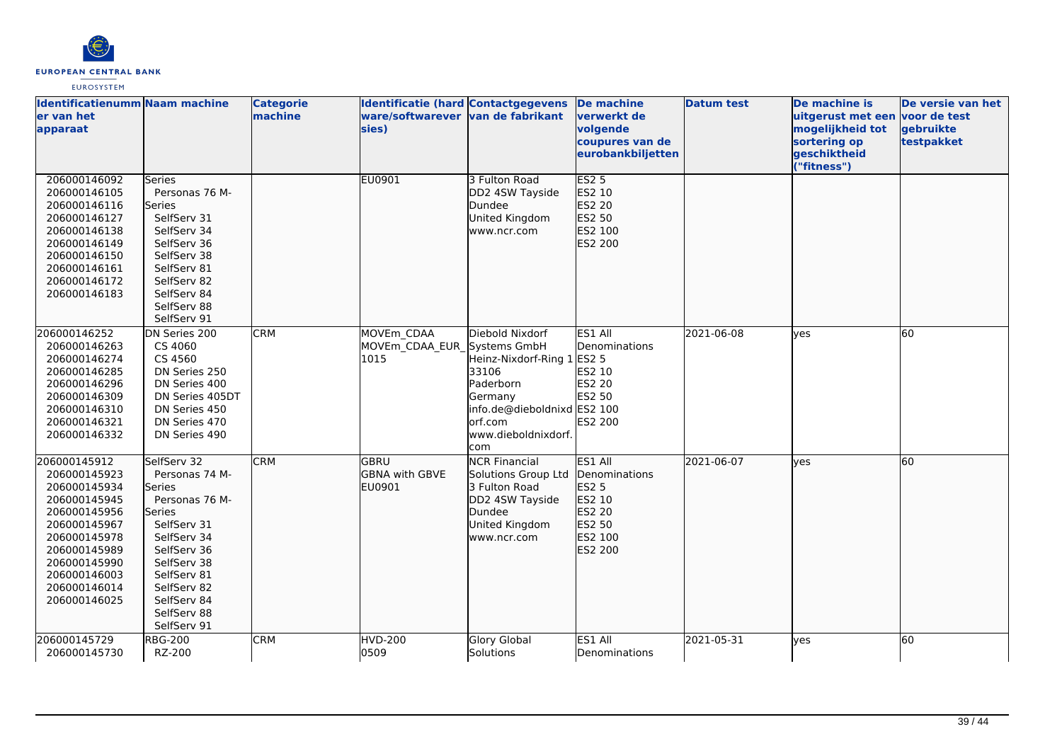| Identificatienummer van het apparaat | Naam machine | Categorie machine | Identificatie (hardware/softwareversies) | Contactgegevens van de fabrikant | De machine verwerkt de volgende coupures van de eurobankbiljetten | Datum test | De machine is uitgerust met een mogelijkheid tot sortering op geschiktheid ("fitness") | De versie van het voor de test gebruikte testpakket |
|---|---|---|---|---|---|---|---|---|
| 206000146092 206000146105 206000146116 206000146127 206000146138 206000146149 206000146150 206000146161 206000146172 206000146183 | Series Personas 76 M-Series SelfServ 31 SelfServ 34 SelfServ 36 SelfServ 38 SelfServ 81 SelfServ 82 SelfServ 84 SelfServ 88 SelfServ 91 | | EU0901 | 3 Fulton Road DD2 4SW Tayside Dundee United Kingdom www.ncr.com | ES2 5 ES2 10 ES2 20 ES2 50 ES2 100 ES2 200 | | | |
| 206000146252 206000146263 206000146274 206000146285 206000146296 206000146309 206000146310 206000146321 206000146332 | DN Series 200 CS 4060 CS 4560 DN Series 250 DN Series 400 DN Series 405DT DN Series 450 DN Series 470 DN Series 490 | CRM | MOVEm_CDAA MOVEm_CDAA_EUR_1015 | Diebold Nixdorf Systems GmbH Heinz-Nixdorf-Ring 1 33106 Paderborn Germany info.de@dieboldnixdorf.com www.dieboldnixdorf.com | ES1 All Denominations ES2 5 ES2 10 ES2 20 ES2 50 ES2 100 ES2 200 | 2021-06-08 | yes | 60 |
| 206000145912 206000145923 206000145934 206000145945 206000145956 206000145967 206000145978 206000145989 206000145990 206000146003 206000146014 206000146025 | SelfServ 32 Personas 74 M-Series Personas 76 M-Series SelfServ 31 SelfServ 34 SelfServ 36 SelfServ 38 SelfServ 81 SelfServ 82 SelfServ 84 SelfServ 88 SelfServ 91 | CRM | GBRU GBNA with GBVE EU0901 | NCR Financial Solutions Group Ltd 3 Fulton Road DD2 4SW Tayside Dundee United Kingdom www.ncr.com | ES1 All Denominations ES2 5 ES2 10 ES2 20 ES2 50 ES2 100 ES2 200 | 2021-06-07 | yes | 60 |
| 206000145729 206000145730 | RBG-200 RZ-200 | CRM | HVD-200 0509 | Glory Global Solutions | ES1 All Denominations | 2021-05-31 | yes | 60 |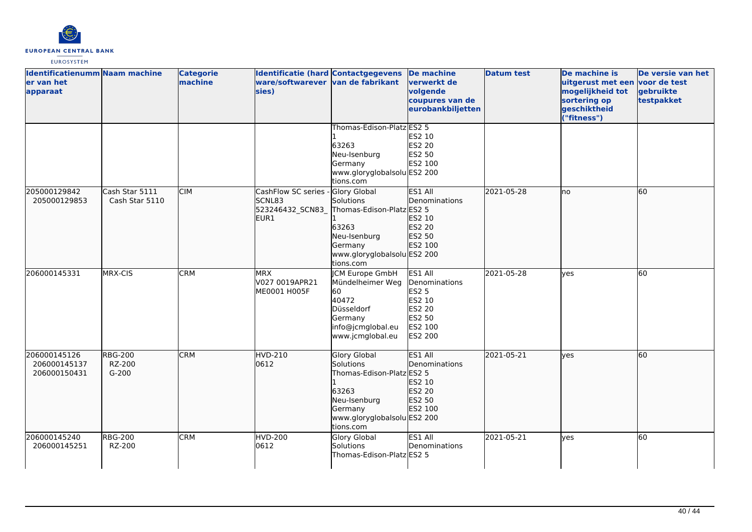| Identificatienummer van het apparaat | Naam machine | Categorie machine | Identificatie (hardware/softwareversies) | Contactgegevens van de fabrikant | De machine verwerkt de volgende coupures van de eurobankbiljetten | Datum test | De machine is uitgerust met een mogelijkheid tot sortering op geschiktheid ("fitness") | De versie van het voor de test gebruikte testpakket |
|---|---|---|---|---|---|---|---|---|
| | | | | Thomas-Edison-Platz 1<br>63263<br>Neu-Isenburg<br>Germany<br>www.gloryglobalsolutions.com | ES2 5<br>ES2 10<br>ES2 20<br>ES2 50<br>ES2 100<br>ES2 200 | | | |
| 205000129842<br>205000129853 | Cash Star 5111<br>Cash Star 5110 | CIM | CashFlow SC series - SCNL83<br>523246432_SCN83_EUR1 | Glory Global Solutions<br>Thomas-Edison-Platz 1<br>63263<br>Neu-Isenburg<br>Germany<br>www.gloryglobalsolutions.com | ES1 All Denominations<br>ES2 5<br>ES2 10<br>ES2 20<br>ES2 50<br>ES2 100<br>ES2 200 | 2021-05-28 | no | 60 |
| 206000145331 | MRX-CIS | CRM | MRX<br>V027 0019APR21<br>ME0001 H005F | JCM Europe GmbH<br>Mündelheimer Weg 60<br>40472<br>Düsseldorf<br>Germany<br>info@jcmglobal.eu<br>www.jcmglobal.eu | ES1 All Denominations<br>ES2 5<br>ES2 10<br>ES2 20<br>ES2 50<br>ES2 100<br>ES2 200 | 2021-05-28 | yes | 60 |
| 206000145126<br>206000145137<br>206000150431 | RBG-200<br>RZ-200<br>G-200 | CRM | HVD-210<br>0612 | Glory Global Solutions<br>Thomas-Edison-Platz 1<br>63263<br>Neu-Isenburg<br>Germany<br>www.gloryglobalsolutions.com | ES1 All Denominations<br>ES2 5<br>ES2 10<br>ES2 20<br>ES2 50<br>ES2 100<br>ES2 200 | 2021-05-21 | yes | 60 |
| 206000145240<br>206000145251 | RBG-200<br>RZ-200 | CRM | HVD-200<br>0612 | Glory Global Solutions<br>Thomas-Edison-Platz | ES1 All Denominations<br>ES2 5 | 2021-05-21 | yes | 60 |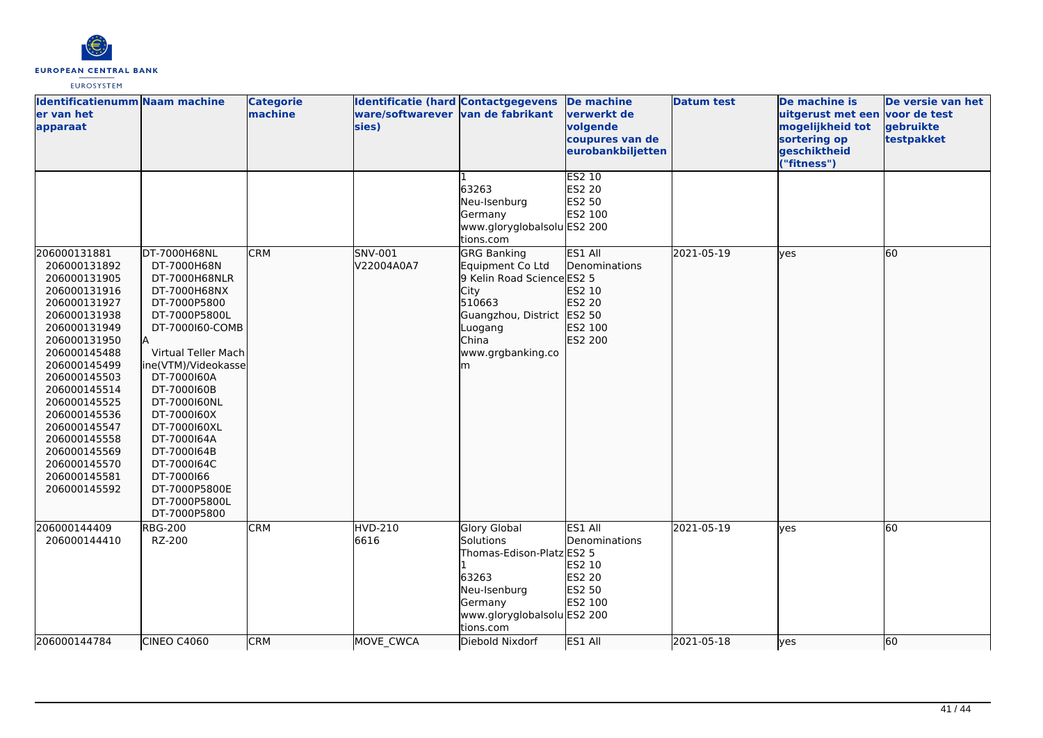| Identificatienummer van het apparaat | Naam machine | Categorie machine | Identificatie (hardware/softwareversies) | Contactgegevens van de fabrikant | De machine verwerkt de volgende coupures van de eurobankbiljetten | Datum test | De machine is uitgerust met een mogelijkheid tot sortering op geschiktheid ("fitness") | De versie van het voor de test gebruikte testpakket |
|---|---|---|---|---|---|---|---|---|
| | | | | 1<br>63263<br>Neu-Isenburg<br>Germany<br>www.gloryglobalsolutions.com | ES2 10<br>ES2 20<br>ES2 50<br>ES2 100<br>ES2 200 | | | |
| 206000131881<br>206000131892<br>206000131905<br>206000131916<br>206000131927<br>206000131938<br>206000131949<br>206000131950<br>206000145488<br>206000145499<br>206000145503<br>206000145514<br>206000145525<br>206000145536<br>206000145547<br>206000145558<br>206000145569<br>206000145570<br>206000145581<br>206000145592 | DT-7000H68NL<br>DT-7000H68N<br>DT-7000H68NLR<br>DT-7000H68NX<br>DT-7000P5800<br>DT-7000P5800L<br>DT-7000I60-COMBA<br>Virtual Teller Machine(VTM)/Videokasse<br>DT-7000I60A<br>DT-7000I60B<br>DT-7000I60NL<br>DT-7000I60X<br>DT-7000I60XL<br>DT-7000I64A<br>DT-7000I64B<br>DT-7000I64C<br>DT-7000I66<br>DT-7000P5800E<br>DT-7000P5800L<br>DT-7000P5800 | CRM | SNV-001<br>V22004A0A7 | GRG Banking Equipment Co Ltd<br>9 Kelin Road Science City<br>510663<br>Guangzhou, District Luogang<br>China<br>www.grgbanking.com | ES1 All Denominations<br>ES2 5<br>ES2 10<br>ES2 20<br>ES2 50<br>ES2 100<br>ES2 200 | 2021-05-19 | yes | 60 |
| 206000144409<br>206000144410 | RBG-200<br>RZ-200 | CRM | HVD-210<br>6616 | Glory Global Solutions<br>Thomas-Edison-Platz 1<br>63263<br>Neu-Isenburg<br>Germany<br>www.gloryglobalsolutions.com | ES1 All Denominations<br>ES2 5<br>ES2 10<br>ES2 20<br>ES2 50<br>ES2 100<br>ES2 200 | 2021-05-19 | yes | 60 |
| 206000144784 | CINEO C4060 | CRM | MOVE_CWCA | Diebold Nixdorf | ES1 All | 2021-05-18 | yes | 60 |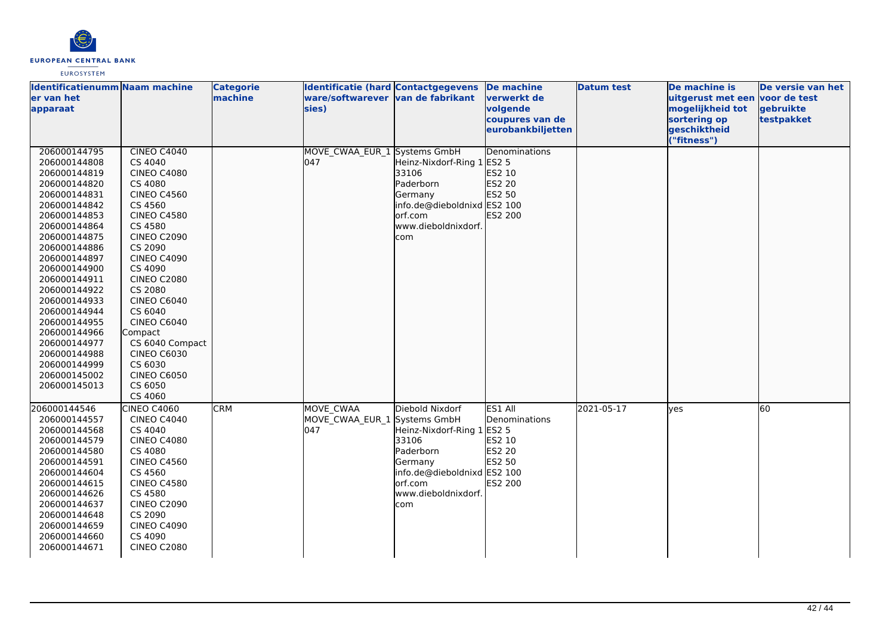| Identificatienummer van het apparaat | Naam machine | Categorie machine | Identificatie (hardware/softwareversies) | Contactgegevens van de fabrikant | De machine verwerkt de volgende coupures van de eurobankbiljetten | Datum test | De machine is uitgerust met een mogelijkheid tot sortering op geschiktheid ("fitness") | De versie van het voor de test gebruikte testpakket |
|---|---|---|---|---|---|---|---|---|
| 206000144795<br>206000144808<br>206000144819<br>206000144820<br>206000144831<br>206000144842<br>206000144853<br>206000144864<br>206000144875<br>206000144886<br>206000144897<br>206000144900<br>206000144911<br>206000144922<br>206000144933<br>206000144944<br>206000144955<br>206000144966<br>206000144977<br>206000144988<br>206000144999<br>206000145002<br>206000145013 | CINEO C4040<br>CS 4040<br>CINEO C4080<br>CS 4080<br>CINEO C4560<br>CS 4560<br>CINEO C4580<br>CS 4580<br>CINEO C2090<br>CS 2090<br>CINEO C4090<br>CS 4090<br>CINEO C2080<br>CS 2080<br>CINEO C6040<br>CS 6040<br>CINEO C6040 Compact<br>CS 6040 Compact<br>CINEO C6030<br>CS 6030<br>CINEO C6050<br>CS 6050<br>CS 4060 | | MOVE_CWAA_EUR_1047 | Systems GmbH<br>Heinz-Nixdorf-Ring 1<br>33106<br>Paderborn<br>Germany<br>info.de@dieboldnixdorf.com<br>www.dieboldnixdorf.com | Denominations<br>ES2 5<br>ES2 10<br>ES2 20<br>ES2 50<br>ES2 100<br>ES2 200 | | | |
| 206000144546<br>206000144557<br>206000144568<br>206000144579<br>206000144580<br>206000144591<br>206000144604<br>206000144615<br>206000144626<br>206000144637<br>206000144648<br>206000144659<br>206000144660<br>206000144671 | CINEO C4060<br>CINEO C4040<br>CS 4040<br>CINEO C4080<br>CS 4080<br>CINEO C4560<br>CS 4560<br>CINEO C4580<br>CS 4580<br>CINEO C2090<br>CS 2090<br>CINEO C4090<br>CS 4090<br>CINEO C2080 | CRM | MOVE_CWAA<br>MOVE_CWAA_EUR_1047 | Diebold Nixdorf Systems GmbH<br>Heinz-Nixdorf-Ring 1<br>33106<br>Paderborn<br>Germany<br>info.de@dieboldnixdorf.com<br>www.dieboldnixdorf.com | ES1 All Denominations<br>ES2 5<br>ES2 10<br>ES2 20<br>ES2 50<br>ES2 100<br>ES2 200 | 2021-05-17 | yes | 60 |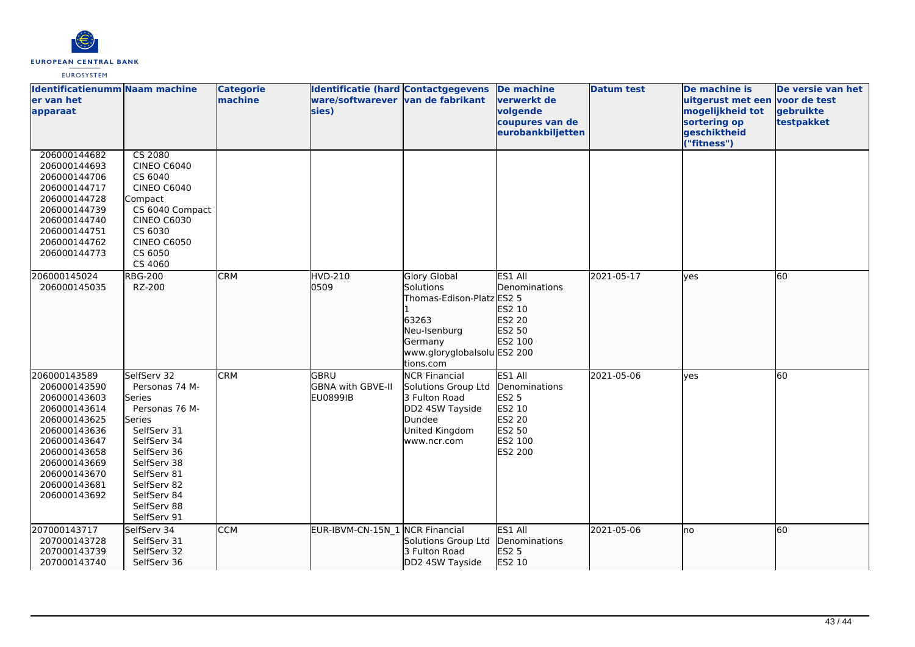| Identificatienummer van het apparaat | Naam machine | Categorie machine | Identificatie (hardware/softwareversies) | Contactgegevens van de fabrikant | De machine verwerkt de volgende coupures van de eurobankbiljetten | Datum test | De machine is uitgerust met een mogelijkheid tot sortering op geschiktheid ("fitness") | De versie van het voor de test gebruikte testpakket |
|---|---|---|---|---|---|---|---|---|
| 206000144682<br>206000144693<br>206000144706<br>206000144717<br>206000144728<br>206000144739<br>206000144740<br>206000144751<br>206000144762<br>206000144773 | CS 2080<br>CINEO C6040<br>CS 6040<br>CINEO C6040 Compact<br>CS 6040 Compact<br>CINEO C6030<br>CS 6030<br>CINEO C6050<br>CS 6050<br>CS 4060 | | | | | | | |
| 206000145024<br>206000145035 | RBG-200<br>RZ-200 | CRM | HVD-210<br>0509 | Glory Global Solutions<br>Thomas-Edison-Platz 1<br>63263<br>Neu-Isenburg<br>Germany<br>www.gloryglobalsolutions.com | ES1 All Denominations<br>ES2 5<br>ES2 10<br>ES2 20<br>ES2 50<br>ES2 100<br>ES2 200 | 2021-05-17 | yes | 60 |
| 206000143589<br>206000143590<br>206000143603<br>206000143614<br>206000143625<br>206000143636<br>206000143647<br>206000143658<br>206000143669<br>206000143670<br>206000143681<br>206000143692 | SelfServ 32<br>Personas 74 M-Series<br>Personas 76 M-Series<br>SelfServ 31<br>SelfServ 34<br>SelfServ 36<br>SelfServ 38<br>SelfServ 81<br>SelfServ 82<br>SelfServ 84<br>SelfServ 88<br>SelfServ 91 | CRM | GBRU<br>GBNA with GBVE-II<br>EU0899IB | NCR Financial Solutions Group Ltd<br>3 Fulton Road<br>DD2 4SW Tayside<br>Dundee<br>United Kingdom<br>www.ncr.com | ES1 All Denominations<br>ES2 5<br>ES2 10<br>ES2 20<br>ES2 50<br>ES2 100<br>ES2 200 | 2021-05-06 | yes | 60 |
| 207000143717<br>207000143728<br>207000143739<br>207000143740 | SelfServ 34<br>SelfServ 31<br>SelfServ 32<br>SelfServ 36 | CCM | EUR-IBVM-CN-15N_1 | NCR Financial Solutions Group Ltd<br>3 Fulton Road<br>DD2 4SW Tayside | ES1 All Denominations<br>ES2 5<br>ES2 10 | 2021-05-06 | no | 60 |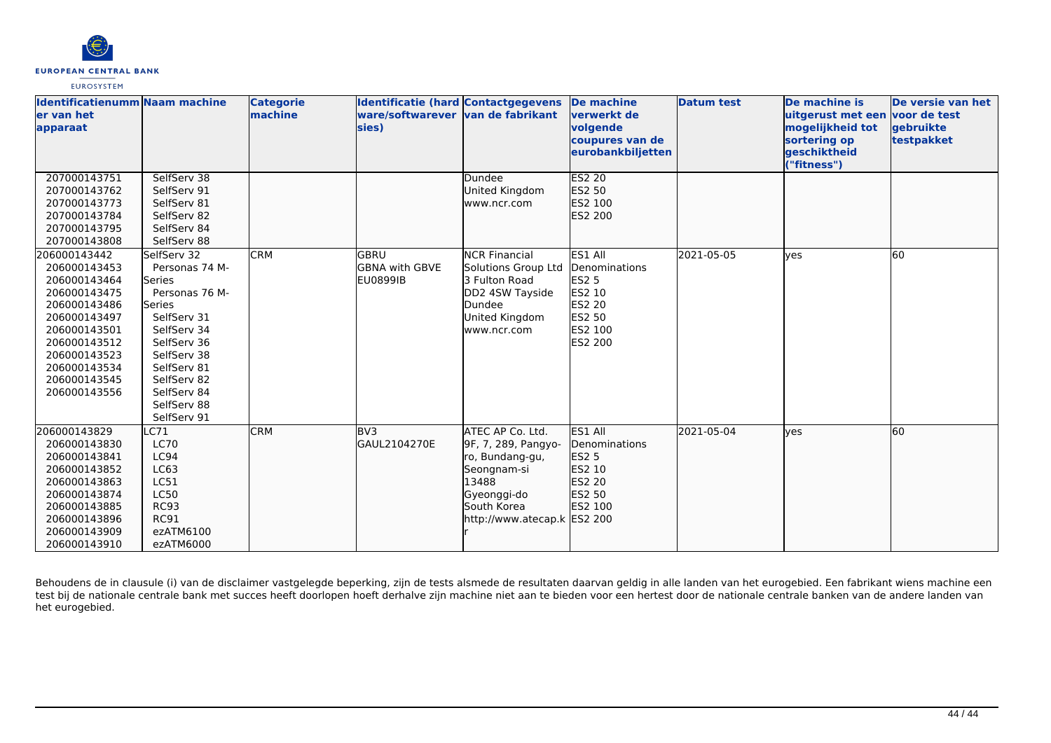| Identificatienummer van het apparaat | Naam machine | Categorie machine | Identificatie (hardware/softwareversies) | Contactgegevens van de fabrikant | De machine verwerkt de volgende coupures van de eurobankbiljetten | Datum test | De machine is uitgerust met een mogelijkheid tot sortering op geschiktheid ("fitness") | De versie van het voor de test gebruikte testpakket |
|---|---|---|---|---|---|---|---|---|
| 207000143751<br>207000143762<br>207000143773<br>207000143784<br>207000143795<br>207000143808 | SelfServ 38<br>SelfServ 91<br>SelfServ 81<br>SelfServ 82<br>SelfServ 84<br>SelfServ 88 | | | Dundee<br>United Kingdom<br>www.ncr.com | ES2 20<br>ES2 50<br>ES2 100<br>ES2 200 | | | |
| 206000143442<br>206000143453<br>206000143464<br>206000143475<br>206000143486<br>206000143497<br>206000143501<br>206000143512<br>206000143523<br>206000143534<br>206000143545<br>206000143556 | SelfServ 32<br>Personas 74 M-Series<br>Personas 76 M-Series<br>SelfServ 31<br>SelfServ 34<br>SelfServ 36<br>SelfServ 38<br>SelfServ 81<br>SelfServ 82<br>SelfServ 84<br>SelfServ 88<br>SelfServ 91 | CRM | GBRU<br>GBNA with GBVE<br>EU0899IB | NCR Financial Solutions Group Ltd<br>3 Fulton Road<br>DD2 4SW Tayside<br>Dundee<br>United Kingdom<br>www.ncr.com | ES1 All Denominations<br>ES2 5<br>ES2 10<br>ES2 20<br>ES2 50<br>ES2 100<br>ES2 200 | 2021-05-05 | yes | 60 |
| 206000143829<br>206000143830<br>206000143841<br>206000143852<br>206000143863<br>206000143874<br>206000143885<br>206000143896<br>206000143909<br>206000143910 | LC71<br>LC70<br>LC94<br>LC63<br>LC51<br>LC50<br>RC93<br>RC91<br>ezATM6100<br>ezATM6000 | CRM | BV3<br>GAUL2104270E | ATEC AP Co. Ltd.<br>9F, 7, 289, Pangyo-ro, Bundang-gu,<br>Seongnam-si<br>13488<br>Gyeonggi-do<br>South Korea<br>http://www.atecap.kr | ES1 All Denominations<br>ES2 5<br>ES2 10<br>ES2 20<br>ES2 50<br>ES2 100<br>ES2 200 | 2021-05-04 | yes | 60 |

Behoudens de in clausule (i) van de disclaimer vastgelegde beperking, zijn de tests alsmede de resultaten daarvan geldig in alle landen van het eurogebied. Een fabrikant wiens machine een test bij de nationale centrale bank met succes heeft doorlopen hoeft derhalve zijn machine niet aan te bieden voor een hertest door de nationale centrale banken van de andere landen van het eurogebied.